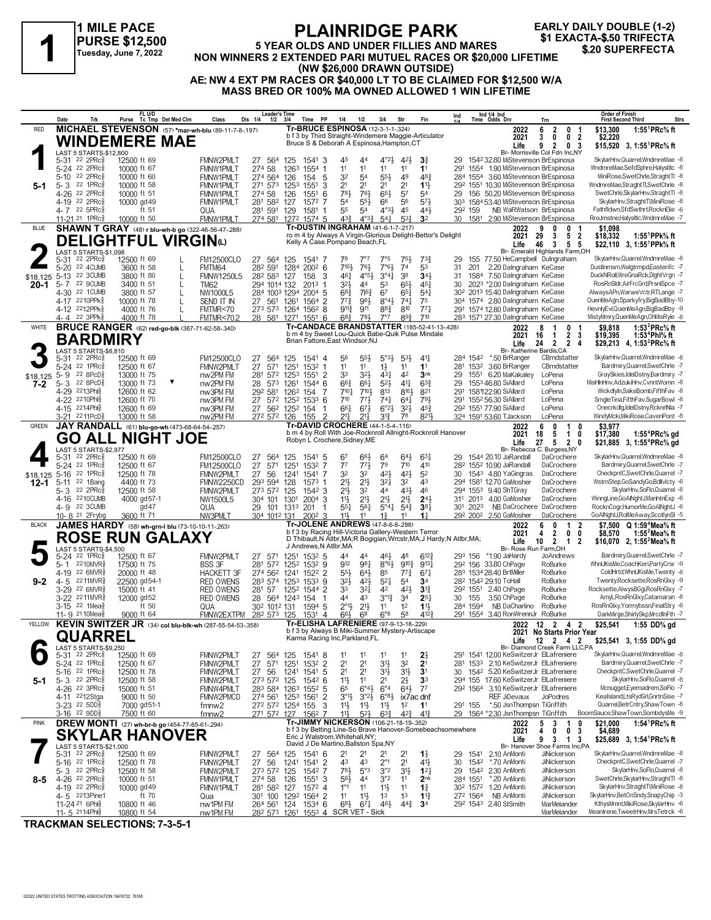# 1 MILE PACE — PURSE $12,500 — Tuesday, June 7, 2022

## PLAINRIDGE PARK

**5 YEAR OLDS AND UNDER FILLIES AND MARES**
**NON WINNERS 2 EXTENDED PARI MUTUEL RACES OR $20,000 LIFETIME**
**(NW $26,000 DRAWN OUTSIDE)**
**AE: NW 4 EXT PM RACES OR $40,000 LT TO BE CLAIMED FOR $12,500 W/A**
**MASS BRED OR 100% MA OWNED ALLOWED 1 WIN LIFETIME**

EARLY DAILY DOUBLE (1-2) — $1 EXACTA-$.50 TRIFECTA — $.20 SUPERFECTA

---

### 1 — RED — WINDEMERE MAE (5-1)
**MICHAEL STEVENSON** (57) *mar-wh-blu (89-11-7-8-.197)
Tr-BRUCE ESPINOSA (12-3-1-1-.324)
b f 3 by Third Straight-Windemere Maggie-Articulator
Bruce S & Deborah A Espinosa,Hampton,CT
Br- Morrisville Col Fdn Inc,NY

| Year | Starts | 1st | 2nd | 3rd | Earnings | Record |
|---|---|---|---|---|---|---|
| 2022 | 6 | 2 | 0 | 1 | $13,300 | 1:55¹PRc⅝ ft |
| 2021 | 3 | 0 | 0 | 2 | $2,220 | |
| Life | 9 | 2 | 0 | 3 | $15,520 | 3, 1:55¹PRc⅝ ft |

LAST 5 STARTS-$12,800

| Date | Trk | Purse | Cond | Class | 1/4 | 1/2 | 3/4 | Time | PP | 1/4 | 1/2 | 3/4 | Str | Fin | Ind | Odds Drv | Trn | Order of Finish |
|---|---|---|---|---|---|---|---|---|---|---|---|---|---|---|---|---|---|---|
| 5-31 22 2PRc⅝ | | 12500 | ft 69 | FMNW2PMLT | 27 | 56⁴ | 125 | 1541 | 3 | 4⁵ | 4⁴ | 4°2½ | 42½ | 3¾ | 29 1542 32.80 | MiStevenson | BrEspinosa | SkylarHnv,Quarrel,WndmreMae -8 |
| 5-24 22 2PRc⅝ | | 10000 | ft 67 | FMNW1PMLT | 27⁴ | 58 | 126³ | 1554 | 1 | 1¹ | 1¹ | 1¹ | 1¹ | 1¹ | 29¹ 1554 1.90 | MiStevenson | BrEspinosa | WndmreMae,SefdSphre,Halyslltc -8 |
| 5-10 22 2PRc⅝ | | 10000 | ft 60 | FMNW1PMLT | 27⁴ | 56⁴ | 126 | 154 | 5 | 3² | 5⁴ | 5⁵½ | 4⁹ | 48¾ | 284 1554 3.60 | MiStevenson | BrEspinosa | MiniRose,SwetChrle,StraghtTl -8 |
| 5- 3 22 1PRc⅝ | | 10000 | ft 58 | FMNW1PMLT | 27¹ | 57³ | 125³ | 1551 | 3 | 2¹ | 2¹ | 2¹ | 2¹ | 1½ | 29² 1551 10.30 | MiStevenson | BrEspinosa | WndmreMae,StraghtTl,SwetChrle -8 |
| 4-26 22 2PRc⅝ | | 10000 | ft 51 | FMNW1PMLT | 27⁴ | 58 | 126 | 1551 | 6 | 78½ | 7⁶½ | 6⁵½ | 5⁷ | 5⁴ | 29 156 50.20 | MiStevenson | BrEspinosa | SwetChrle,SkylarHnv,StraghtTl -8 |
| 4-19 22 2PRc⅝ | | 10000 | gd49 | FMNW1PMLT | 28¹ | 58² | 127 | 1572 | 7 | 5⁴ | 5⁵½ | 6⁶ | 5⁶ | 57½ | 30³ 1584 53.40 | MiStevenson | BrEspinosa | SkylarHnv,StraghtTl,MiniRose -8 |
| 4- 7 22 5PRc⅝ | | | ft 51 | QUA | 28¹ | 59¹ | 129 | 1581 | 1 | 5⁵ | 5⁴ | 4°3½ | 4⁵ | 44½ | 29² 159 NB | WaRWatson | BrEspinosa | Fathfldwn,SfdSwthrt,RocknElie -6 |
| 11-21 21 1PRc⅝ | | 10000 | ft 50 | FMNW1PMLT | 27⁴ | 58¹ | 127² | 1574 | 5 | 43¾ | 4°3¾ | 54¼ | 53¼ | 3² | 30 1581 2.90 | MiStevenson | BrEspinosa | RreJmstne,Halyslltc,WndmreMae -7 |

---

### 2 — BLUE — DELIGHTFUL VIRGIN(L) (20-1) — $18,125
**SHAWN T GRAY** (48) r blu-wh-b go (322-46-56-47-.288)
Tr-DUSTIN INGRAHAM (41-6-1-7-.217)
ro m 4 by Always A Virgin-Glorious Delight-Bettor's Delight
Kelly A Case,Pompano Beach,FL
Br- Emerald Highlands Farm,OH

| Year | Starts | 1st | 2nd | 3rd | Earnings | Record |
|---|---|---|---|---|---|---|
| 2022 | 9 | 0 | 0 | 1 | $1,098 | |
| 2021 | 29 | 3 | 5 | 2 | $18,332 | 1:55¹PPk⅝ ft |
| Life | 46 | 3 | 5 | 5 | $22,110 | 3, 1:55¹PPk⅝ ft |

LAST 5 STARTS-$1,098

| Date | Trk | Purse | Cond | Class | 1/4 | 1/2 | 3/4 | Time | PP | 1/4 | 1/2 | 3/4 | Str | Fin | Ind | Odds Drv | Trn | Order of Finish |
|---|---|---|---|---|---|---|---|---|---|---|---|---|---|---|---|---|---|---|
| 5-31 22 2PRc⅝ | | 12500 | ft 69 L | FM12500CLO | 27 | 56⁴ | 125 | 1541 | 7 | 7⁸ | 7°7 | 7°5 | 75½ | 73¾ | 29 155 77.50 | HeCampbell | DuIngraham | SkylarHnv,Quarrel,WndmreMae -8 |
| 5-20 22 4CUMB | | 3600 | ft 58 L | FMTM64 | 28² | 59¹ | 128⁴ | 2002 | 6 | 7¹⁰½ | 7⁶½ | 7°6¾ | 7⁴ | 5³ | 31 201 2.20 | DaIngraham | KeCase | Dustlnmsm,Welgtrmpd,Easterifc -7 |
| 5-13 22 3CUMB | | 3800 | ft 80 L | FMNW1250L5 | 28² | 58³ | 127 | 158 | 3 | 4⁶¼ | 4°⁵½ | 3°4¼ | 3⁸ | 34½ | 31 1584 7.50 | DaIngraham | KeCase | DuckNRoll,WreGnaRck,DlghtVrgn -7 |
| 5- 7 22 9CUMB | | 3400 | ft 51 L | TM62 | 29⁴ | 101⁴ | 132 | 2013 | 1 | 3²½ | 4⁴ | 5³ | 65½ | 45¼ | 30 2023 *2.00 | DaIngraham | KeCase | RosRnSldr,AirFrcGrd,PrsnlSpce -7 |
| 4-30 22 1CUMB | | 3800 | ft 57 L | NW1000L5 | 28⁴ | 100³ | 129⁴ | 2004 | 5 | 6⁸¾ | 7⁶¾ | 6⁷ | 6⁵¼ | 54¾ | 30² 2013 15.40 | DaIngraham | KeCase | AlwaysAPn,WarweVctr,RTLange -7 |
| 4-17 2210PPk⅝ | | 10000 | ft 78 L | SEND IT IN | 27 | 56¹ | 126¹ | 1564 | 2 | 7⁷¾ | 9⁸½ | 8°4¼ | 74¼ | 7⁵ | 30⁴ 1574 2.80 | DaIngraham | KeCase | QuenMeAgn,Sparkyfry,BigBadBby -10 |
| 4-12 2212PPk⅝ | | 4000 | ft 76 L | FMTMR<70 | 27³ | 57³ | 126⁴ | 1562 | 8 | 9¹¹½ | 9¹¹ | 8⁸¾ | 8¹⁰ | 77¼ | 29¹ 1574 12.80 | DaIngraham | KeCase | HevnlyEvl,QuenMeAgn,BigBadBby -9 |
| 4- 4 22 3PPk⅝ | | 4000 | ft 78 L | FMTMR<70.2 | 28 | 58¹ | 127¹ | 1551 | 6 | 6⁸¾ | 7⁸¼ | 7°7 | 8⁹¾ | 7¹⁰ | 28³ 1571 27.30 | DaIngraham | KeCase | MistyMmry,QuenMeAgn,OhMisRyle -8 |

---

### 3 — WHITE — BARDMIRY (7-2) — $18,125
**BRUCE RANGER** (62) red-go-blk (367-71-62-58-.340)
Tr-CANDACE BRANDSTATTER (185-52-41-13-.428)
b m 4 by Sweet Lou-Quik Babe-Quik Pulse Mindale
Brian Fattore,East Windsor,NJ
Br- Katherine Bardis,CA

| Year | Starts | 1st | 2nd | 3rd | Earnings | Record |
|---|---|---|---|---|---|---|
| 2022 | 8 | 1 | 0 | 1 | $9,818 | 1:53³PRc⅝ ft |
| 2021 | 16 | 1 | 2 | 3 | $19,395 | 1:53⁴Phl⅝ ft |
| Life | 24 | 2 | 2 | 4 | $29,213 | 4, 1:53³PRc⅝ ft |

LAST 5 STARTS-$8,810

| Date | Trk | Purse | Cond | Class | 1/4 | 1/2 | 3/4 | Time | PP | 1/4 | 1/2 | 3/4 | Str | Fin | Ind | Odds Drv | Trn | Order of Finish |
|---|---|---|---|---|---|---|---|---|---|---|---|---|---|---|---|---|---|---|
| 5-31 22 2PRc⅝ | | 12500 | ft 69 | FM12500CLO | 27 | 56⁴ | 125 | 1541 | 4 | 5⁶ | 5⁵½ | 5°3½ | 5³½ | 41¾ | 28⁴ 1542 *.50 | BrRanger | CBrndstatter | SkylarHnv,Quarrel,WndmreMae -8 |
| 5-24 22 1PRc⅝ | | 12500 | ft 67 | FMNW2PMLT | 27 | 57¹ | 125¹ | 1532 | 1 | 1¹ | 1¹ | 1½ | 1¹ | 1¹ | 28¹ 1532 3.60 | BrRanger | CBrndstatter | Bardmiry,Quarrel,SwetChrle -7 |
| 5- 9 22 8PcD⅝ | | 13000 | ft 75 | nw2PM FM | 28¹ | 57² | 125³ | 1551 | 2 | 3³ | 3²½ | 4³¼ | 4² | 3nk | 29 1551 6.20 | MaKakaley | LoPena | GraySkies,IdelDstny,Bardmiry -7 |
| 5- 3 22 8PcD⅝ ▼ | | 13000 | ft 73 | nw2PM FM | 28 | 57³ | 126¹ | 1544 | 6 | 6⁶¾ | 6⁶¼ | 5²½ | 41¾ | 63¾ | 29 1553 46.80 | SiAllard | LoPena | MisHlnHnv,AdzukiHnv,CvnntWomn -8 |
| 4-29 2213Phl⅝ | | 12600 | ft 62 | nw3PM FM | 29² | 58¹ | 126² | 154 | 7 | 7¹⁰½ | 7¹⁰½ | 8¹³ | 8¹⁰½ | 8²¹ | 29¹ 1581 122.90 | SiAllard | LoPena | WickdlyIn,SakeBomb,FifthFav -8 |
| 4-22 2210Phl⅝ | | 12600 | ft 70 | nw3PM FM | 27 | 57² | 125² | 1533 | 6 | 7¹⁰ | 7⁷½ | 7⁴¼ | 6⁴¼ | 79½ | 29¹ 1552 56.30 | SiAllard | LoPena | SmgleTina,FifthFav,SugarBowl -8 |
| 4-15 2214Phl⅝ | | 12600 | ft 69 | nw3PM FM | 27 | 56² | 125² | 154 | 1 | 6⁶½ | 6⁷½ | 6°2½ | 3²½ | 45¾ | 29² 1551 77.90 | SiAllard | LoPena | Onecrkdlg,IdelDstny,RcknrlNla -7 |
| 3-21 2211PcD⅝ | | 13000 | ft 58 | nw2PM FM | 27² | 57² | 126 | 155 | 2 | 2¹½ | 2¹½ | 3¹¾ | 7⁸ | 821½ | 32⁴ 1591 53.60 | TJackson | LoPena | WindyMcki,MikiRose,CavenPont -8 |

---

### 4 — GREEN — GO ALL NIGHT JOE (12-1) — $18,125
**JAY RANDALL** (61) blu-go-wh (473-68-64-54-.257)
Tr-DAVID CROCHERE (44-1-5-4-.116)
b m 4 by Roll With Joe-Rocknroll Allnight-Rocknroll Hanover
Robyn L Crochere,Sidney,ME
Br- Rebecca C. Burgess,NY

| Year | Starts | 1st | 2nd | 3rd | Earnings | Record |
|---|---|---|---|---|---|---|
| 2022 | 6 | 0 | 1 | 0 | $3,977 | |
| 2021 | 18 | 5 | 1 | 0 | $17,380 | 1:55⁴PRc⅝ gd |
| Life | 27 | 5 | 2 | 0 | $21,885 | 3, 1:55⁴PRc⅝ gd |

LAST 5 STARTS-$2,977

| Date | Trk | Purse | Cond | Class | 1/4 | 1/2 | 3/4 | Time | PP | 1/4 | 1/2 | 3/4 | Str | Fin | Ind | Odds Drv | Trn | Order of Finish |
|---|---|---|---|---|---|---|---|---|---|---|---|---|---|---|---|---|---|---|
| 5-31 22 2PRc⅝ | | 12500 | ft 69 | FM12500CLO | 27 | 56⁴ | 125 | 1541 | 5 | 6⁷ | 6⁶½ | 6⁴ | 64½ | 63¼ | 29 1544 20.10 | JaRandall | DaCrochere | SkylarHnv,Quarrel,WndmreMae -8 |
| 5-24 22 1PRc⅝ | | 12500 | ft 67 | FM12500CLO | 27 | 57¹ | 125¹ | 1532 | 7 | 7⁷ | 7⁷½ | 7⁹ | 7¹⁰ | 4¹⁰ | 28² 1552 10.90 | JaRandall | DaCrochere | Bardmiry,Quarrel,SwetChrle -7 |
| 5-16 22 1PRc⅝ | | 12500 | ft 78 | FMNW2PMLT | 27 | 56 | 124¹ | 1541 | 7 | 3² | 3² | 4²½ | 4²½ | 5² | 30 1543 4.80 | YaGingras | DaCrochere | CheckpntC,SwetChrle,Quarrel -7 |
| 5-11 22 1Bang | | 4400 | ft 73 | FMNW2250CD | 29³ | 59⁴ | 128 | 1573 | 1 | 2¹½ | 2¹½ | 3²¼ | 3² | 4³ | 29¹ 1581 12.70 | GaMosher | DaCrochere | WstrnStep,GoSandyGo,BdlVcty -6 |
| 5- 3 22 2PRc⅝ | | 12500 | ft 58 | FMNW2PMLT | 27³ | 57² | 125 | 1542 | 3 | 2¹½ | 3² | 4⁴ | 43½ | 46 | 29⁴ 1553 9.40 | ShTGray | DaCrochere | SkylarHnv,SoFlo,Quarrel -8 |
| 4-16 2210CUMB | | 4000 | gd57-1 | NW1500L5 | 30⁴ | 101 | 130¹ | 2004 | 3 | 1¹½ | 2¹½ | 2¹½ | 2¹½ | 24½ | 31¹ 2013 4.00 | GaMosher | DaCrochere | WinngLine,GoAlNghtJ,ManhtnExp -6 |
| 4- 9 22 3CUMB | | | gd47 | QUA | 29 | 101 | 131³ | 201 | 1 | 5⁵¾ | 5⁶¾ | 5°4¼ | 5⁴¾ | 38¼ | 30¹ 2023 NB | DaCrochere | DaCrochere | RocknCogr,HumorMe,GoAlNghtJ -6 |
| 10- 8 21 2Frybg | | 3600 | ft 71 | NW3PMLT | 30⁴ | 101² | 131 | 2002 | 3 | 1¹½ | 1¹ | 1½ | 1¹ | 1¾ | 29² 2002 2.50 | GaMosher | DaCrochere | GoAlNghtJ,RolMeAway,ScotlynSl -5 |

---

### 5 — BLACK — ROSE RUN GALAXY (9-2)
**JAMES HARDY** (58) wh-grn-l blu (73-10-10-11-.263)
Tr-JOLENE ANDREWS (47-8-6-8-.298)
b f 3 by Racing Hill-Victoria Gallery-Western Terror
D Thibault,N Atlbr,MA;R Bogigian,Wrcstr,MA;J Hardy,N Atlbr,MA;
J Andrews,N Atlbr,MA
Br- Rose Run Farm,OH

| Year | Starts | 1st | 2nd | 3rd | Earnings | Record |
|---|---|---|---|---|---|---|
| 2022 | 6 | 0 | 1 | 2 | $7,500 | Q 1:59⁴Mea⅝ ft |
| 2021 | 4 | 2 | 0 | 0 | $8,570 | 1:55²Mea⅝ ft |
| Life | 10 | 2 | 1 | 2 | $16,070 | 2, 1:55²Mea⅝ ft |

LAST 5 STARTS-$4,500

| Date | Trk | Purse | Cond | Class | 1/4 | 1/2 | 3/4 | Time | PP | 1/4 | 1/2 | 3/4 | Str | Fin | Ind | Odds Drv | Trn | Order of Finish |
|---|---|---|---|---|---|---|---|---|---|---|---|---|---|---|---|---|---|---|
| 5-24 22 1PRc⅝ | | 12500 | ft 67 | FMNW2PMLT | 27 | 57¹ | 125¹ | 1532 | 5 | 4⁴ | 4⁴ | 4⁶½ | 4⁸ | 612¾ | 29³ 156 *1.90 | JaHardy | JoAndrews | Bardmiry,Quarrel,SwetChrle -7 |
| 5- 1 2210MVR⅝ | | 17500 | ft 75 | BSS 3F | 28¹ | 57² | 125² | 1532 | 9 | 9¹² | 9⁸¼ | 8°6½ | 9¹⁰¾ | 913¼ | 29² 156 33.80 | ChPage | RoBurke | WhnUKisMe,CoachKeri,PartyCrsr -9 |
| 4-19 22 6MVR⅝ | | 20000 | ft 48 | HACKETT 3F | 27⁴ | 56² | 124¹ | 1522 | 5 | 5⁵½ | 6⁴½ | 8⁵ | 7⁷¾ | 67¼ | 28³ 1534 28.40 | BrtMiller | RoBurke | ColdHrtd,WhnUKisMe,Twenty -8 |
| 4- 5 2211MVR⅝ | | 22500 | gd54-1 | RED OWENS | 28³ | 57⁴ | 125³ | 1533 | 9 | 3²½ | 4²½ | 5²¼ | 5⁴ | 3⁴ | 28² 1542 29.10 | ToHall | RoBurke | Twenty,Rocksette,RosRnGlxy -9 |
| 3-29 22 6MVR⅝ | | 15000 | ft 41 | RED OWENS | 28¹ | 57 | 125² | 1544 | 2 | 3³ | 3²½ | 4² | 4²½ | 31¾ | 29² 1551 2.40 | ChPage | RoBurke | Rocksette,AlwysBGgi,RosRnGlxy -7 |
| 3-22 2211MVR⅝ | | 12000 | gd52 | RED OWENS | 28 | 56⁴ | 124³ | 154 | 1 | 4⁴ | 4³ | 3°1¾ | 3⁴ | 25¼ | 30 155 3.50 | ChPage | RoBurke | AmyL,RosRnGlxy,Catamaran -8 |
| 3-15 22 1Mea⅝ | | | ft 50 | QUA | 30² | 101² | 131 | 1594 | 5 | 2°1½ | 2¹½ | 1¹ | 1² | 1½ | 28⁴ 1594 NB | DaCharlino | RoBurke | RosRnGlxy,Yormybssn,FinalStry -6 |
| 11- 9 2110Mea⅝ | | 9000 | ft 64 | FMNW2EXTPM | 28² | 57³ | 125 | 1531 | 4 | 6⁶½ | 6⁸ | 6°8 | 5⁸ | 412¾ | 29¹ 1554 3.40 | RonWrennJr | RoBurke | DarkMirge,ShirlySkp,MrcdInFth -7 |

---

### 6 — YELLOW — QUARREL (5-1)
**KEVIN SWITZER JR** (34) col blu-blk-wh (287-55-54-53-.358)
Tr-ELISHA LAFRENIERE (97-9-13-18-.229)
b f 3 by Always B Miki-Summer Mystery-Artiscape
Karma Racing Inc,Parkland,FL
Br- Diamond Creek Farm LLC,PA

| Year | Starts | 1st | 2nd | 3rd | Earnings | Record |
|---|---|---|---|---|---|---|
| 2022 | 12 | 2 | 4 | 2 | $25,541 | 1:55 DD⅝ gd |
| 2021 | No Starts Prior Year | | | | | |
| Life | 12 | 2 | 4 | 2 | $25,541 | 3, 1:55 DD⅝ gd |

LAST 5 STARTS-$9,250

| Date | Trk | Purse | Cond | Class | 1/4 | 1/2 | 3/4 | Time | PP | 1/4 | 1/2 | 3/4 | Str | Fin | Ind | Odds Drv | Trn | Order of Finish |
|---|---|---|---|---|---|---|---|---|---|---|---|---|---|---|---|---|---|---|
| 5-31 22 2PRc⅝ | | 12500 | ft 69 | FMNW2PMLT | 27 | 56⁴ | 125 | 1541 | 8 | 1¹ | 1¹ | 1¹ | 1¹ | 2½ | 29¹ 1541 12.00 | KeSwitzerJr | ElLafreniere | SkylarHnv,Quarrel,WndmreMae -8 |
| 5-24 22 1PRc⅝ | | 12500 | ft 67 | FMNW2PMLT | 27 | 57¹ | 125¹ | 1532 | 2 | 2¹ | 2¹ | 3¹½ | 3² | 2¹ | 28¹ 1533 2.10 | KeSwitzerJr | ElLafreniere | Bardmiry,Quarrel,SwetChrle -7 |
| 5-16 22 1PRc⅝ | | 12500 | ft 78 | FMNW2PMLT | 27 | 56 | 124¹ | 1541 | 5 | 2¹ | 2¹ | 3¹½ | 3¹½ | 3¹ | 30 1542 5.20 | KeSwitzerJr | ElLafreniere | CheckpntC,SwetChrle,Quarrel -7 |
| 5- 3 22 2PRc⅝ | | 12500 | ft 58 | FMNW2PMLT | 27³ | 57² | 125 | 1542 | 6 | 1¹½ | 1¹ | 2¹ | 2½ | 3³ | 29⁴ 155 17.60 | KeSwitzerJr | ElLafreniere | SkylarHnv,SoFlo,Quarrel -8 |
| 4-26 22 3PRc⅝ | | 15000 | ft 51 | FMNW4PMLT | 28³ | 58⁴ | 126³ | 1552 | 5 | 6⁵ | 6°4½ | 6°4 | 6⁴½ | 7⁷ | 29² 1564 3.10 | KeSwitzerJr | ElLafreniere | Mcnugget,Eyemadrem,SoFlo -7 |
| 4-11 2212Stga | | 9000 | ft 50 | FMNW2PMCD | 27⁴ | 56¹ | 125³ | 1561 | 2 | 3°1½ | 3°2½ | 6°8½ | ix7ac | dnf | | REF JiDevaux | JoPodres | Kealsland,LtsRydGrl,GnrtnSise -7 |
| 3-23 22 5DD⅝ | | 7000 | gd51-1 | fmnw2 | 27² | 57² | 125⁴ | 155 | 3 | 1¹½ | 1¹½ | 1¹½ | 1² | 1¹ | 29¹ 155 *.50 | JsnThompsn | TiGriffith | Quarrel,BetrCntry,ShawTown -8 |
| 3-16 22 9DD⅝ | | 7500 | ft 60 | fmnw2 | 27¹ | 57² | 127 | 1562 | 7 | 1¹½ | 5²½ | 6³¾ | 4²¾ | 41¾ | 29 1564 *2.30 | JsnThompsn | TiGriffith | BoomSauce,ShawTown,SombdysMe -9 |

---

### 7 — PINK — SKYLAR HANOVER (8-5)
**DREW MONTI** (27) wh-br-b go (454-77-65-61-.294)
Tr-JIMMY NICKERSON (106-21-18-19-.352)
b f 3 by Betting Line-So Brave Hanover-Somebeachsomewhere
Eric J Walstrom,Whitehall,NY;
David J De Martino,Ballston Spa,NY
Br- Hanover Shoe Farms Inc,PA

| Year | Starts | 1st | 2nd | 3rd | Earnings | Record |
|---|---|---|---|---|---|---|
| 2022 | 5 | 3 | 1 | 0 | $21,000 | 1:54¹PRc⅝ ft |
| 2021 | 4 | 0 | 0 | 3 | $4,689 | |
| Life | 9 | 3 | 1 | 3 | $25,689 | 3, 1:54¹PRc⅝ ft |

LAST 5 STARTS-$21,000

| Date | Trk | Purse | Cond | Class | 1/4 | 1/2 | 3/4 | Time | PP | 1/4 | 1/2 | 3/4 | Str | Fin | Ind | Odds Drv | Trn | Order of Finish |
|---|---|---|---|---|---|---|---|---|---|---|---|---|---|---|---|---|---|---|
| 5-31 22 2PRc⅝ | | 12500 | ft 69 | FMNW2PMLT | 27 | 56⁴ | 125 | 1541 | 6 | 2¹ | 2¹ | 2¹ | 2¹ | 1½ | 29 1541 2.10 | AnMonti | JiNickerson | SkylarHnv,Quarrel,WndmreMae -8 |
| 5-16 22 1PRc⅝ | | 12500 | ft 78 | FMNW2PMLT | 27 | 56 | 124¹ | 1541 | 2 | 4³ | 4³ | 2°1 | 2¹ | 41½ | 30 1542 *.70 | AnMonti | JiNickerson | CheckpntC,SwetChrle,Quarrel -7 |
| 5- 3 22 2PRc⅝ | | 12500 | ft 58 | FMNW2PMLT | 27³ | 57² | 125 | 1542 | 7 | 78½ | 5°3 | 3°2 | 3¹½ | 12½ | 29 1542 2.30 | AnMonti | JiNickerson | SkylarHnv,SoFlo,Quarrel -8 |
| 4-26 22 2PRc⅝ | | 10000 | ft 51 | FMNW1PMLT | 27⁴ | 58 | 126 | 1551 | 3 | 5⁶½ | 4⁴ | 3°2 | 1¹ | 2nk | 28⁴ 1551 *.20 | AnMonti | JiNickerson | SwetChrle,SkylarHnv,StraghtTl -8 |
| 4-19 22 2PRc⅝ | | 10000 | gd49 | FMNW1PMLT | 28¹ | 58² | 127 | 1572 | 4 | 1°1 | 1¹ | 1¹½ | 1¹ | 1¾ | 30² 1572 1.20 | AnMonti | JiNickerson | SkylarHnv,StraghtTl,MiniRose -8 |
| 4- 5 2213Pine1 | | | ft 70 | Qua | 30¹ | 100 | 129² | 1564 | 2 | 1¹ | 1¹½ | 1³ | 1³ | 1³¾ | 27² 1564 NB | AnMonti | JiNickerson | SkylarHnv,BetOnSndy,SnappyChip -3 |
| 11-24 21 6Phl⅝ | | 10800 | ft 46 | nw1PM FM | 26⁴ | 56¹ | 124 | 1534 | 6 | 6⁸½ | 6⁷½ | 4⁶½ | 4⁴¾ | 3⁴ | 29² 1543 2.40 | StSmith | MarMelander | KthysMmnt,MikiRose,SkylarHnv -6 |
| 11- 5 2114Phl⅝ | | 10800 | ft 54 | nw1PM FM | 28² | 57³ | 126¹ | 1553 | 4 | SCR VET - Sick | | | | | | | MarMelander | MeanIrene,TweetrHnv,MrsTetrck -6 |

---

**TRACKMAN SELECTIONS: 7-3-5-1**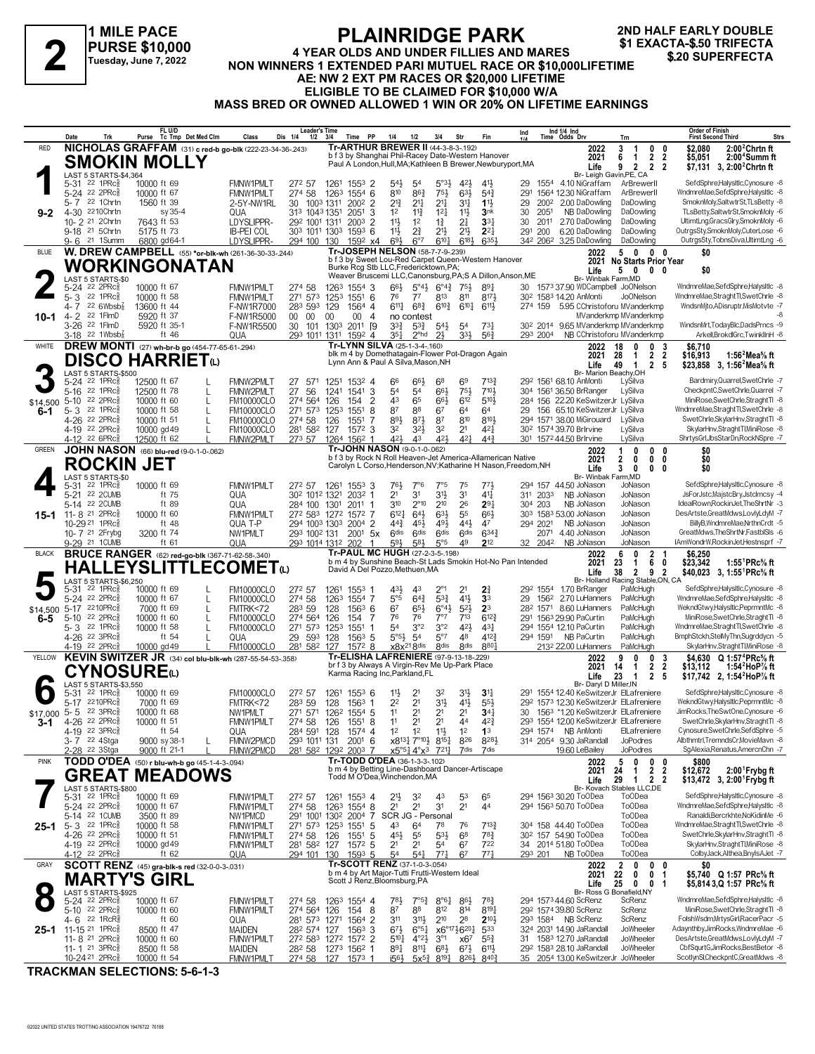# 2

**1 MILE PACE**
**PURSE $10,000**
**Tuesday, June 7, 2022**

# PLAINRIDGE PARK

**4 YEAR OLDS AND UNDER FILLIES AND MARES**
**NON WINNERS 1 EXTENDED PARI MUTUEL RACE OR $10,000LIFETIME**
**AE: NW 2 EXT PM RACES OR $20,000 LIFETIME**
**ELIGIBLE TO BE CLAIMED FOR $10,000 W/A**
**MASS BRED OR OWNED ALLOWED 1 WIN OR 20% ON LIFETIME EARNINGS**

**2ND HALF EARLY DOUBLE**
**$1 EXACTA-$.50 TRIFECTA**
**$.20 SUPERFECTA**

---

## 1 — RED — 9-2

**NICHOLAS GRAFFAM** (31) c red-b go-blk (222-23-34-36-.243)

**SMOKIN MOLLY**

Tr-ARTHUR BREWER II (44-3-8-3-.192)
b f 3 by Shanghai Phil-Racey Date-Western Hanover
Paul A London,Hull,MA;Kathleen B Brewer,Newburyport,MA
Br- Leigh Gavin,PE, CA

| | Starts | 1st | 2nd | 3rd | Earnings | Best |
|---|---|---|---|---|---|---|
| 2022 | 3 | 1 | 0 | 0 | $2,080 | 2:00²Chrtn ft |
| 2021 | 6 | 1 | 2 | 2 | $5,051 | 2:00⁴Summ ft |
| Life | 9 | 2 | 2 | 2 | $7,131 | 3, 2:00²Chrtn ft |

LAST 5 STARTS-$4,364

| Date | Trk | Purse | Cond | Class | 1/4 | 1/2 | 3/4 | Time | PP | 1/4 | 1/2 | 3/4 | Str | Fin | Ind 1/4 | Ind Time | Odds | Drv | Trn | Order of Finish |
|---|---|---|---|---|---|---|---|---|---|---|---|---|---|---|---|---|---|---|---|---|
| 5-31 22 | 1PRc⅝ | 10000 ft 69 | | FMNW1PMLT | 27² | 57 | 126¹ | 155³ | 2 | 5⁴½ | 5⁴ | 5°³½ | 4²½ | 4¹½ | 29 | 155⁴ | 4.10 | NiGraffam | ArBrewerII | SefdSphre,Halysltlc,Cynosure -8 |
| 5-24 22 | 2PRc⅝ | 10000 ft 67 | | FMNW1PMLT | 27⁴ | 58 | 126³ | 155⁴ | 6 | 8¹⁰ | 8⁶¾ | 7⁵½ | 6³½ | 5⁴¾ | 29¹ | 156⁴ | 12.30 | NiGraffam | ArBrewerII | WndmreMae,SefdSphre,Halysltlc -8 |
| 5- 7 22 | 1Chrtn | 1560 ft 39 | | 2-5Y-NW1RL | 30 | 100³ | 131¹ | 200² | 2 | 2¹¾ | 2¹½ | 2¹¾ | 3¹½ | 1¹½ | 29 | 200² | 2.00 | DaDowling | DaDowling | SmoknMoly,SaltwtrSt,TLsBetty -8 |
| 4-30 22 | 10Chrtn | sy 35-4 | | QUA | 31³ | 104³ | 135¹ | 205¹ | 3 | 1² | 1¹¾ | 1²½ | 1¹½ | 3ⁿᵏ | 30 | 205¹ | NB | DaDowling | DaDowling | TLsBetty,SaltwtrSt,SmoknMoly -6 |
| 10- 2 21 | 2Chrtn | 7643 ft 53 | | LDYSLIPPR- | 29² | 100¹ | 131¹ | 200³ | 2 | 1¹½ | 1² | 1¾ | 2¾ | 3³¼ | 30 | 201¹ | 2.70 | DaDowling | DaDowling | UltimtLng,GracsGlry,SmoknMoly -6 |
| 9-18 21 | 5Chrtn | 5175 ft 73 | | IB-PEI COL | 30³ | 101¹ | 130³ | 159³ | 6 | 1¹½ | 2¾ | 2¹½ | 2¹½ | 2²¼ | 29¹ | 200 | 6.20 | DaDowling | DaDowling | OutrgsSty,SmoknMoly,CuterLose -6 |
| 9- 6 21 | 1Summ | 6800 gd 64-1 | | LDYSLIPPR- | 29⁴ | 100 | 130 | 159² | x4 | 6⁹½ | 6°⁷ | 6¹⁰¼ | 6¹⁸½ | 6³⁵½ | 34² | 206² | 3.25 | DaDowling | DaDowling | OutrgsSty,TobnsDiva,UltimtLng -6 |

---

## 2 — BLUE — 10-1

**W. DREW CAMPBELL** (55) *or-blk-wh (261-36-30-33-.244)

**WORKINGONATAN**

Tr-JOSEPH NELSON (58-7-7-9-.239)
b f 3 by Sweet Lou-Red Carpet Queen-Western Hanover
Burke Rcg Stb LLC,Fredericktown,PA;
Weaver Bruscemi LLC,Canonsburg,PA;S A Dillon,Anson,ME
Br- Winbak Farm,MD

| | Starts | 1st | 2nd | 3rd | Earnings |
|---|---|---|---|---|---|
| 2022 | 5 | 0 | 0 | 0 | $0 |
| 2021 | No Starts Prior Year | | | | |
| Life | 5 | 0 | 0 | 0 | $0 |

LAST 5 STARTS-$0

| Date | Trk | Purse | Cond | Class | 1/4 | 1/2 | 3/4 | Time | PP | 1/4 | 1/2 | 3/4 | Str | Fin | Ind 1/4 | Ind Time | Odds | Drv | Trn | Order of Finish |
|---|---|---|---|---|---|---|---|---|---|---|---|---|---|---|---|---|---|---|---|---|
| 5-24 22 | 2PRc⅝ | 10000 ft 67 | | FMNW1PMLT | 27⁴ | 58 | 126³ | 155⁴ | 3 | 6⁶½ | 5°⁴½ | 6°⁴¾ | 7⁵½ | 8⁹¼ | 30 | 157³ | 37.90 | WDCampbell | JoONelson | WndmreMae,SefdSphre,Halysltlc -8 |
| 5- 3 22 | 1PRc⅝ | 10000 ft 58 | | FMNW1PMLT | 27¹ | 57³ | 125³ | 155¹ | 6 | 7⁶ | 7⁷ | 8¹³ | 8¹¹ | 8¹⁷½ | 30² | 158³ | 14.20 | AnMonti | JoONelson | WndmreMae,StraghtTl,SwetChrle -8 |
| 4- 7 22 | 6Wbsb⅞ | 13600 ft 44 | | F-NW1R7000 | 28³ | 59³ | 129 | 156⁴ | 4 | 6¹¹¼ | 6⁸¾ | 6¹⁰¾ | 6¹⁰¼ | 6¹¹½ | 27⁴ | 159 | 5.95 | CChristoforu | MVanderkmp | WndsnMjto,ADisruptr,MisMotvte -7 |
| 4- 2 22 | 1FlmD | 5920 ft 37 | | F-NW1R5000 | 00 | 00 | 00 | 00 | 4 | no contest | | | | | | | | | MVanderkmp MVanderkmp | -8 |
| 3-26 22 | 1FlmD | 5920 ft 35-1 | | F-NW1R5500 | 30 | 101 | 130³ | 201¹ | [9 | 3³¾ | 5³¾ | 5⁴½ | 5⁴ | 7³¼ | 30² | 201⁴ | 9.65 | MVanderkmp | MVanderkmp | WindsnMrt,TodayBlc,DadsPrncs -9 |
| 3-18 22 | 1Wbsb⅞ | ft 46 | | QUA | 29³ | 101¹ | 131¹ | 159² | 4 | 3⁵½ | 2ʰⁿᵈ | 2½ | 3³½ | 5⁶¾ | 29³ | 200⁴ | NB | CChristoforu | MVanderkmp | ArkellBrokdlGrc,TwinklInH -8 |

---

## 3 — WHITE — 6-1

**DREW MONTI** (27) wh-br-b go (454-77-65-61-.294)

**DISCO HARRIET** (L)

Tr-LYNN SILVA (25-1-3-4-.160)
blk m 4 by Domethatagain-Flower Pot-Dragon Again
Lynn Ann & Paul A Silva,Mason,NH
Br- Marion Beachy,OH

| | Starts | 1st | 2nd | 3rd | Earnings | Best |
|---|---|---|---|---|---|---|
| 2022 | 18 | 0 | 0 | 3 | $6,710 | |
| 2021 | 28 | 1 | 2 | 2 | $16,913 | 1:56²Mea⅝ ft |
| Life | 49 | 1 | 2 | 5 | $23,858 | 3, 1:56²Mea⅝ ft |

LAST 5 STARTS-$500

| Date | Trk | Purse | Cond | Class | Med | 1/4 | 1/2 | 3/4 | Time | PP | 1/4 | 1/2 | 3/4 | Str | Fin | Ind 1/4 | Ind Time | Odds | Drv | Trn | Order of Finish |
|---|---|---|---|---|---|---|---|---|---|---|---|---|---|---|---|---|---|---|---|---|---|
| 5-24 22 | 1PRc⅝ | 12500 ft 67 | | FMNW2PMLT | L | 27 | 57¹ | 125¹ | 153² | 6 | 6⁶ | 6⁶½ | 6⁸ | 6⁹ | 7¹³¾ | 29² | 156¹ | 68.10 | AnMonti | LySilva | Bardmiry,Quarrel,SwetChrle -7 |
| 5-16 22 | 1PRc⅝ | 12500 ft 78 | | FMNW2PMLT | L | 27 | 56 | 124¹ | 154¹ | 3 | 5⁴ | 5⁴ | 6⁶½ | 7⁵½ | 7¹⁰½ | 30⁴ | 156¹ | 36.50 | BrRanger | LySilva | CheckpntC,SwetChrle,Quarrel -7 |
| $14,500 5-10 22 | 2PRc⅝ | 10000 ft 60 | | FM10000CLO | L | 27⁴ | 56⁴ | 126 | 154 | 2 | 4³ | 6⁵ | 6⁶½ | 6¹² | 5¹⁰½ | 28⁴ | 156 | 22.20 | KeSwitzerJr | LySilva | MiniRose,SwetChrle,StraghtTl -8 |
| 5- 3 22 | 1PRc⅝ | 10000 ft 58 | | FM10000CLO | L | 27¹ | 57³ | 125³ | 155¹ | 8 | 8⁷ | 8⁸ | 6⁷ | 6⁴ | 6⁴ | 29 | 156 | 65.10 | KeSwitzerJr | LySilva | WndmreMae,StraghtTl,SwetChrle -8 |
| 4-26 22 | 2PRc⅝ | 10000 ft 51 | | FM10000CLO | L | 27⁴ | 58 | 126 | 155¹ | 7 | 8⁹½ | 8⁷½ | 8⁷ | 8¹⁰ | 8¹⁰½ | 29⁴ | 157¹ | 38.00 | MiGirouard | LySilva | SwetChrle,SkylarHnv,StraghtTl -8 |
| 4-19 22 | 2PRc⅝ | 10000 gd 49 | | FM10000CLO | L | 28¹ | 58² | 127 | 157² | 3 | 3² | 3²½ | 3² | 2¹ | 4²¼ | 30² | 157⁴ | 39.70 | BrIrvine | LySilva | SkylarHnv,StraghtTl,MiniRose -8 |
| 4-12 22 | 6PRc⅝ | 12500 ft 62 | | FMNW2PMLT | L | 27³ | 57 | 126⁴ | 156² | 1 | 4²½ | 4³ | 4²½ | 4²¼ | 4⁴¾ | 30¹ | 157² | 44.50 | BrIrvine | LySilva | ShrtysGrl,JbsStarDn,RockNSpre -7 |

---

## 4 — GREEN — 15-1

**JOHN NASON** (66) blu-red (9-0-1-0-.062)

**ROCKIN JET**

Tr-JOHN NASON (9-0-1-0-.062)
b f 3 by Rock N Roll Heaven-Jet America-Allamerican Native
Carolyn L Corso,Henderson,NV;Katharine H Nason,Freedom,NH
Br- Winbak Farm,MD

| | Starts | 1st | 2nd | 3rd | Earnings |
|---|---|---|---|---|---|
| 2022 | 1 | 0 | 0 | 0 | $0 |
| 2021 | 2 | 0 | 0 | 0 | $0 |
| Life | 3 | 0 | 0 | 0 | $0 |

LAST 5 STARTS-$0

| Date | Trk | Purse | Cond | Class | 1/4 | 1/2 | 3/4 | Time | PP | 1/4 | 1/2 | 3/4 | Str | Fin | Ind 1/4 | Ind Time | Odds | Drv | Trn | Order of Finish |
|---|---|---|---|---|---|---|---|---|---|---|---|---|---|---|---|---|---|---|---|---|
| 5-31 22 | 1PRc⅝ | 10000 ft 69 | | FMNW1PMLT | 27² | 57 | 126¹ | 155³ | 3 | 7⁶½ | 7°⁶ | 7°⁵ | 7⁵ | 7⁷½ | 29⁴ | 157 | 44.50 | JoNason | JoNason | SefdSphre,Halysltlc,Cynosure -8 |
| 5-21 22 | 2CUMB | ft 75 | | QUA | 30² | 101² | 132¹ | 203² | 1 | 2¹ | 3¹ | 3¹½ | 3¹ | 4¹½ | 31¹ | 203³ | NB | JoNason | JoNason | JsForJstc,MajstcBry,Jstclmcsy -4 |
| 5-14 22 | 2CUMB | ft 89 | | QUA | 28⁴ | 100 | 130¹ | 201¹ | 1 | 3¹⁰ | 2°¹⁰ | 2¹⁰ | 2⁶ | 2⁹½ | 30⁴ | 203 | NB | JoNason | JoNason | IdealRown,RockinJet,TheShrtNr -3 |
| 11- 8 21 | 2PRc⅝ | 10000 ft 60 | | FMNW1PMLT | 27² | 58³ | 127² | 157² | 7 | 6¹²½ | 6⁴½ | 6³½ | 5⁵ | 6⁶½ | 30³ | 158³ | 53.00 | JoNason | JoNason | DesArtste,GreatMdws,LovlyLdyM -7 |
| 10-29 21 | 1PRc⅝ | ft 48 | | QUA T-P | 29⁴ | 100³ | 130³ | 200⁴ | 2 | 4⁴¾ | 4⁵½ | 4⁹½ | 4⁴½ | 4⁷ | 29⁴ | 202¹ | NB | JoNason | JoNason | BillyB,WndmreMae,NrthnCrdt -5 |
| 10- 7 21 | 2Frybg | 3200 ft 74 | | NW1PMLT | 29³ | 100² | 131 | 200¹ | 5x | 6ᵈⁱˢ | 6ᵈⁱˢ | 6ᵈⁱˢ | 6ᵈⁱˢ | 6³⁴³ | | 207¹ | 4.40 | JoNason | JoNason | GreatMdws,TheShrtNr,FastblSls -6 |
| 9-29 21 | 1CUMB | ft 61 | | QUA | 29³ | 101⁴ | 131² | 202 | 1 | 5⁹½ | 5⁸½ | 5°⁵ | 4⁹ | 2¹² | 32 | 204² | NB | JoNason | JoNason | IAmWondrW,RockinJet,Hestnsprf -7 |

---

## 5 — BLACK — 6-5

**BRUCE RANGER** (62) red-go-blk (367-71-62-58-.340)

**HALLEYSLITTLECOMET** (L)

Tr-PAUL MC HUGH (27-2-3-5-.198)
b m 4 by Sunshine Beach-St Lads Smokin Hot-No Pan Intended
David A Del Pozzo,Methuen,MA
Br- Holland Racing Stable,ON, CA

| | Starts | 1st | 2nd | 3rd | Earnings | Best |
|---|---|---|---|---|---|---|
| 2022 | 6 | 0 | 2 | 1 | $6,250 | |
| 2021 | 23 | 1 | 6 | 0 | $23,342 | 1:55¹PRc⅝ ft |
| Life | 38 | 2 | 9 | 2 | $40,023 | 3, 1:55¹PRc⅝ ft |

LAST 5 STARTS-$6,250

| Date | Trk | Purse | Cond | Class | Med | 1/4 | 1/2 | 3/4 | Time | PP | 1/4 | 1/2 | 3/4 | Str | Fin | Ind 1/4 | Ind Time | Odds | Drv | Trn | Order of Finish |
|---|---|---|---|---|---|---|---|---|---|---|---|---|---|---|---|---|---|---|---|---|---|
| 5-31 22 | 1PRc⅝ | 10000 ft 69 | | FM10000CLO | L | 27² | 57 | 126¹ | 155³ | 1 | 4³½ | 4³ | 2°¹ | 2¹ | 2¾ | 29² | 155⁴ | 1.70 | BrRanger | PaMcHugh | SefdSphre,Halysltlc,Cynosure -8 |
| 5-24 22 | 2PRc⅝ | 10000 ft 67 | | FM10000CLO | L | 27⁴ | 58 | 126³ | 155⁴ | 7 | 5°⁵ | 6⁴¾ | 5³¾ | 4¹½ | 3³ | 29 | 156² | 2.70 | LuHanners | PaMcHugh | WndmreMae,SefdSphre,Halysltlc -8 |
| $14,500 5-17 22 | 10PRc⅝ | 7000 ft 69 | | FMTRK<72 | L | 28³ | 59 | 128 | 156³ | 6 | 6⁷ | 6⁵½ | 6°⁴½ | 5²½ | 2³ | 28² | 157¹ | 8.60 | LuHanners | PaMcHugh | WekndGtwy,Halysltlc,PeprmntMc -8 |
| 5-10 22 | 2PRc⅝ | 10000 ft 60 | | FM10000CLO | L | 27⁴ | 56⁴ | 126 | 154 | 7 | 7⁶ | 7⁶ | 7°⁷ | 7¹³ | 6¹²¾ | 29¹ | 156³ | 29.90 | PaCurtin | PaMcHugh | MiniRose,SwetChrle,StraghtTl -8 |
| 5- 3 22 | 1PRc⅝ | 10000 ft 58 | | FM10000CLO | L | 27¹ | 57³ | 125³ | 155¹ | 1 | 5⁴ | 3°² | 3°² | 4²½ | 4³¼ | 29⁴ | 155⁴ | 12.10 | PaCurtin | PaMcHugh | WndmreMae,StraghtTl,SwetChrle -8 |
| 4-26 22 | 3PRc⅝ | ft 54 | | QUA | L | 29 | 59³ | 128 | 156³ | 5 | 5°⁵½ | 5⁴ | 5°⁷ | 4⁸ | 4¹²¾ | 29⁴ | 159¹ | NB | PaCurtin | PaMcHugh | BmphStckh,StelMyThn,Sugrddycn -5 |
| 4-19 22 | 2PRc⅝ | 10000 gd 49 | | FM10000CLO | L | 28¹ | 58² | 127 | 157² | 8 | x8x²¹ | 8ᵈⁱˢ | 8ᵈⁱˢ | 8ᵈⁱˢ | 8⁸⁰½ | | 213² | 22.00 | LuHanners | PaMcHugh | SkylarHnv,StraghtTl,MiniRose -8 |

---

## 6 — YELLOW — 3-1

**KEVIN SWITZER JR** (34) col blu-blk-wh (287-55-54-53-.358)

**CYNOSURE** (L)

Tr-ELISHA LAFRENIERE (97-9-13-18-.229)
br f 3 by Always A Virgin-Rev Me Up-Park Place
Karma Racing Inc,Parkland,FL
Br- Daryl D Miller,IN

| | Starts | 1st | 2nd | 3rd | Earnings | Best |
|---|---|---|---|---|---|---|
| 2022 | 9 | 0 | 0 | 3 | $4,630 | Q 1:57⁴PRc⅝ ft |
| 2021 | 14 | 1 | 2 | 2 | $13,112 | 1:54²HoP⅞ ft |
| Life | 23 | 1 | 2 | 5 | $17,742 | 2, 1:54²HoP⅞ ft |

LAST 5 STARTS-$3,550

| Date | Trk | Purse | Cond | Class | Med | 1/4 | 1/2 | 3/4 | Time | PP | 1/4 | 1/2 | 3/4 | Str | Fin | Ind 1/4 | Ind Time | Odds | Drv | Trn | Order of Finish |
|---|---|---|---|---|---|---|---|---|---|---|---|---|---|---|---|---|---|---|---|---|---|
| 5-31 22 | 1PRc⅝ | 10000 ft 69 | | FM10000CLO | | 27² | 57 | 126¹ | 155³ | 6 | 1¹½ | 2¹ | 3² | 3¹½ | 3¹½ | 29¹ | 155⁴ | 12.40 | KeSwitzerJr | ElLafreniere | SefdSphre,Halysltlc,Cynosure -8 |
| 5-17 22 | 10PRc⅝ | 7000 ft 69 | | FMTRK<72 | | 28³ | 59 | 128 | 156³ | 1 | 2² | 2¹ | 3¹½ | 4¹½ | 5⁵½ | 29² | 157³ | 12.30 | KeSwitzerJr | ElLafreniere | WekndGtwy,Halysltlc,PeprmntMc -8 |
| $17,000 5- 5 22 | 3PRc⅝ | 10000 ft 68 | | NW1PMLT | | 27¹ | 57¹ | 126² | 155⁴ | 5 | 1¹ | 2¹ | 2¹ | 2¹ | 3⁴¼ | 30 | 156³ | *1.20 | KeSwitzerJr | ElLafreniere | JimRocks,TheSwtOne,Cynosure -6 |
| 4-26 22 | 2PRc⅝ | 10000 ft 51 | | FMNW1PMLT | | 27⁴ | 58 | 126 | 155¹ | 8 | 1¹ | 2¹ | 2¹ | 4⁴ | 4²¾ | 29³ | 155⁴ | 12.00 | KeSwitzerJr | ElLafreniere | SwetChrle,SkylarHnv,StraghtTl -8 |
| 4-19 22 | 3PRc⅝ | ft 54 | | QUA | | 28⁴ | 59¹ | 128 | 157⁴ | 4 | 1² | 1² | 1¹½ | 1² | 1³ | 29⁴ | 157⁴ | NB | AnMonti | ElLafreniere | Cynosure,SwetChrle,SefdSphre -5 |
| 3- 7 22 | 4Stga | 9000 sy 38-1 | | FMNW2PMCD | L | 29³ | 101¹ | 131 | 201 | 6 | x8¹³½ | 7°¹⁰½ | 8¹⁵½ | 8²⁶ | 8²⁸½ | 31⁴ | 205⁴ | 9.30 | JaRandall | JoPodres | Albthmtrl,TremndsCr,MovieMavn -8 |
| 2-28 22 | 3Stga | 9000 ft 21-1 | | FMNW2PMCD | | 28¹ | 58² | 129² | 200³ | 7 | x5°⁵½ | 4°x³ | 7²¹½ | 7ᵈⁱˢ | 7ᵈⁱˢ | | | 19.60 | LeBailey | JoPodres | SgAlexia,Renatus,AmercnChn -7 |

---

## 7 — PINK — 25-1

**TODD O'DEA** (50) r blu-wh-b go (45-1-4-3-.094)

**GREAT MEADOWS**

Tr-TODD O'DEA (36-1-3-3-.102)
b m 4 by Betting Line-Seaboard Dancer-Artiscape
Todd M O'Dea,Winchendon,MA
Br- Kovach Stables LLC,DE

| | Starts | 1st | 2nd | 3rd | Earnings | Best |
|---|---|---|---|---|---|---|
| 2022 | 5 | 0 | 0 | 0 | $800 | |
| 2021 | 24 | 1 | 2 | 2 | $12,672 | 2:00¹Frybg ft |
| Life | 29 | 1 | 2 | 2 | $13,472 | 3, 2:00¹Frybg ft |

LAST 5 STARTS-$800

| Date | Trk | Purse | Cond | Class | 1/4 | 1/2 | 3/4 | Time | PP | 1/4 | 1/2 | 3/4 | Str | Fin | Ind 1/4 | Ind Time | Odds | Drv | Trn | Order of Finish |
|---|---|---|---|---|---|---|---|---|---|---|---|---|---|---|---|---|---|---|---|---|
| 5-31 22 | 1PRc⅝ | 10000 ft 69 | | FMNW1PMLT | 27² | 57 | 126¹ | 155³ | 4 | 2¹½ | 3² | 4³ | 5³ | 6⁵ | 29⁴ | 156³ | 30.20 | ToODea | ToODea | SefdSphre,Halysltlc,Cynosure -8 |
| 5-24 22 | 2PRc⅝ | 10000 ft 67 | | FMNW1PMLT | 27⁴ | 58 | 126³ | 155⁴ | 7 | 2¹ | 2¹ | 3¹ | 2¹ | 4⁴ | 29⁴ | 156³ | 50.70 | ToODea | ToODea | WndmreMae,SefdSphre,Halysltlc -8 |
| 5-14 22 | 1CUMB | 3500 ft 89 | | NW1PMCD | 29¹ | 100¹ | 130² | 200⁴ | 7 | SCR JG - Personal | | | | | | | | | ToODea | Ranaldi,Bercrkhte,NoKidinMe -6 |
| 5- 3 22 | 1PRc⅝ | 10000 ft 58 | | FMNW1PMLT | 27¹ | 57³ | 125³ | 155¹ | 5 | 4³ | 6⁴ | 7⁸ | 7⁶ | 7¹³¾ | 30⁴ | 158 | 44.40 | ToODea | ToODea | WndmreMae,StraghtTl,SwetChrle -8 |
| 4-26 22 | 2PRc⅝ | 10000 ft 51 | | FMNW1PMLT | 27⁴ | 58 | 126 | 155¹ | 6 | 4⁵½ | 5⁵ | 5³½ | 6⁸ | 7⁸¾ | 30² | 157¹ | 54.90 | ToODea | ToODea | SwetChrle,SkylarHnv,StraghtTl -8 |
| 4-19 22 | 2PRc⅝ | 10000 gd 49 | | FMNW1PMLT | 28¹ | 58² | 127 | 157² | 5 | 2¹ | 2¹ | 5⁴ | 6⁷ | 7²² | 34 | 201⁴ | 51.80 | ToODea | ToODea | SkylarHnv,StraghtTl,MiniRose -8 |
| 4-12 22 | 2PRc⅝ | ft 62 | | QUA | 29⁴ | 101 | 130 | 159³ | 5 | 5⁴ | 5⁴½ | 7⁷½ | 6⁷ | 7⁷½ | 29³ | 201 | NB | ToODea | ToODea | ColbyJack,Althea,BnylsAJet -7 |

---

## 8 — GRAY — 25-1

**SCOTT RENZ** (45) gra-blk-s red (32-0-0-3-.031)

**MARTY'S GIRL**

Tr-SCOTT RENZ (37-1-0-3-.054)
b m 4 by Art Major-Tutti Frutti-Western Ideal
Scott J Renz,Bloomsburg,PA
Br- Ross G Bonafield,NY

| | Starts | 1st | 2nd | 3rd | Earnings | Best |
|---|---|---|---|---|---|---|
| 2022 | 2 | 0 | 0 | 0 | $0 | |
| 2021 | 22 | 0 | 0 | 1 | $5,740 | Q 1:57 PRc⅝ ft |
| Life | 25 | 0 | 0 | 1 | $5,814 | 3,Q 1:57 PRc⅝ ft |

LAST 5 STARTS-$925

| Date | Trk | Purse | Cond | Class | 1/4 | 1/2 | 3/4 | Time | PP | 1/4 | 1/2 | 3/4 | Str | Fin | Ind 1/4 | Ind Time | Odds | Drv | Trn | Order of Finish |
|---|---|---|---|---|---|---|---|---|---|---|---|---|---|---|---|---|---|---|---|---|
| 5-24 22 | 2PRc⅝ | 10000 ft 67 | | FMNW1PMLT | 27⁴ | 58 | 126³ | 155⁴ | 4 | 7⁸½ | 7°⁵¾ | 8°⁶½ | 8⁶½ | 7⁸¾ | 29⁴ | 157³ | 44.60 | ScRenz | ScRenz | WndmreMae,SefdSphre,Halysltlc -8 |
| 5-10 22 | 2PRc⅝ | 10000 ft 60 | | FMNW1PMLT | 27⁴ | 56⁴ | 126 | 154 | 8 | 8⁷ | 8⁸ | 8¹² | 8¹⁴ | 8¹⁹½ | 29² | 157⁴ | 39.80 | ScRenz | ScRenz | MiniRose,SwetChrle,StraghtTl -8 |
| 4- 6 22 | 1RcR⅝ | ft 60 | | QUA | 28¹ | 57³ | 127¹ | 156⁴ | 2 | 3¹¹ | 3¹¹½ | 2¹⁰ | 2⁸ | 2¹⁰½ | 29³ | 158⁴ | NB | ScRenz | ScRenz | FolshWsdm,MrtysGirl,RacerPacr -5 |
| 11-15 21 | 1PRc⅝ | 8500 ft 47 | | MAIDEN | 28² | 57⁴ | 127 | 156³ | 3 | 6⁷½ | 6°⁵½ | x6°¹⁷½ | 6²⁰½ | 5³³ | 32⁴ | 203¹ | 14.90 | JaRandall | JoWheeler | Adaynthby,JimRocks,WndmreMae -6 |
| 11- 8 21 | 2PRc⅝ | 10000 ft 60 | | FMNW1PMLT | 27² | 58³ | 127² | 157² | 2 | 5¹⁰½ | 4°²½ | 3°¹ | x6⁷ | 5⁵¾ | 31 | 158³ | 12.70 | JaRandall | JoWheeler | DesArtste,GreatMdws,LovlyLdyM -7 |
| 11- 1 21 | 3PRc⅝ | 8500 ft 58 | | MAIDEN | 28² | 58 | 127³ | 156² | 1 | 8⁹½ | 8¹¹½ | 6⁸½ | 6⁷½ | 6¹¹½ | 29² | 158³ | 28.10 | JaRandall | JoWheeler | CbfSqurtG,JimRocks,BestBetor -8 |
| 10-24 21 | 2PRc⅝ | 10000 ft 54 | | FMNW1PMLT | 27⁴ | 58 | 127 | 157³ | 1 | i5⁶½ | 5x⁵¾ | 8¹⁹½ | 8²⁶½ | 8⁴⁰¾ | 35 | 205⁴ | 13.00 | KeSwitzerJr | JoWheeler | ScotlynSl,CheckpntC,GreatMdws -8 |

---

**TRACKMAN SELECTIONS: 5-6-1-3**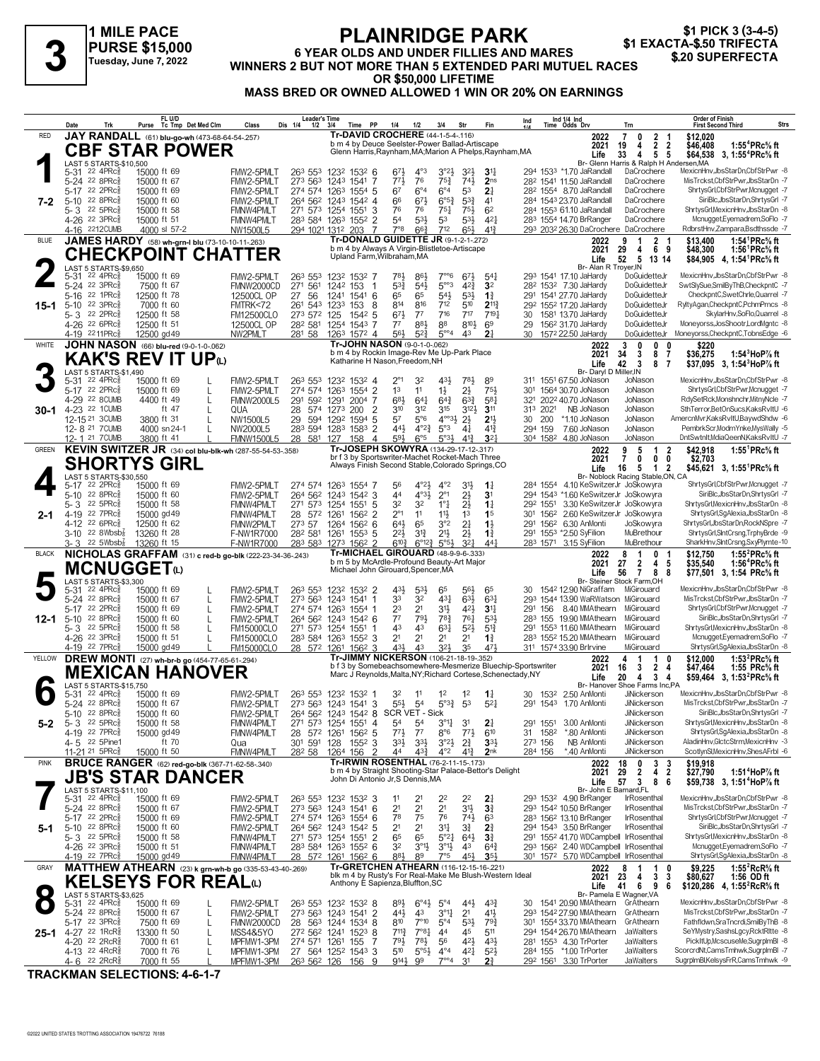# 3

**1 MILE PACE**
**PURSE $15,000**
**Tuesday, June 7, 2022**

# PLAINRIDGE PARK

**6 YEAR OLDS AND UNDER FILLIES AND MARES**
**WINNERS 2 BUT NOT MORE THAN 5 EXTENDED PARI MUTUEL RACES OR $50,000 LIFETIME**
**MASS BRED OR OWNED ALLOWED 1 WIN OR 20% ON EARNINGS**

**$1 PICK 3 (3-4-5)**
**$1 EXACTA-$.50 TRIFECTA**
**$.20 SUPERFECTA**

---

## 1 — RED — 7-2
**JAY RANDALL** (61) blu-go-wh (473-68-64-54-.257)
**CBF STAR POWER**
Tr-DAVID CROCHERE (44-1-5-4-.116)
b m 4 by Deuce Seelster-Power Ballad-Artiscape
Glenn Harris,Raynham,MA;Marion A Phelps,Raynham,MA
Br- Glenn Harris & Ralph H Andersen,MA

| | Starts | Win | Place | Show | Earnings | Mark |
|---|---|---|---|---|---|---|
| 2022 | 7 | 0 | 2 | 1 | $12,020 | |
| 2021 | 19 | 4 | 2 | 2 | $46,408 | 1:55⁴PRc⅝ ft |
| Life | 33 | 4 | 5 | 5 | $64,538 | 3, 1:55⁴PRc⅝ ft |

LAST 5 STARTS-$10,500

| Date | Trk | Purse | Cond | Class | 1/4 | 1/2 | 3/4 | Time | PP | 1/4 | 1/2 | 3/4 | Str | Fin | Ind 1/4 | Ind Time | Odds | Drv | Trn | Order of Finish |
|---|---|---|---|---|---|---|---|---|---|---|---|---|---|---|---|---|---|---|---|---|
| 5-31 22 | 4PRc⅝ | 15000 | ft 69 | FMW2-5PMLT | 26³ | 55³ | 123² | 153² | 6 | 6⁷½ | 4°³ | 3°²½ | 3²½ | 3¹¼ | 29⁴ | 153³ | *1.70 | JaRandall | DaCrochere | MexicnHnv,JbsStarDn,CbfStrPwr -8 |
| 5-24 22 | 8PRc⅝ | 15000 | ft 67 | FMW2-5PMLT | 27³ | 56³ | 124³ | 154¹ | 7 | 7⁷½ | 7⁶ | 7⁵¾ | 7⁴½ | 2ns | 28² | 154¹ | 11.50 | JaRandall | DaCrochere | MisTrckst,CbfStrPwr,JbsStarDn -7 |
| 5-17 22 | 2PRc⅝ | 15000 | ft 69 | FMW2-5PMLT | 27⁴ | 57⁴ | 126³ | 155⁴ | 5 | 6⁷ | 6°⁴ | 6°⁴ | 5³ | 2¾ | 28² | 155⁴ | 8.70 | JaRandall | DaCrochere | ShrtysGrl,CbfStrPwr,Mcnugget -7 |
| 5-10 22 | 8PRc⅝ | 15000 | ft 60 | FMW2-5PMLT | 26⁴ | 56² | 124³ | 154² | 4 | 6⁶ | 6⁷½ | 6°⁵¾ | 5³¾ | 4¹ | 28⁴ | 154³ | 23.70 | JaRandall | DaCrochere | SiriBlc,JbsStarDn,ShrtysGrl -7 |
| 5-3 22 | 5PRc⅝ | 15000 | ft 58 | FMNW4PMLT | 27¹ | 57³ | 125⁴ | 155¹ | 3 | 7⁶ | 7⁶ | 7⁵¼ | 7⁵½ | 6² | 28⁴ | 155³ | 61.10 | JaRandall | DaCrochere | ShrtysGrl,MexicnHnv,JbsStarDn -8 |
| 4-26 22 | 3PRc⅝ | 15000 | ft 51 | FMNW4PMLT | 28³ | 58⁴ | 126³ | 155² | 5 | 5⁴ | 5³½ | 5³ | 5³½ | 4²¼ | 28³ | 155⁴ | 14.70 | BrRanger | DaCrochere | Mcnugget,Eyemadrem,SoFlo -7 |
| 4-16 22 | 12CUMB | 4000 | sl 57-2 | NW1500L5 | 29⁴ | 102¹ | 131² | 203 | 7 | 7°⁸ | 6⁶¾ | 7¹² | 6⁵¼ | 4¹¾ | 29³ | 203² | 26.30 | DaCrochere | DaCrochere | RdbrstHnv,Zampara,Bsdthssde -7 |

---

## 2 — BLUE — 15-1
**JAMES HARDY** (58) wh-grn-l blu (73-10-10-11-.263)
**CHECKPOINT CHATTER**
Tr-DONALD GUIDETTE JR (9-1-2-1-.272)
b m 4 by Always A Virgin-Blistletoe-Artiscape
Upland Farm,Wilbraham,MA
Br- Alan R Troyer,IN

| | Starts | Win | Place | Show | Earnings | Mark |
|---|---|---|---|---|---|---|
| 2022 | 9 | 1 | 2 | 1 | $13,400 | 1:54¹PRc⅝ ft |
| 2021 | 29 | 4 | 6 | 9 | $48,300 | 1:56¹PRc⅝ ft |
| Life | 52 | 5 | 13 | 14 | $84,905 | 4, 1:54¹PRc⅝ ft |

LAST 5 STARTS-$9,650

| Date | Trk | Purse | Cond | Class | 1/4 | 1/2 | 3/4 | Time | PP | 1/4 | 1/2 | 3/4 | Str | Fin | Ind 1/4 | Ind Time | Odds | Drv | Trn | Order of Finish |
|---|---|---|---|---|---|---|---|---|---|---|---|---|---|---|---|---|---|---|---|---|
| 5-31 22 | 4PRc⅝ | 15000 | ft 69 | FMW2-5PMLT | 26³ | 55³ | 123² | 153² | 7 | 7⁸½ | 8⁶½ | 7°°⁶ | 6⁷½ | 5⁴¼ | 29³ | 154¹ | 17.10 | JaHardy | DoGuidetteJr | MexicnHnv,JbsStarDn,CbfStrPwr -8 |
| 5-24 22 | 3PRc⅝ | 7500 | ft 67 | FMNW2000CD | 27¹ | 56¹ | 124² | 153 | 1 | 5³¾ | 5⁴½ | 5°°³ | 4²¾ | 3² | 28² | 153² | 7.30 | JaHardy | DoGuidetteJr | SwtSlySue,SmilByThB,CheckpntC -7 |
| 5-16 22 | 1PRc⅝ | 12500 | ft 78 | 12500CL OP | 27 | 56 | 124¹ | 154¹ | 6 | 6⁵ | 6⁵ | 5⁴½ | 5³½ | 1¾ | 29¹ | 154¹ | 27.70 | JaHardy | DoGuidetteJr | CheckpntC,SwetChrle,Quarrel -7 |
| 5-10 22 | 3PRc⅝ | 7000 | ft 60 | FMTRK<72 | 26¹ | 54³ | 123³ | 153 | 8 | 8¹⁴ | 8¹⁶ | 7¹² | 5¹⁰ | 2¹¹¾ | 29² | 155² | 17.20 | JaHardy | DoGuidetteJr | RyltyAgan,CheckpntC,PchmPrncs -8 |
| 5-3 22 | 2PRc⅝ | 12500 | ft 58 | FM12500CLO | 27³ | 57² | 125 | 154² | 5 | 6⁷½ | 7⁷ | 7¹⁶ | 7¹⁷ | 7¹⁹¼ | 30 | 158¹ | 13.70 | JaHardy | DoGuidetteJr | SkylarHnv,SoFlo,Quarrel -8 |
| 4-26 22 | 6PRc⅝ | 12500 | ft 51 | 12500CL OP | 28² | 58¹ | 125⁴ | 154³ | 7 | 7⁷ | 8⁸½ | 8⁸ | 8¹⁰½ | 6⁹ | 29 | 156² | 31.70 | JaHardy | DoGuidetteJr | Moneyorss,JosShootr,LordMgntc -8 |
| 4-19 22 | 11PRc⅝ | 12500 | gd 49 | NW2PMLT | 28¹ | 58 | 126³ | 157² | 4 | 5⁶½ | 5²¾ | 5°°⁴ | 4³ | 2¼ | 30 | 157² | 22.50 | JaHardy | DoGuidetteJr | Moneyorss,CheckpntC,TobnsEdge -6 |

---

## 3 — WHITE — 30-1
**JOHN NASON** (66) blu-red (9-0-1-0-.062)
**KAK'S REV IT UP**(L)
Tr-JOHN NASON (9-0-1-0-.062)
b m 4 by Rockin Image-Rev Me Up-Park Place
Katharine H Nason,Freedom,NH
Br- Daryl D Miller,IN

| | Starts | Win | Place | Show | Earnings | Mark |
|---|---|---|---|---|---|---|
| 2022 | 3 | 0 | 0 | 0 | $220 | |
| 2021 | 34 | 3 | 8 | 7 | $36,275 | 1:54³HoP⅞ ft |
| Life | 42 | 3 | 8 | 7 | $37,095 | 3, 1:54³HoP⅞ ft |

LAST 5 STARTS-$1,490

| Date | Trk | Purse | Cond | Class | | 1/4 | 1/2 | 3/4 | Time | PP | 1/4 | 1/2 | 3/4 | Str | Fin | Ind 1/4 | Ind Time | Odds | Drv | Trn | Order of Finish |
|---|---|---|---|---|---|---|---|---|---|---|---|---|---|---|---|---|---|---|---|---|---|
| 5-31 22 | 4PRc⅝ | 15000 | ft 69 | FMW2-5PMLT | L | 26³ | 55³ | 123² | 153² | 4 | 2°¹ | 3² | 4³½ | 7⁸½ | 8⁹ | 31¹ | 155¹ | 67.50 | JoNason | JoNason | MexicnHnv,JbsStarDn,CbfStrPwr -8 |
| 5-17 22 | 2PRc⅝ | 15000 | ft 69 | FMW2-5PMLT | L | 27⁴ | 57⁴ | 126³ | 155⁴ | 2 | 1³ | 1¹ | 1½ | 2½ | 7⁵½ | 30¹ | 156⁴ | 30.70 | JoNason | JoNason | ShrtysGrl,CbfStrPwr,Mcnugget -7 |
| 4-29 22 | 8CUMB | 4400 | ft 49 | FMNW2000L5 | L | 29¹ | 59² | 129¹ | 200⁴ | 7 | 6⁸½ | 6⁴¼ | 6⁴¾ | 6³¾ | 5⁸¼ | 32¹ | 202² | 40.70 | JoNason | JoNason | RdySetRck,Monshnchr,MitnyNcle -7 |
| 4-23 22 | 1CUMB | | ft 47 | QUA | L | 28 | 57⁴ | 127³ | 200 | 2 | 3¹⁰ | 3¹² | 3¹⁵ | 3¹²½ | 3¹¹ | 31³ | 202¹ | NB | JoNason | JoNason | SthTerror,BetOnSucs,KaksRvltU -6 |
| 12-15 21 | 3CUMB | 3800 | ft 31 | NW1500L5 | L | 29 | 59⁴ | 129² | 159⁴ | 5 | 5⁷ | 5°⁶ | 4°°³½ | 2⁴ | 2½ | 30 | 200 | *1.10 | JoNason | JoNason | AmercnMvr,KaksRvltU,BaywdShdw -6 |
| 12-8 21 | 7CUMB | 4000 | sn 24-1 | NW2000L5 | L | 28³ | 59⁴ | 128³ | 158³ | 2 | 4⁴½ | 4°²¾ | 5°³ | 4¼ | 4¹¾ | 29⁴ | 159 | 7.60 | JoNason | JoNason | PembrkScr,ModmYnke,MysWally -5 |
| 12-1 21 | 7CUMB | 3800 | ft 41 | FMNW1500L5 | L | 28 | 58¹ | 127 | 158 | 4 | 5⁹½ | 6°⁵ | 5°³½ | 4¹¾ | 3²¼ | 30⁴ | 158² | 4.80 | JoNason | JoNason | DntSwtnlt,MdiaQeenN,KaksRvltU -7 |

---

## 4 — GREEN — 2-1
**KEVIN SWITZER JR** (34) col blu-blk-wh (287-55-54-53-.358)
**SHORTYS GIRL**
Tr-JOSEPH SKOWYRA (134-29-17-12-.317)
br f 3 by Sportswriter-Machet Rocket-Mach Three
Always Finish Second Stable,Colorado Springs,CO
Br- Noblock Racing Stable,ON, CA

| | Starts | Win | Place | Show | Earnings | Mark |
|---|---|---|---|---|---|---|
| 2022 | 9 | 5 | 1 | 2 | $42,918 | 1:55¹PRc⅝ ft |
| 2021 | 7 | 0 | 0 | 0 | $2,703 | |
| Life | 16 | 5 | 1 | 2 | $45,621 | 3, 1:55¹PRc⅝ ft |

LAST 5 STARTS-$30,550

| Date | Trk | Purse | Cond | Class | 1/4 | 1/2 | 3/4 | Time | PP | 1/4 | 1/2 | 3/4 | Str | Fin | Ind 1/4 | Ind Time | Odds | Drv | Trn | Order of Finish |
|---|---|---|---|---|---|---|---|---|---|---|---|---|---|---|---|---|---|---|---|---|
| 5-17 22 | 2PRc⅝ | 15000 | ft 69 | FMW2-5PMLT | 27⁴ | 57⁴ | 126³ | 155⁴ | 6 | 5⁶ | 4°²½ | 4°² | 3¹½ | 1¾ | 28⁴ | 155⁴ | 4.10 | KeSwitzerJr | JoSkowyra | ShrtysGrl,CbfStrPwr,Mcnugget -7 |
| 5-10 22 | 8PRc⅝ | 15000 | ft 60 | FMW2-5PMLT | 26⁴ | 56² | 124³ | 154² | 3 | 4⁴ | 4°³½ | 2°¹ | 2½ | 3¹ | 29⁴ | 154³ | *1.60 | KeSwitzerJr | JoSkowyra | SiriBlc,JbsStarDn,ShrtysGrl -7 |
| 5-3 22 | 5PRc⅝ | 15000 | ft 58 | FMNW4PMLT | 27¹ | 57³ | 125⁴ | 155¹ | 5 | 3² | 3² | 1°¼ | 2½ | 1¾ | 29² | 155¹ | 3.30 | KeSwitzerJr | JoSkowyra | ShrtysGrl,MexicnHnv,JbsStarDn -8 |
| 4-19 22 | 7PRc⅝ | 15000 | gd 49 | FMNW4PMLT | 28 | 57² | 126¹ | 156² | 2 | 2°¹ | 1¹ | 1¹¾ | 1³ | 1⁵ | 30¹ | 156² | 2.60 | KeSwitzerJr | JoSkowyra | ShrtysGrl,SgAlexia,JbsStarDn -8 |
| 4-12 22 | 6PRc⅝ | 12500 | ft 62 | FMNW2PMLT | 27³ | 57 | 126⁴ | 156² | 6 | 6⁴½ | 6⁵ | 3°² | 2¼ | 1½ | 29¹ | 156² | 6.30 | AnMonti | JoSkowyra | ShrtysGrl,JbsStarDn,RockNSpre -7 |
| 3-10 22 | 8Wbsb⅞ | 13260 | ft 28 | F-NW1R7000 | 28² | 58¹ | 126¹ | 155³ | 5 | 2²½ | 3¹¾ | 2¹½ | 2½ | 1¾ | 29¹ | 155³ | *2.50 | SyFilion | MuBrethour | ShrtysGrl,ShtCrsng,TrphyBrde -9 |
| 3-3 22 | 5Wbsb⅞ | 13260 | ft 15 | F-NW1R7000 | 28³ | 58³ | 127³ | 156² | 2 | 6¹⁰¾ | 6°¹²¾ | 5°⁵¼ | 3²¼ | 4⁴¼ | 28³ | 157¹ | 3.15 | SyFilion | MuBrethour | SharkHnv,ShtCrsng,SxyPlymte -10 |

---

## 5 — BLACK — 12-1
**NICHOLAS GRAFFAM** (31) c red-b go-blk (222-23-34-36-.243)
**MCNUGGET**(L)
Tr-MICHAEL GIROUARD (48-9-9-6-.333)
b m 5 by McArdle-Profound Beauty-Art Major
Michael John Girouard,Spencer,MA
Br- Steiner Stock Farm,OH

| | Starts | Win | Place | Show | Earnings | Mark |
|---|---|---|---|---|---|---|
| 2022 | 8 | 1 | 0 | 1 | $12,750 | 1:55²PRc⅝ ft |
| 2021 | 27 | 2 | 4 | 5 | $35,540 | 1:56⁴PRc⅝ ft |
| Life | 56 | 7 | 8 | 8 | $77,501 | 3, 1:54 PRc⅝ ft |

LAST 5 STARTS-$3,300

| Date | Trk | Purse | Cond | Class | | 1/4 | 1/2 | 3/4 | Time | PP | 1/4 | 1/2 | 3/4 | Str | Fin | Ind 1/4 | Ind Time | Odds | Drv | Trn | Order of Finish |
|---|---|---|---|---|---|---|---|---|---|---|---|---|---|---|---|---|---|---|---|---|---|
| 5-31 22 | 4PRc⅝ | 15000 | ft 69 | FMW2-5PMLT | L | 26³ | 55³ | 123² | 153² | 2 | 4³½ | 5³½ | 6⁵ | 5⁶½ | 6⁵ | 30 | 154² | 12.90 | NiGraffam | MiGirouard | MexicnHnv,JbsStarDn,CbfStrPwr -8 |
| 5-24 22 | 8PRc⅝ | 15000 | ft 67 | FMW2-5PMLT | L | 27³ | 56³ | 124³ | 154¹ | 3 | 3³ | 3² | 4³¼ | 6³¾ | 6³¼ | 29³ | 154⁴ | 13.90 | WaRWatson | MiGirouard | MisTrckst,CbfStrPwr,JbsStarDn -7 |
| 5-17 22 | 2PRc⅝ | 15000 | ft 69 | FMW2-5PMLT | L | 27⁴ | 57⁴ | 126³ | 155⁴ | 1 | 2³ | 2¹ | 3¹½ | 4²½ | 3¹¼ | 29¹ | 156 | 8.40 | MMAthearn | MiGirouard | ShrtysGrl,CbfStrPwr,Mcnugget -7 |
| 5-10 22 | 8PRc⅝ | 15000 | ft 60 | FMW2-5PMLT | L | 26⁴ | 56² | 124³ | 154² | 6 | 7⁷ | 7⁹½ | 7⁸¾ | 7⁶¼ | 5³½ | 28³ | 155 | 19.90 | MMAthearn | MiGirouard | SiriBlc,JbsStarDn,ShrtysGrl -7 |
| 5-3 22 | 5PRc⅝ | 15000 | ft 58 | FM15000CLO | L | 27¹ | 57³ | 125⁴ | 155¹ | 1 | 4³ | 4³ | 6³¼ | 5²½ | 5¹¾ | 29¹ | 155³ | 11.60 | MMAthearn | MiGirouard | ShrtysGrl,MexicnHnv,JbsStarDn -8 |
| 4-26 22 | 3PRc⅝ | 15000 | ft 51 | FM15000CLO | L | 28³ | 58⁴ | 126³ | 155² | 3 | 2¹ | 2¹ | 2¹ | 2¹ | 1¾ | 28³ | 155² | 15.20 | MMAthearn | MiGirouard | Mcnugget,Eyemadrem,SoFlo -7 |
| 4-19 22 | 7PRc⅝ | 15000 | gd 49 | FM15000CLO | L | 28 | 57² | 126¹ | 156² | 3 | 4³½ | 4³ | 3²½ | 3⁵ | 4⁷½ | 31¹ | 157⁴ | 33.90 | BrIrvine | MiGirouard | ShrtysGrl,SgAlexia,JbsStarDn -8 |

---

## 6 — YELLOW — 5-2
**DREW MONTI** (27) wh-br-b go (454-77-65-61-.294)
**MEXICAN HANOVER**
Tr-JIMMY NICKERSON (106-21-18-19-.352)
b f 3 by Somebeachsomewhere-Mesmerize Bluechip-Sportswriter
Marc J Reynolds,Malta,NY;Richard Cortese,Schenectady,NY
Br- Hanover Shoe Farms Inc,PA

| | Starts | Win | Place | Show | Earnings | Mark |
|---|---|---|---|---|---|---|
| 2022 | 4 | 1 | 1 | 0 | $12,000 | 1:53²PRc⅝ ft |
| 2021 | 16 | 3 | 2 | 4 | $47,464 | 1:55 PRc⅝ ft |
| Life | 20 | 4 | 3 | 4 | $59,464 | 3, 1:53²PRc⅝ ft |

LAST 5 STARTS-$15,750

| Date | Trk | Purse | Cond | Class | 1/4 | 1/2 | 3/4 | Time | PP | 1/4 | 1/2 | 3/4 | Str | Fin | Ind 1/4 | Ind Time | Odds | Drv | Trn | Order of Finish |
|---|---|---|---|---|---|---|---|---|---|---|---|---|---|---|---|---|---|---|---|---|
| 5-31 22 | 4PRc⅝ | 15000 | ft 69 | FMW2-5PMLT | 26³ | 55³ | 123² | 153² | 1 | 3² | 1¹ | 1² | 1² | 1¼ | 30 | 153² | 2.50 | AnMonti | JiNickerson | MexicnHnv,JbsStarDn,CbfStrPwr -8 |
| 5-24 22 | 8PRc⅝ | 15000 | ft 67 | FMW2-5PMLT | 27³ | 56³ | 124³ | 154¹ | 3 | 5⁵½ | 5⁴ | 5°³¾ | 5³ | 5²¼ | 29¹ | 154³ | 1.70 | AnMonti | JiNickerson | MisTrckst,CbfStrPwr,JbsStarDn -7 |
| 5-10 22 | 8PRc⅝ | 15000 | ft 60 | FMW2-5PMLT | 26⁴ | 56² | 124³ | 154² | 8 | SCR VET - Sick | | | | | | | | | JiNickerson | SiriBlc,JbsStarDn,ShrtysGrl -7 |
| 5-3 22 | 5PRc⅝ | 15000 | ft 58 | FMNW4PMLT | 27¹ | 57³ | 125⁴ | 155¹ | 4 | 5⁴ | 5⁴ | 3°¹¼ | 3¹ | 2¾ | 29¹ | 155¹ | 3.00 | AnMonti | JiNickerson | ShrtysGrl,MexicnHnv,JbsStarDn -8 |
| 4-19 22 | 7PRc⅝ | 15000 | gd 49 | FMNW4PMLT | 28 | 57² | 126¹ | 156² | 5 | 7⁷½ | 7⁷ | 8°⁶ | 7⁷½ | 6¹⁰ | 31 | 158² | *.80 | AnMonti | JiNickerson | ShrtysGrl,SgAlexia,JbsStarDn -8 |
| 4-5 22 | 5Pine1 | | ft 70 | Qua | 30¹ | 59¹ | 128 | 155² | 3 | 3³½ | 3³½ | 3°²½ | 2¾ | 3³½ | 27³ | 156 | NB | AnMonti | JiNickerson | AladinHnv,GlctcStrm,MexicnHnv -3 |
| 11-21 21 | 5PRc⅝ | 15000 | ft 50 | FMNW4PMLT | 28² | 58 | 126⁴ | 156 | 2 | 4⁴ | 4³¾ | 4°² | 4¹¾ | 2nk | 28⁴ | 156 | *.40 | AnMonti | JiNickerson | ScotlynSt,MexicnHnv,ShesAFrbl -6 |

---

## 7 — PINK — 5-1
**BRUCE RANGER** (62) red-go-blk (367-71-62-58-.340)
**JB'S STAR DANCER**
Tr-IRWIN ROSENTHAL (76-2-11-15-.173)
b m 4 by Straight Shooting-Star Palace-Bettor's Delight
John Di Antonio Jr,S Dennis,MA
Br- John E Barnard,FL

| | Starts | Win | Place | Show | Earnings | Mark |
|---|---|---|---|---|---|---|
| 2022 | 18 | 0 | 3 | 3 | $19,918 | |
| 2021 | 29 | 2 | 4 | 2 | $27,790 | 1:51⁴HoP⅞ ft |
| Life | 57 | 3 | 8 | 6 | $59,738 | 3, 1:51⁴HoP⅞ ft |

LAST 5 STARTS-$11,100

| Date | Trk | Purse | Cond | Class | 1/4 | 1/2 | 3/4 | Time | PP | 1/4 | 1/2 | 3/4 | Str | Fin | Ind 1/4 | Ind Time | Odds | Drv | Trn | Order of Finish |
|---|---|---|---|---|---|---|---|---|---|---|---|---|---|---|---|---|---|---|---|---|
| 5-31 22 | 4PRc⅝ | 15000 | ft 69 | FMW2-5PMLT | 26³ | 55³ | 123² | 153² | 3 | 1¹ | 2¹ | 2² | 2² | 2¼ | 29³ | 153² | 4.90 | BrRanger | IrRosenthal | MexicnHnv,JbsStarDn,CbfStrPwr -8 |
| 5-24 22 | 8PRc⅝ | 15000 | ft 67 | FMW2-5PMLT | 27³ | 56³ | 124³ | 154¹ | 6 | 2¹ | 2¹ | 2¹ | 3¹½ | 3¾ | 29³ | 154² | 10.50 | BrRanger | IrRosenthal | MisTrckst,CbfStrPwr,JbsStarDn -7 |
| 5-17 22 | 2PRc⅝ | 15000 | ft 69 | FMW2-5PMLT | 27⁴ | 57⁴ | 126³ | 155⁴ | 6 | 7⁸ | 7⁵ | 7⁶ | 7⁴½ | 6³ | 28³ | 156² | 13.10 | BrRanger | IrRosenthal | ShrtysGrl,CbfStrPwr,Mcnugget -7 |
| 5-10 22 | 8PRc⅝ | 15000 | ft 60 | FMW2-5PMLT | 26⁴ | 56² | 124³ | 154² | 5 | 2¹ | 2¹ | 3¹¼ | 3¾ | 2¾ | 29⁴ | 154³ | 3.50 | BrRanger | IrRosenthal | SiriBlc,JbsStarDn,ShrtysGrl -7 |
| 5-3 22 | 5PRc⅝ | 15000 | ft 58 | FMNW4PMLT | 27¹ | 57³ | 125⁴ | 155¹ | 2 | 6⁵ | 6⁵ | 5°²¼ | 6⁴½ | 3¾ | 29¹ | 155² | 41.70 | WDCampbell | IrRosenthal | ShrtysGrl,MexicnHnv,JbsStarDn -8 |
| 4-26 22 | 3PRc⅝ | 15000 | ft 51 | FMNW4PMLT | 28³ | 58⁴ | 126³ | 155² | 6 | 3² | 3°¹½ | 3°¹½ | 4³ | 6⁴¾ | 29³ | 156² | 2.40 | WDCampbell | IrRosenthal | Mcnugget,Eyemadrem,SoFlo -7 |
| 4-19 22 | 7PRc⅝ | 15000 | gd 49 | FMNW4PMLT | 28 | 57² | 126¹ | 156² | 8 | 8⁸½ | 8⁹ | 7°⁵ | 4⁵½ | 3⁵½ | 30¹ | 157² | 5.70 | WDCampbell | IrRosenthal | ShrtysGrl,SgAlexia,JbsStarDn -8 |

---

## 8 — GRAY — 25-1
**MATTHEW ATHEARN** (23) k grn-wh-b go (335-53-43-40-.269)
**KELSEYS FOR REAL**(L)
Tr-GRETCHEN ATHEARN (116-12-15-16-.221)
blk m 4 by Rusty's For Real-Make Me Blush-Western Ideal
Anthony E Sapienza,Bluffton,SC
Br- Pamela E Wagner,VA

| | Starts | Win | Place | Show | Earnings | Mark |
|---|---|---|---|---|---|---|
| 2022 | 8 | 1 | 1 | 0 | $9,225 | 1:55²RcR⅝ ft |
| 2021 | 23 | 4 | 3 | 3 | $80,627 | 1:56 OD ft |
| Life | 41 | 6 | 9 | 6 | $120,286 | 4, 1:55²RcR⅝ ft |

LAST 5 STARTS-$3,625

| Date | Trk | Purse | Cond | Class | | 1/4 | 1/2 | 3/4 | Time | PP | 1/4 | 1/2 | 3/4 | Str | Fin | Ind 1/4 | Ind Time | Odds | Drv | Trn | Order of Finish |
|---|---|---|---|---|---|---|---|---|---|---|---|---|---|---|---|---|---|---|---|---|---|
| 5-31 22 | 4PRc⅝ | 15000 | ft 69 | FMW2-5PMLT | L | 26³ | 55³ | 123² | 153² | 8 | 8⁹½ | 6°⁴½ | 5°⁴ | 4⁴½ | 4³¾ | 30 | 154¹ | 20.90 | MMAthearn | GrAthearn | MexicnHnv,JbsStarDn,CbfStrPwr -8 |
| 5-24 22 | 8PRc⅝ | 15000 | ft 67 | FMW2-5PMLT | L | 27³ | 56³ | 124³ | 154¹ | 2 | 4⁴½ | 4³ | 3°¹½ | 2¹ | 4¹½ | 29³ | 154² | 27.90 | MMAthearn | GrAthearn | MisTrckst,CbfStrPwr,JbsStarDn -7 |
| 5-17 22 | 3PRc⅝ | 7500 | ft 69 | FMNW2000CD | L | 28 | 56³ | 124⁴ | 153⁴ | 8 | 8¹⁰ | 7°¹⁰ | 5°⁴ | 5³½ | 7⁹¾ | 30¹ | 155⁴ | 33.70 | MMAthearn | GrAthearn | Fathfldwn,SraTncrdi,SmilByThB -8 |
| 4-27 22 | 1RcR⅝ | 13300 | ft 50 | MSS4&5YO | L | 27² | 56² | 124¹ | 152³ | 8 | 7¹¹½ | 7⁸½ | 4⁴ | 4⁵ | 5¹¹ | 29⁴ | 154⁴ | 26.70 | MMAthearn | JaWalters | SeYMystry,SashsLgcy,RcktRltte -8 |
| 4-20 22 | 2RcR⅝ | 7000 | ft 61 | MPFMW1-3PM | L | 27⁴ | 57¹ | 126¹ | 155 | 7 | 7⁹½ | 7⁸½ | 5⁶ | 4²½ | 4³½ | 28¹ | 155³ | 4.30 | TrPorter | JaWalters | PickItUp,McscuseMe,SugrplmBl -8 |
| 4-13 22 | 4RcR⅝ | 7000 | ft 76 | MPFMW1-3PM | L | 27 | 56⁴ | 125² | 154³ | 3 | 5¹⁰ | 5°⁵ | 4°⁴ | 4²½ | 5²½ | 28⁴ | 155 | *1.00 | TrPorter | JaWalters | ScorcrdNt,CamsTmhwk,SugrplmBl -7 |
| 4-6 22 | 2RcR⅝ | 7000 | ft 55 | MPFMW1-3PM | L | 26³ | 56² | 126 | 156 | 9 | 9¹⁴½ | 9⁹ | 7°°⁴ | 3¹ | 2¾ | 29² | 156¹ | 3.30 | TrPorter | JaWalters | SugrplmBl,KelsysFrR,CamsTmhwk -9 |

---

**TRACKMAN SELECTIONS: 4-6-1-7**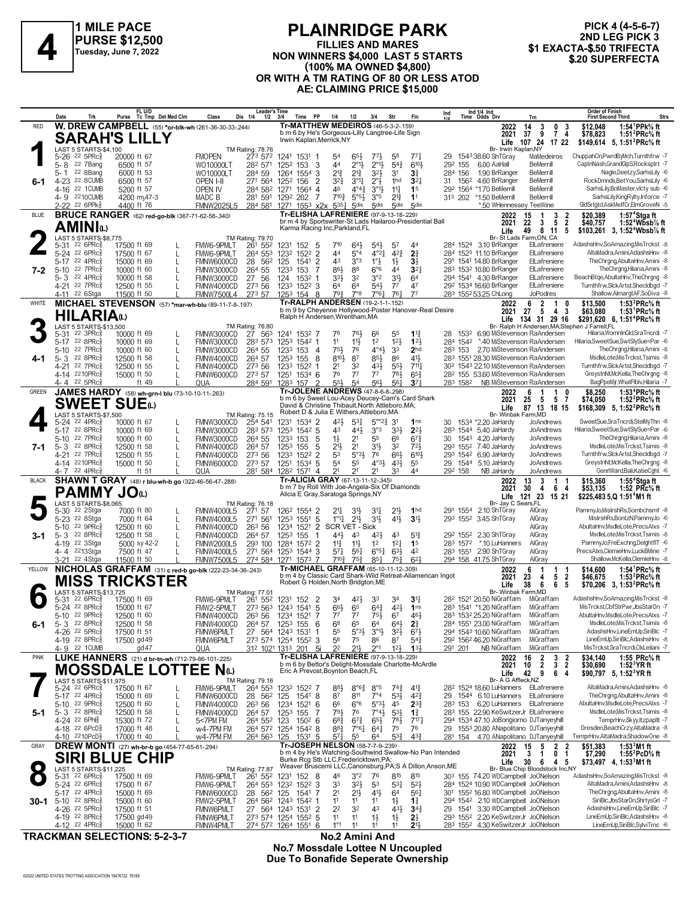# 4

**1 MILE PACE**
**PURSE $12,500**
**Tuesday, June 7, 2022**

## PLAINRIDGE PARK

**FILLIES AND MARES**
**NON WINNERS $4,000 LAST 5 STARTS**
**(100% MA OWNED $4,800)**
**OR WITH A TM RATING OF 80 OR LESS ATOD**
**AE: CLAIMING PRICE $15,000**

**PICK 4 (4-5-6-7)**
**2ND LEG PICK 3**
**$1 EXACTA-$.50 TRIFECTA**
**$.20 SUPERFECTA**

---

### 1 — RED — 6-1
**W. DREW CAMPBELL** (55) *or-blk-wh (261-36-30-33-.244)
**SARAH'S LILLY**
Tr-MATTHEW MEDEIROS (46-5-3-2-.159)
b m 6 by He's Gorgeous-Lilly Langtree-Life Sign
Irwin Kaplan,Merrick,NY
Br- Irwin Kaplan,NY
LAST 5 STARTS-$4,100 — TM Rating: 78.76

| | Starts | 1st | 2nd | 3rd | Earnings | Best |
|---|---|---|---|---|---|---|
| 2022 | 14 | 3 | 0 | 3 | $12,048 | 1:54¹PPk⅝ ft |
| 2021 | 37 | 9 | 7 | 4 | $78,823 | 1:51²PRc⅝ ft |
| Life | 107 | 24 | 17 | 22 | $149,614 | 5, 1:51²PRc⅝ ft |

| Date | Trk | Purse | Class | Times | PP | 1/4 | 1/2 | 3/4 | Str | Fin | Ind | Odds Drv | Trn | Order of Finish |
|---|---|---|---|---|---|---|---|---|---|---|---|---|---|---|
| 5-26 22 5PRc⅝ | | 20000 ft 67 | FMOPEN | 27³ 57² 124¹ 153¹ | 1 | 5⁴ | 6⁵½ | 7⁷½ | 5⁸ | 7⁷¼ | 29 154³ | 38.60 ShTGray | MaMedeiros | ChuppahOn,PwrdByMch,Turnthfrw -7 |
| 5-8 22 7Bang | | 6500 ft 57 | WO10000LT | 28² 57¹ 125² 153 | 3 | 4⁴ | 2°¹½ | 2°¹½ | 5⁴¾ | 6¹⁰½ | 29² 155 | 6.00 AaHall | BeMerrill | CaptnNash,GrandGlpS,Rocksptrt -7 |
| 5-1 22 8Bang | | 6000 ft 53 | WO10000LT | 28⁴ 59 126⁴ 155⁴ | 3 | 2¹¾ | 2¹¾ | 3²½ | 3¹ | 3¾ | 28⁴ 156 | 1.90 BrRanger | BeMerrill | Nagle,Deetzy,SarhsLily -6 |
| 4-23 22 8CUMB | | 6500 ft 57 | OPEN I-II | 27¹ 56⁴ 125² 156 | 2 | 3²¾ | 3°¹¼ | 2°½ | 1hd | 3²¼ | 31 156² | 4.60 BrRanger | BeMerrill | RockDmnds,BetYou,SarhsLily -6 |
| 4-16 22 1CUMB | | 5200 ft 57 | OPEN IV | 28⁴ 58² 127¹ 156⁴ | 4 | 4⁶ | 4°⁴¾ | 3°¹½ | 1¹¼ | 1⁵ | 29² 156⁴ | *1.70 BeMerrill | BeMerrill | SarhsLily,BoMaster,vicity sub -6 |
| 4-9 22 10CUMB | | 4200 my47-3 | MADC B | 28¹ 59¹ 129² 202 | 7 | 7¹⁰¾ | 5°⁵½ | 3°⁵ | 2¹¾ | 1¹ | 31³ 202 | *1.50 BeMerrill | BeMerrill | SarhsLily,KingRylty,Inforce -7 |
| 2-22 22 6PPk⅝ | | 4400 ft 76 | FMNW2025L5 | 28⁴ 58¹ 127¹ 155³ x2x | | 5³⁵½ | 5dis | 5dis | 5dis | 5dis | | *.50 WHennessey | TeeWine | GldSrlgtd,AskMelfCr,ElmGroveN -5 |

### 2 — BLUE — 7-2
**BRUCE RANGER** (62) red-go-blk (367-71-62-58-.340)
**AMINI(L)**
Tr-ELISHA LAFRENIERE (97-9-13-18-.229)
br m 4 by Sportswriter-St Lads Hailaroo-Presidential Ball
Karma Racing Inc,Parkland,FL
Br- St Lads Farm,ON, CA
LAST 5 STARTS-$8,775 — TM Rating: 79.70

| | Starts | 1st | 2nd | 3rd | Earnings | Best |
|---|---|---|---|---|---|---|
| 2022 | 15 | 1 | 3 | 2 | $20,389 | 1:57⁴Stga ft |
| 2021 | 22 | 3 | 5 | 2 | $40,757 | 1:52⁴Wbsb⅞ ft |
| Life | 49 | 8 | 11 | 5 | $103,261 | 3, 1:52⁴Wbsb⅞ ft |

| Date | Trk | Purse | Class | Times | PP | 1/4 | 1/2 | 3/4 | Str | Fin | Ind | Odds Drv | Trn | Order of Finish |
|---|---|---|---|---|---|---|---|---|---|---|---|---|---|---|
| 5-31 22 6PRc⅝ | | 17500 ft 69 | L FMW6-9PMLT | 26¹ 55² 123¹ 152 | 5 | 7¹⁰ | 6⁴½ | 5⁴½ | 5⁷ | 4⁴ | 28⁴ 152⁴ | 3.10 BrRanger | ElLafreniere | AdashsHnv,SoAmazing,MisTrckst -8 |
| 5-24 22 6PRc⅝ | | 17500 ft 67 | L FMW6-9PMLT | 26⁴ 55³ 123² 152² | 2 | 4⁴ | 5°⁴ | 4°²¼ | 4²¾ | 2¾ | 28⁴ 152³ | 11.10 BrRanger | ElLafreniere | AltaMadra,Amini,AdashsHnv -8 |
| 5-17 22 4PRc⅝ | | 15000 ft 69 | L FMNW6000CD | 28 56² 125 154¹ | 2 | 4³ | 3°³ | 1°½ | 1½ | 3½ | 29¹ 154¹ | 14.80 BrRanger | ElLafreniere | TheChrgng,AbultaHnv,Amini -8 |
| 5-10 22 7PRc⅝ | | 10000 ft 60 | L FMNW3000CD | 26⁴ 55 123³ 153 | 7 | 8⁶½ | 8⁶ | 6°⁶ | 4⁴ | 3²¼ | 28³ 153² | 10.80 BrRanger | ElLafreniere | TheChrgng,Hilaria,Amini -8 |
| 5-3 22 4PRc⅝ | | 10000 ft 58 | L FMNW3000CD | 27 56 124 153² | 1 | 3³½ | 3² | 3°² | 3¹½ | 6⁴ | 29⁴ 154¹ | 4.30 BrRanger | ElLafreniere | BeachBtqe,AbultaHnv,TheChrgng -8 |
| 4-21 22 7PRc⅝ | | 12500 ft 55 | L FMNW4000CD | 27³ 56 123³ 152² | 3 | 6⁴ | 6⁴ | 5⁴½ | 7⁷ | 4⁷ | 29² 153⁴ | 16.60 BrRanger | ElLafreniere | Turnthfrw,SlckArtst,Shecldbgd -7 |
| 4-11 22 6Stga | | 11500 ft 50 | L FMNW7500L4 | 27³ 57 125³ 154 | 8 | 7⁹¾ | 7°⁸ | 7°⁶¼ | 7⁶¼ | 7⁷ | 28³ 155² | 53.25 ChLong | JoPodres | Shallow,AlmargtAF,SoDiva -8 |

### 3 — WHITE — 4-1
**MICHAEL STEVENSON** (57) *mar-wh-blu (89-11-7-8-.197)
**HILARIA(L)**
Tr-RALPH ANDERSEN (19-2-1-1-.152)
b m 9 by Cheyenne Hollywood-Poster Hanover-Real Desire
Ralph H Andersen,Wrentham,MA
Br- Ralph H Andersen,MA;Stephen J Farrell,FL
LAST 5 STARTS-$13,500 — TM Rating: 76.80

| | Starts | 1st | 2nd | 3rd | Earnings | Best |
|---|---|---|---|---|---|---|
| 2022 | 6 | 2 | 1 | 0 | $13,500 | 1:53²PRc⅝ ft |
| 2021 | 27 | 5 | 4 | 3 | $63,080 | 1:53¹PRc⅝ ft |
| Life | 134 | 31 | 29 | 16 | $291,620 | 6, 1:51⁴PRc⅝ ft |

| Date | Trk | Purse | Class | Times | PP | 1/4 | 1/2 | 3/4 | Str | Fin | Ind | Odds Drv | Trn | Order of Finish |
|---|---|---|---|---|---|---|---|---|---|---|---|---|---|---|
| 5-31 22 3PRc⅝ | | 10000 ft 69 | L FMNW3000CD | 27 56³ 124¹ 153² | 7 | 7⁸ | 7⁶½ | 6⁶ | 5⁵ | 1¹¾ | 28 153² | 6.90 MiStevenson | RaAndersen | Hilaria,WomnlnGld,SraTncrdi -7 |
| 5-17 22 8PRc⅝ | | 10000 ft 69 | L FMNW3000CD | 28³ 57³ 125³ 154² | 1 | 1¹ | 1¹½ | 1² | 1²½ | 1²½ | 28⁴ 154² | *.40 MiStevenson | RaAndersen | Hilaria,SweetSue,SwtSlySue=Par -6 |
| 5-10 22 7PRc⅝ | | 10000 ft 60 | L FMNW3000CD | 26⁴ 55 123³ 153 | 4 | 7⁵½ | 7⁶ | 4°⁴¼ | 3³ | 2hd | 28³ 153 | 2.70 MiStevenson | RaAndersen | TheChrgng,Hilaria,Amini -8 |
| 5-3 22 8PRc⅝ | | 12500 ft 58 | L FMNW4000CD | 26⁴ 57 125³ 155 | 8 | 8¹⁰½ | 8⁷ | 8⁵½ | 8⁶ | 4¹½ | 28³ 155¹ | 28.30 MiStevenson | RaAndersen | MsdleLote,MisTrckst,Tsimis -8 |
| 4-21 22 7PRc⅝ | | 12500 ft 55 | L FMNW4000CD | 27³ 56 123³ 152² | 1 | 2¹ | 3² | 4³½ | 5⁵½ | 7¹¹½ | 30² 154³ | 22.10 MiStevenson | RaAndersen | Turnthfrw,SlckArtst,Shecldbgd -7 |
| 4-14 22 10PRc⅝ | | 15000 ft 50 | L FMNW6000CD | 27³ 57 125¹ 155³ | 4 | 7⁶ | 7⁷ | 7⁷ | 7⁸½ | 6⁵¾ | 28² 155 | 53.60 MiStevenson | RaAndersen | GreystnNt,McKella,TheChrgng -8 |
| 4-4 22 5PRc⅝ | | ft 49 | QUA | 28⁴ 59¹ 128³ 157 | 2 | 5⁵½ | 5⁴ | 5⁶½ | 5⁶¾ | 3⁷¼ | 28³ 158² | NB MiStevenson | RaAndersen | BagPpeMjr,WhatFlblv,Hilaria -7 |

### 4 — GREEN — 7-1
**JAMES HARDY** (58) wh-grn-l blu (73-10-10-11-.263)
**SWEET SUE(L)**
Tr-JOLENE ANDREWS (47-8-6-8-.298)
b m 6 by Sweet Lou-Acey Deucey-Cam's Card Shark
David & Christine Thibault,North Attleboro,MA;
Robert D & Julia E Withers,Attleboro,MA
Br- Winbak Farm,MD
LAST 5 STARTS-$7,500 — TM Rating: 75.15

| | Starts | 1st | 2nd | 3rd | Earnings | Best |
|---|---|---|---|---|---|---|
| 2022 | 6 | 1 | 1 | 0 | $8,250 | 1:53⁴PRc⅝ ft |
| 2021 | 25 | 5 | 5 | 7 | $74,050 | 1:52²PRc⅝ ft |
| Life | 87 | 13 | 18 | 15 | $168,309 | 5, 1:52²PRc⅝ ft |

| Date | Trk | Purse | Class | Times | PP | 1/4 | 1/2 | 3/4 | Str | Fin | Ind | Odds Drv | Trn | Order of Finish |
|---|---|---|---|---|---|---|---|---|---|---|---|---|---|---|
| 5-24 22 4PRc⅝ | | 10000 ft 67 | L FMNW3000CD | 25⁴ 54¹ 123¹ 153⁴ | 2 | 4²½ | 5³¼ | 5°°²¾ | 3¹ | 1ns | 30 153⁴ | *2.20 JaHardy | JoAndrews | SweetSue,SraTncrdi,StelMyThn -8 |
| 5-17 22 8PRc⅝ | | 10000 ft 69 | L FMNW3000CD | 28³ 57³ 125³ 154² | 5 | 4³ | 4⁴½ | 3°³ | 3³½ | 2²½ | 28³ 154⁴ | 5.40 JaHardy | JoAndrews | Hilaria,SweetSue,SwtSlySue=Par -6 |
| 5-10 22 7PRc⅝ | | 10000 ft 60 | L FMNW3000CD | 26⁴ 55 123³ 153 | 5 | 1½ | 2¹ | 5⁵ | 6⁶ | 6⁷¾ | 30 154³ | 4.20 JaHardy | JoAndrews | TheChrgng,Hilaria,Amini -8 |
| 5-3 22 8PRc⅝ | | 12500 ft 58 | L FMNW4000CD | 26⁴ 57 125³ 155 | 5 | 2¹½ | 2¹ | 3¹½ | 3² | 7²½ | 29³ 155² | 7.40 JaHardy | JoAndrews | MsdleLote,MisTrckst,Tsimis -8 |
| 4-21 22 7PRc⅝ | | 12500 ft 55 | L FMNW4000CD | 27³ 56 123³ 152² | 2 | 5³ | 5°³½ | 7⁶ | 6⁶¾ | 6¹⁰½ | 29³ 154² | 6.90 JaHardy | JoAndrews | Turnthfrw,SlckArtst,Shecldbgd -7 |
| 4-14 22 10PRc⅝ | | 15000 ft 50 | L FMNW6000CD | 27³ 57 125¹ 153⁴ | 5 | 5⁴ | 5⁵ | 4°³½ | 4³½ | 5⁵ | 29 154⁴ | 5.10 JaHardy | JoAndrews | GreystnNt,McKella,TheChrgng -8 |
| 4-7 22 4PRc⅝ | | ft 51 | QUA | 28¹ 58⁴ 128² 157¹ | 4 | 2¹ | 2¹ | 2¹ | 3³ | 4⁴ | 29² 158 | NB JaHardy | JoAndrews | GenrlWard,Bali,KatieCght -6 |

### 5 — BLACK — 3-1
**SHAWN T GRAY** (48) r blu-wh-b go (322-46-56-47-.288)
**PAMMY JO(L)**
Tr-ALICIA GRAY (67-13-11-12-.345)
b m 7 by Roll With Joe-Angela-Six Of Diamonds
Alicia E Gray,Saratoga Springs,NY
Br- Jay C Sears,FL
LAST 5 STARTS-$8,065 — TM Rating: 76.18

| | Starts | 1st | 2nd | 3rd | Earnings | Best |
|---|---|---|---|---|---|---|
| 2022 | 13 | 3 | 1 | 1 | $15,360 | 1:55⁴Stga ft |
| 2021 | 30 | 4 | 6 | 4 | $53,135 | 1:52 PRc⅝ ft |
| Life | 121 | 23 | 15 | 21 | $225,483 | 5,Q 1:51⁴M1 ft |

| Date | Trk | Purse | Class | Times | PP | 1/4 | 1/2 | 3/4 | Str | Fin | Ind | Odds Drv | Trn | Order of Finish |
|---|---|---|---|---|---|---|---|---|---|---|---|---|---|---|
| 5-30 22 2Stga | | 7000 ft 80 | L FMNW4000L5 | 27¹ 57 126² 155⁴ | 2 | 2¹½ | 3¹½ | 3¹½ | 2¹½ | 1hd | 29¹ 155⁴ | 2.10 ShTGray | AlGray | PammyJo,MislrshRs,Sombchsmf -8 |
| 5-23 22 8Stga | | 7000 ft 64 | L FMNW4000L5 | 27¹ 56¹ 125³ 155¹ | 5 | 1°¹½ | 2¹½ | 3¹½ | 4¹½ | 3¹½ | 29³ 155² | 3.45 ShTGray | AlGray | MislrshRs,BontzN,PammyJo -6 |
| 5-10 22 9PRc⅝ | | 12500 ft 60 | L FMNW4000CD | 26³ 56 123⁴ 152¹ | 2 | SCR VET - Sick | | | | | | | AlGray | AbultaHnv,MsdleLote,PrecsAlxs -7 |
| 5-3 22 8PRc⅝ | | 12500 ft 58 | L FMNW4000CD | 26⁴ 57 125³ 155 | 1 | 4⁴½ | 4³ | 4²½ | 4³ | 5¹¾ | 29² 155² | 2.30 ShTGray | AlGray | MsdleLote,MisTrckst,Tsimis -8 |
| 4-19 22 3Stga | | 5000 sy 42-2 | L FMNW2000L5 | 29³ 100 128⁴ 157² | 2 | 1¹¾ | 1¹½ | 1² | 1²½ | 1⁵ | 28³ 157² | *.10 LuHanners | AlGray | PammyJo,FreExchng,DelghtflT -6 |
| 4-4 22 13Stga | | 7500 ft 47 | L FMNW4000L5 | 27¹ 56⁴ 125³ 154⁴ | 3 | 5⁷¾ | 5⁶½ | 6°⁵½ | 6³¾ | 4² | 28³ 155¹ | 2.90 ShTGray | AlGray | PrecsAlxs,ClemieHnv,LuckBMine -7 |
| 3-21 22 4Stga | | 11500 ft 50 | L FMNW7500L5 | 27⁴ 58⁴ 127¹ 157³ | 7 | 7¹⁰¾ | 7⁵¾ | 8⁵¼ | 7⁵¾ | 6²½ | 29⁴ 158 | 41.75 ShTGray | AlGray | Shallow,McKella,ClemieHnv -8 |

### 6 — YELLOW — 6-1
**NICHOLAS GRAFFAM** (31) c red-b go-blk (222-23-34-36-.243)
**MISS TRICKSTER**
Tr-MICHAEL GRAFFAM (65-10-11-12-.309)
b m 4 by Classic Card Shark-Wild Retreat-Allamerican Ingot
Robert G Holden,North Bridgton,ME
Br- Winbak Farm,MD
LAST 5 STARTS-$13,725 — TM Rating: 77.01

| | Starts | 1st | 2nd | 3rd | Earnings | Best |
|---|---|---|---|---|---|---|
| 2022 | 6 | 1 | 1 | 1 | $14,600 | 1:54¹PRc⅝ ft |
| 2021 | 23 | 4 | 5 | 2 | $46,675 | 1:53²PRc⅝ ft |
| Life | 38 | 6 | 6 | 5 | $70,206 | 3, 1:53²PRc⅝ ft |

| Date | Trk | Purse | Class | Times | PP | 1/4 | 1/2 | 3/4 | Str | Fin | Ind | Odds Drv | Trn | Order of Finish |
|---|---|---|---|---|---|---|---|---|---|---|---|---|---|---|
| 5-31 22 6PRc⅝ | | 17500 ft 69 | FMW6-9PMLT | 26¹ 55² 123¹ 152 | 2 | 3⁴ | 4²½ | 3³ | 3⁴ | 3¹¼ | 28² 152¹ | 20.50 NiGraffam | MiGraffam | AdashsHnv,SoAmazing,MisTrckst -8 |
| 5-24 22 8PRc⅝ | | 15000 ft 67 | FMW2-5PMLT | 27³ 56³ 124³ 154¹ | 5 | 6⁶½ | 6⁵ | 6⁴¾ | 4²½ | 1ns | 28³ 154¹ | *1.20 NiGraffam | MiGraffam | MisTrckst,CbfStrPwr,JbsStarDn -7 |
| 5-10 22 9PRc⅝ | | 12500 ft 60 | FMNW4000CD | 26³ 56 123⁴ 152¹ | 7 | 7⁷ | 7⁷ | 7⁵½ | 6⁷ | 4⁶½ | 28³ 153² | 25.10 NiGraffam | MiGraffam | AbultaHnv,MsdleLote,PrecsAlxs -7 |
| 5-3 22 8PRc⅝ | | 12500 ft 58 | FMNW4000CD | 26⁴ 57 125³ 155 | 6 | 6⁸ | 6⁵ | 6⁴ | 6⁴½ | 2¾ | 28⁴ 155¹ | 23.00 NiGraffam | MiGraffam | MsdleLote,MisTrckst,Tsimis -8 |
| 4-26 22 5PRc⅝ | | 17500 ft 51 | FMNW6PMLT | 27 56⁴ 124³ 153¹ | 1 | 5⁵ | 5°³½ | 3°¹¼ | 3²½ | 6⁷½ | 29⁴ 154³ | 10.60 NiGraffam | MiGraffam | AdashsHnv,LineEmUp,SiriBlc -7 |
| 4-19 22 8PRc⅝ | | 17500 gd49 | FMNW6PMLT | 27³ 57⁴ 125⁴ 155² | 3 | 5⁶ | 7⁵ | 8⁶ | 8⁷ | 5⁴¾ | 29² 156² | 46.20 NiGraffam | MiGraffam | LineEmUp,SiriBlc,AdashsHnv -8 |
| 4-9 22 1CUMB | | gd47 | QUA | 31² 102¹ 131³ 201 | 5i | 2² | 2¹½ | 2°¹ | 1²½ | 1³½ | 29¹ 201 | NB NiGraffam | MiGraffam | MisTrckst,SraTncrdi,OkLeilani -7 |

### 7 — PINK — 5-1
**LUKE HANNERS** (21) d br-tn-wh (712-79-86-101-.225)
**MOSSDALE LOTTEE N(L)**
Tr-ELISHA LAFRENIERE (97-9-13-18-.229)
b m 6 by Bettor's Delight-Mossdale Charlotte-McArdle
Eric A Prevost,Boynton Beach,FL
Br- A G Affleck,NZ
LAST 5 STARTS-$11,975 — TM Rating: 79.16

| | Starts | 1st | 2nd | 3rd | Earnings | Best |
|---|---|---|---|---|---|---|
| 2022 | 16 | 2 | 3 | 2 | $34,140 | 1:55 PRc⅝ ft |
| 2021 | 10 | 2 | 3 | 2 | $30,690 | 1:52³YR ft |
| Life | 42 | 9 | 6 | 4 | $90,797 | 5, 1:52³YR ft |

| Date | Trk | Purse | Class | Times | PP | 1/4 | 1/2 | 3/4 | Str | Fin | Ind | Odds Drv | Trn | Order of Finish |
|---|---|---|---|---|---|---|---|---|---|---|---|---|---|---|
| 5-24 22 6PRc⅝ | | 17500 ft 67 | L FMW6-9PMLT | 26⁴ 55³ 123² 152² | 7 | 8⁸½ | 8°⁶¾ | 8°⁵ | 7⁴¾ | 4¹¾ | 28² 152⁴ | 18.60 LuHanners | ElLafreniere | AltaMadra,Amini,AdashsHnv -8 |
| 5-17 22 4PRc⅝ | | 15000 ft 69 | L FMNW6000CD | 28 56² 125 154¹ | 8 | 8⁷ | 8¹¹ | 7°⁴ | 5³½ | 4²¾ | 29 154⁴ | 6.10 LuHanners | ElLafreniere | TheChrgng,AbultaHnv,Amini -8 |
| 5-10 22 9PRc⅝ | | 12500 ft 60 | L FMNW4000CD | 26³ 56 123⁴ 152¹ | 6 | 6⁶ | 6°⁶ | 5°³½ | 4⁵ | 2³¾ | 28³ 153 | 6.20 LuHanners | ElLafreniere | AbultaHnv,MsdleLote,PrecsAlxs -7 |
| 5-3 22 8PRc⅝ | | 12500 ft 58 | L FMNW4000CD | 26⁴ 57 125³ 155 | 7 | 7⁹½ | 7⁶ | 7°⁴¼ | 5³½ | 1¾ | 28³ 155 | 22.90 KeSwitzerJr | ElLafreniere | MsdleLote,MisTrckst,Tsimis -8 |
| 4-24 22 6Phl⅝ | | 15300 ft 72 | L 5<7PM FM | 26⁴ 55² 123 150² | 6 | 6⁸¾ | 6⁷¾ | 6⁵½ | 7⁸½ | 7¹⁷¼ | 29⁴ 153⁴ | 47.10 JoBongiorno | DJTanyeyhill | TemprHnv,Skyy,ItzpapItl -7 |
| 4-18 22 6PcD⅝ | | 17000 ft 48 | L w4-7PM FM | 26⁴ 57² 125⁴ 154² | 8 | 8⁸¾ | 7°⁶¼ | 6⁴¼ | 7⁵ | 7⁶ | 29 155³ | 20.80 ANapolitano | DJTanyeyhill | Dresden,BeachCrzy,AltaMadra -8 |
| 4-10 22 10PcD⅝ | | 17000 ft 40 | L w4-7PM FM | 26⁴ 56³ 125 153¹ | 5 | 5⁷¼ | 5⁵ | 6⁴ | 5³¾ | 4³¾ | 28¹ 154 | 4.70 ANapolitano | DJTanyeyhill | TemprHnv,AltaMadra,ShadowOne -8 |

### 8 — GRAY — 30-1
**DREW MONTI** (27) wh-br-b go (454-77-65-61-.294)
**SIRI BLUE CHIP**
Tr-JOSEPH NELSON (58-7-7-9-.239)
b m 4 by He's Watching-Southwind Swallow-No Pan Intended
Burke Rcg Stb LLC,Fredericktown,PA;
Weaver Bruscemi LLC,Canonsburg,PA;S A Dillon,Anson,ME
Br- Blue Chip Bloodstock Inc,NY
LAST 5 STARTS-$11,225 — TM Rating: 77.87

| | Starts | 1st | 2nd | 3rd | Earnings | Best |
|---|---|---|---|---|---|---|
| 2022 | 15 | 5 | 2 | 2 | $51,383 | 1:53³M1 ft |
| 2021 | 3 | 1 | 0 | 1 | $7,290 | 1:55²PcD⅝ ft |
| Life | 30 | 6 | 4 | 5 | $73,497 | 4, 1:53³M1 ft |

| Date | Trk | Purse | Class | Times | PP | 1/4 | 1/2 | 3/4 | Str | Fin | Ind | Odds Drv | Trn | Order of Finish |
|---|---|---|---|---|---|---|---|---|---|---|---|---|---|---|
| 5-31 22 6PRc⅝ | | 17500 ft 69 | FMW6-9PMLT | 26¹ 55² 123¹ 152 | 8 | 4⁶ | 3°² | 7⁶ | 8¹⁵ | 8¹⁵ | 30³ 155 | 74.20 WDCampbell | JoONelson | AdashsHnv,SoAmazing,MisTrckst -8 |
| 5-24 22 6PRc⅝ | | 17500 ft 67 | FMW6-9PMLT | 26⁴ 55³ 123² 152² | 3 | 3³ | 3²½ | 5³ | 5³½ | 5²½ | 28⁴ 152⁴ | 10.90 WDCampbell | JoONelson | AltaMadra,Amini,AdashsHnv -8 |
| 5-17 22 4PRc⅝ | | 15000 ft 69 | FMNW6000CD | 28 56² 125 154¹ | 7 | 2¹ | 2¹½ | 4¹½ | 6⁴ | 5⁶¼ | 30¹ 155² | 16.80 WDCampbell | JoONelson | TheChrgng,AbultaHnv,Amini -8 |
| 5-10 22 8PRc⅝ | | 15000 ft 60 | FMW2-5PMLT | 26⁴ 56² 124³ 154² | 1 | 1¹ | 1¹ | 1¹ | 1½ | 1¾ | 29⁴ 154² | 2.10 WDCampbell | JoONelson | SiriBlc,JbsStarDn,ShrtysGrl -7 |
| 4-26 22 5PRc⅝ | | 17500 ft 51 | FMNW6PMLT | 27 56⁴ 124³ 153¹ | 2 | 2² | 3² | 4³ | 4³½ | 3⁴¾ | 29 154¹ | 3.30 WDCampbell | JoONelson | AdashsHnv,LineEmUp,SiriBlc -7 |
| 4-19 22 8PRc⅝ | | 17500 gd49 | FMNW6PMLT | 27³ 57⁴ 125⁴ 155² | 5 | 1¹ | 1¹ | 1½ | 1½ | 2½ | 29³ 155² | 2.20 KeSwitzerJr | JoONelson | LineEmUp,SiriBlc,AdashsHnv -8 |
| 4-12 22 4PRc⅝ | | 15000 ft 62 | FMNW4PMLT | 27⁴ 57² 126⁴ 155¹ | 6 | 1°¹ | 1¹ | 1¹ | 1¹ | 2¹½ | 28³ 155² | 4.30 KeSwitzerJr | JoONelson | LineEmUp,SiriBlc,SylviTrnc -6 |

---

**TRACKMAN SELECTIONS: 5-2-3-7**

**No.2 Amini And**
**No.7 Mossdale Lottee N Uncoupled**
**Due To Bonafide Seperate Ownership**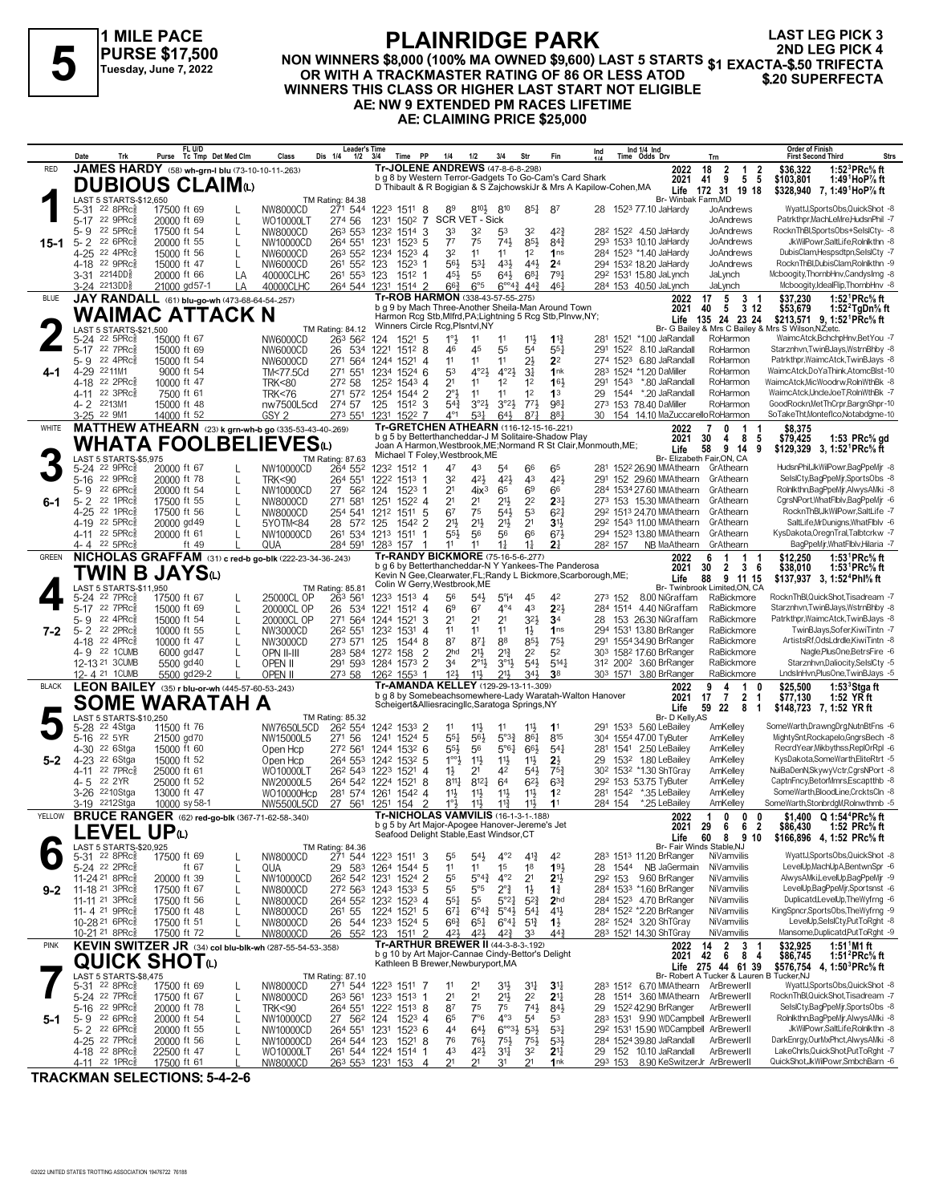# PLAINRIDGE PARK

**5** — 1 MILE PACE — PURSE $17,500 — Tuesday, June 7, 2022

**NON WINNERS $8,000 (100% MA OWNED $9,600) LAST 5 STARTS OR WITH A TRACKMASTER RATING OF 86 OR LESS ATOD WINNERS THIS CLASS OR HIGHER LAST START NOT ELIGIBLE AE: NW 9 EXTENDED PM RACES LIFETIME AE: CLAIMING PRICE $25,000**

$1 EXACTA-$.50 TRIFECTA $.20 SUPERFECTA — LAST LEG PICK 3 — 2ND LEG PICK 4

---

## 1 — RED — DUBIOUS CLAIM(L) — 15-1

**JAMES HARDY** (58) wh-grn-l blu (73-10-10-11-.263)

Tr-JOLENE ANDREWS (47-8-6-8-.298)
b g 8 by Western Terror-Gadgets To Go-Cam's Card Shark
D Thibault & R Bogigian & S ZajchowskiJr & Mrs A Kapilow-Cohen,MA
Br- Winbak Farm,MD

2022: 18 2 1 2 $36,322 1:52³PRc⅝ ft
2021: 41 9 5 5 $103,801 1:49¹HoP⅞ ft
Life: 172 31 19 18 $328,940 7, 1:49¹HoP⅞ ft

LAST 5 STARTS-$12,650 — TM Rating: 84.38

| Date | Trk | Purse | Tc Tmp | Class | Leader's Time | PP | 1/4 | 1/2 | 3/4 | Str | Fin | Ind Time | Odds Drv | Trn | Order of Finish |
|---|---|---|---|---|---|---|---|---|---|---|---|---|---|---|---|
| 5-31 22 8PRc⅝ | | 17500 ft 69 | L | NW8000CD | 27¹ 54⁴ 122³ 151¹ | 8 | 8⁹ | 8¹⁰½ | 8¹⁰ | 8⁵¼ | 8⁷ | 28 152³ 77.10 JaHardy | JoAndrews | WyattJ,SportsObs,QuickShot -8 |
| 5-17 22 9PRc⅝ | | 20000 ft 69 | L | WO10000LT | 27⁴ 56 123¹ 150² | 7 | SCR VET - Sick | | | | | | JoAndrews | Patrkthpr,MachLeMre,HudsnPhil -7 |
| 5-9 22 5PRc⅝ | | 17500 ft 54 | L | NW8000CD | 26³ 55³ 123² 151⁴ | 3 | 3³ | 3² | 5³ | 3² | 4²¾ | 28² 152² 4.50 JaHardy | JoAndrews | RocknThBl,SportsObs+SelslCty- -8 |
| 5-2 22 6PRc⅝ | | 20000 ft 55 | L | NW10000CD | 26⁴ 55¹ 123¹ 152³ | 5 | 7⁷ | 7⁵ | 7⁴½ | 8⁵½ | 8⁴¾ | 29³ 153³ 10.10 JaHardy | JoAndrews | JkWilPowr,SaltLife,Rolnkthn -8 |
| 4-25 22 4PRc⅝ | | 15000 ft 56 | L | NW6000CD | 26³ 55² 123⁴ 152³ | 4 | 3² | 1¹ | 1¹ | 1² | 1ns | 28⁴ 152³ *1.40 JaHardy | JoAndrews | DubisClam,Hespsdtpn,SelslCty -7 |
| 4-18 22 9PRc⅝ | | 15000 ft 47 | L | NW6000CD | 26¹ 55² 123 152³ | 1 | 5⁶½ | 5³¼ | 4³½ | 4⁴½ | 2⁴ | 29⁴ 153² 18.20 JaHardy | JoAndrews | RocknThBl,DubisClam,Rolnkthn -9 |
| 3-31 22 14DD⅝ | | 20000 ft 66 | LA | 40000CLHC | 26¹ 55³ 123 151² | 1 | 4⁵½ | 5⁵ | 6⁴½ | 6⁸¼ | 7⁹¼ | 29² 153¹ 15.80 JaLynch | JaLynch | Mcboogity,ThornbHnv,Candyslmg -8 |
| 3-24 22 13DD⅝ | | 21000 gd57-1 | LA | 40000CLHC | 26⁴ 54⁴ 123¹ 151⁴ | 2 | 6⁶¾ | 6°⁵ | 6°°⁴¾ | 4⁴¾ | 4⁶½ | 28⁴ 153 40.50 JaLynch | JaLynch | Mcboogity,IdealFlip,ThornbHnv -8 |

## 2 — BLUE — WAIMAC ATTACK N — 4-1

**JAY RANDALL** (61) blu-go-wh (473-68-64-54-.257)

Tr-ROB HARMON (338-43-57-55-.275)
b g 9 by Mach Three-Another Sheila-Man Around Town
Harmon Rcg Stb,Mlfrd,PA;Lightning 5 Rcg Stb,Plnvw,NY;
Winners Circle Rcg,Plsntvl,NY
Br- G Bailey & Mrs C Bailey & Mrs S Wilson,NZ;etc.

2022: 17 5 3 1 $37,230 1:52¹PRc⅝ ft
2021: 40 5 3 12 $53,679 1:52²TgDn⅝ ft
Life: 135 24 23 24 $213,571 9, 1:52¹PRc⅝ ft

LAST 5 STARTS-$21,500 — TM Rating: 84.12

| Date | Trk | Purse | Tc Tmp | Class | Leader's Time | PP | 1/4 | 1/2 | 3/4 | Str | Fin | Ind Time | Odds Drv | Trn | Order of Finish |
|---|---|---|---|---|---|---|---|---|---|---|---|---|---|---|---|
| 5-24 22 5PRc⅝ | | 15000 ft 67 | | NW6000CD | 26³ 56² 124 152¹ | 5 | 1°½ | 1¹ | 1¹ | 1¹½ | 1¹¾ | 28¹ 152¹ *1.00 JaRandall | RoHarmon | WaimcAtck,BchchpHnv,BetYou -7 |
| 5-17 22 7PRc⅝ | | 15000 ft 69 | | NW6000CD | 26 53⁴ 122¹ 151² | 8 | 4⁶ | 4⁵ | 5⁵ | 5⁴ | 5⁵¼ | 29¹ 152² 8.10 JaRandall | RoHarmon | Starznhvn,TwinBJays,WstrnBhby -8 |
| 5-9 22 4PRc⅝ | | 15000 ft 54 | | NW6000CD | 27¹ 56⁴ 124⁴ 152¹ | 1 | 1¹ | 1¹ | 1¹ | 2½ | 2² | 27⁴ 152³ 6.80 JaRandall | RoHarmon | Patrkthpr,WaimcAtck,TwinBJays -8 |
| 4-29 22 11M1 | | 9000 ft 54 | | TM<77.5Cd | 27¹ 55¹ 123⁴ 152⁴ | 6 | 5³ | 4°²½ | 4°²½ | 3¾ | 1nk | 28³ 152⁴ *1.20 DaMiller | RoHarmon | WaimcAtck,DoYaThink,AtomcBlst-10 |
| 4-18 22 2PRc⅝ | | 10000 ft 47 | | TRK<80 | 27² 58 125² 154³ | 4 | 2¹ | 1¹ | 1² | 1² | 1⁶½ | 29¹ 154³ *.80 JaRandall | RoHarmon | WaimcAtck,MicWoodrw,RolnWthBk -8 |
| 4-11 22 3PRc⅝ | | 7500 ft 61 | | TRK<76 | 27¹ 57² 125⁴ 154⁴ | 2 | 2°½ | 1¹ | 1¹ | 1² | 1³ | 29 154⁴ *.20 JaRandall | RoHarmon | WaimcAtck,UncleJoeT,RolnWthBk -7 |
| 4-2 22 13M1 | | 15000 ft 48 | | nw7500L5cd | 27⁴ 57 125 151² | 3 | 5⁴¾ | 3°²½ | 3°²½ | 7⁷½ | 9⁸¼ | 27³ 153 78.40 DaMiller | RoHarmon | GoodRockn,MetThCrpr,BargnShpr-10 |
| 3-25 22 9M1 | | 14000 ft 52 | | GSY 2 | 27³ 55¹ 123¹ 152² | 7 | 4°¹ | 5³¼ | 6⁴½ | 8⁷¼ | 8⁸¼ | 30 154 14.10 MaZuccarello | RoHarmon | SoTakeTht,Montefico,Notabdgme-10 |

## 3 — WHITE — WHATA FOOLBELIEVES(L) — 6-1

**MATTHEW ATHEARN** (23) k grn-wh-b go (335-53-43-40-.269)

Tr-GRETCHEN ATHEARN (116-12-15-16-.221)
b g 5 by Betterthancheddar-J M Solitaire-Shadow Play
Joan A Harmon,Westbrook,ME;Normand R St Clair,Monmouth,ME;
Michael T Foley,Westbrook,ME
Br- Elizabeth Fair,ON, CA

2022: 7 0 1 1 $8,375
2021: 30 4 8 5 $79,425 1:53 PRc⅝ gd
Life: 58 9 14 9 $129,329 3, 1:52¹PRc⅝ ft

LAST 5 STARTS-$5,975 — TM Rating: 87.63

| Date | Trk | Purse | Tc Tmp | Class | Leader's Time | PP | 1/4 | 1/2 | 3/4 | Str | Fin | Ind Time | Odds Drv | Trn | Order of Finish |
|---|---|---|---|---|---|---|---|---|---|---|---|---|---|---|---|
| 5-24 22 9PRc⅝ | | 20000 ft 67 | L | NW10000CD | 26⁴ 55² 123² 151² | 1 | 4⁷ | 4³ | 5⁴ | 6⁶ | 6⁵ | 28¹ 152² 26.90 MMAthearn | GrAthearn | HudsnPhil,JkWilPowr,BagPpeMjr -8 |
| 5-16 22 9PRc⅝ | | 20000 ft 78 | L | TRK<90 | 26⁴ 55¹ 122² 151³ | 1 | 3² | 4²½ | 4²½ | 4³ | 4²½ | 29¹ 152 29.60 MMAthearn | GrAthearn | SelslCty,BagPpeMjr,SportsObs -8 |
| 5-9 22 6PRc⅝ | | 20000 ft 54 | L | NW10000CD | 27 56² 124 152³ | 1 | 2¹ | 4ix³ | 6⁵ | 6⁹ | 6⁶ | 28⁴ 153⁴ 27.60 MMAthearn | GrAthearn | Rolnkthn,BagPpeMjr,AlwysAMki -8 |
| 5-2 22 1PRc⅝ | | 17500 ft 55 | L | NW8000CD | 27¹ 58¹ 125¹ 152² | 4 | 2¹ | 2¹ | 2¹½ | 2² | 2³¼ | 27³ 153 15.30 MMAthearn | GrAthearn | CgrsNPort,WhatFlblv,BagPpeMjr -6 |
| 4-25 22 1PRc⅝ | | 17500 ft 56 | L | NW8000CD | 25⁴ 54¹ 121² 151¹ | 5 | 6⁷ | 7⁵ | 5⁴½ | 5³ | 6²¼ | 29² 151³ 24.70 MMAthearn | GrAthearn | RocknThBl,JkWilPowr,SaltLife -7 |
| 4-19 22 5PRc⅝ | | 20000 gd49 | L | 5YOTM<84 | 28 57² 125 154² | 2 | 2¹½ | 2¹½ | 2¹½ | 2¹ | 3¹½ | 29² 154³ 11.00 MMAthearn | GrAthearn | SaltLife,MrDunigns,WhatFlblv -6 |
| 4-11 22 5PRc⅝ | | 20000 ft 61 | L | NW10000CD | 26¹ 53⁴ 121³ 151¹ | 1 | 5⁵½ | 5⁶ | 5⁶ | 6⁶ | 6⁷½ | 29⁴ 152³ 13.80 MMAthearn | GrAthearn | KysDakota,OregnTral,Talbtcrkw -7 |
| 4-4 22 5PRc⅝ | | ft 49 | L | QUA | 28⁴ 59¹ 128³ 157 | 1 | 1¹ | 1¹ | 1¾ | 1¾ | 2¼ | 28² 157 NB MaAthearn | GrAthearn | BagPpeMjr,WhatFlblv,Hilaria -7 |

## 4 — GREEN — TWIN B JAYS(L) — 7-2

**NICHOLAS GRAFFAM** (31) c red-b go-blk (222-23-34-36-.243)

Tr-RANDY BICKMORE (75-16-5-6-.277)
b g 6 by Betterthancheddar-N Y Yankees-The Panderosa
Kevin N Gee,Clearwater,FL;Randy L Bickmore,Scarborough,ME;
Colin W Gerry,Westbrook,ME
Br- Twinbrook Limited,ON, CA

2022: 6 1 1 1 $12,250 1:53¹PRc⅝ ft
2021: 30 2 3 6 $38,010 1:53¹PRc⅝ ft
Life: 88 9 11 15 $137,937 3, 1:52⁴Phl⅝ ft

LAST 5 STARTS-$11,950 — TM Rating: 85.81

| Date | Trk | Purse | Tc Tmp | Class | Leader's Time | PP | 1/4 | 1/2 | 3/4 | Str | Fin | Ind Time | Odds Drv | Trn | Order of Finish |
|---|---|---|---|---|---|---|---|---|---|---|---|---|---|---|---|
| 5-24 22 7PRc⅝ | | 17500 ft 67 | L | 25000CL OP | 26³ 56¹ 123³ 151³ | 4 | 5⁶ | 5⁴½ | 5°i⁴ | 4⁵ | 4² | 27³ 152 8.00 NiGraffam | RaBickmore | RocknThBl,QuickShot,Tisadream -7 |
| 5-17 22 7PRc⅝ | | 15000 ft 69 | L | 20000CL OP | 26 53⁴ 122¹ 151² | 4 | 6⁹ | 6⁷ | 4°⁴ | 4³ | 2²½ | 28⁴ 151⁴ 4.40 NiGraffam | RaBickmore | Starznhvn,TwinBJays,WstrnBhby -8 |
| 5-9 22 4PRc⅝ | | 15000 ft 54 | L | 20000CL OP | 27¹ 56⁴ 124⁴ 152¹ | 3 | 2¹ | 2¹ | 2¹ | 3²½ | 3⁴ | 28 153 26.30 NiGraffam | RaBickmore | Patrkthpr,WaimcAtck,TwinBJays -8 |
| 5-2 22 2PRc⅝ | | 10000 ft 55 | L | NW3000CD | 26² 55¹ 123² 153¹ | 4 | 1¹ | 1¹ | 1¹ | 1½ | 1ns | 29⁴ 153¹ 13.80 BrRanger | RaBickmore | TwinBJays,Sofer,KiwiTintn -7 |
| 4-18 22 4PRc⅝ | | 10000 ft 47 | L | NW3000CD | 27³ 57¹ 125 154⁴ | 8 | 8⁷ | 8⁷½ | 8⁸ | 8⁵½ | 7⁵½ | 29¹ 155⁴ 34.90 BrRanger | RaBickmore | ArtistsRf,OdsLdrdle,KiwiTintn -8 |
| 4-9 22 1CUMB | | 6000 gd47 | L | OPN II-III | 28³ 58⁴ 127² 158 | 2 | 2hd | 2¹½ | 2¹¾ | 2² | 5² | 30³ 158² 17.60 BrRanger | RaBickmore | Nagle,PlusOne,BetrsFire -6 |
| 12-13 21 3CUMB | | 5500 ad40 | L | OPEN II | 29¹ 59³ 128⁴ 157³ | 2 | 3⁴ | 2°°1½ | 3°°1½ | 5⁴½ | 5¹⁴¼ | 31² 200² 3.60 BrRanger | RaBickmore | Starznhvn,Daliocity,SelslCty -5 |
| 12-4 21 1CUMB | | 5500 gd29-2 | L | OPEN II | 27³ 58 126² 155³ | 1 | 1²½ | 1¹½ | 2¹½ | 3⁴½ | 3⁸ | 30³ 157¹ 3.80 BrRanger | RaBickmore | LndsInHvn,PlusOne,TwinBJays -5 |

## 5 — BLACK — SOME WARATAH A — 5-2

**LEON BAILEY** (35) r blu-or-wh (445-57-60-53-.243)

Tr-AMANDA KELLEY (129-29-13-11-.309)
b g 8 by Somebeachsomewhere-Lady Waratah-Walton Hanover
Scheigert&Alliesracingllc,Saratoga Springs,NY
Br- D Kelly,AS

2022: 9 4 1 0 $25,500 1:53³Stga ft
2021: 17 7 2 1 $77,130 1:52 YR ft
Life: 59 22 8 1 $148,723 7, 1:52 YR ft

LAST 5 STARTS-$10,250 — TM Rating: 85.32

| Date | Trk | Purse | Tc Tmp | Class | Leader's Time | PP | 1/4 | 1/2 | 3/4 | Str | Fin | Ind Time | Odds Drv | Trn | Order of Finish |
|---|---|---|---|---|---|---|---|---|---|---|---|---|---|---|---|
| 5-28 22 4Stga | | 11500 ft 76 | | NW7650L5CD | 26² 55⁴ 124² 153³ | 2 | 1¹ | 1¹½ | 1¹ | 1¹½ | 1¹ | 29¹ 153³ 5.60 LeBailey | AmKelley | SomeWarth,DrawngDrg,NutnBtFns -6 |
| 5-16 22 5YR | | 21500 gd70 | | NW15000L5 | 27¹ 56 124¹ 152⁴ | 5 | 5⁵½ | 5⁶½ | 5°³¼ | 8⁶½ | 8¹⁵ | 30⁴ 155⁴ 47.10 TyButer | AmKelley | MightySnt,Rockapelo,GngrsBech -8 |
| 4-30 22 6Stga | | 15000 ft 60 | | Open Hcp | 27² 56¹ 124⁴ 153² | 6 | 5⁵½ | 5⁶ | 5°⁶½ | 6⁶½ | 5⁴¼ | 28¹ 154¹ 2.50 LeBailey | AmKelley | RecrdYear,Mikbythss,ReplOrRpl -6 |
| 4-23 22 6Stga | | 15000 ft 52 | | Open Hcp | 26⁴ 55³ 124² 153² | 5 | 1°°½ | 1¹½ | 1¹½ | 1¹½ | 2¾ | 29 153² 1.80 LeBailey | AmKelley | KysDakota,SomeWarth,EliteRtrt -5 |
| 4-11 22 7PRc⅝ | | 25000 ft 61 | | WO10000LT | 26² 54³ 122³ 152¹ | 4 | 1½ | 2¹ | 4² | 5⁴½ | 7⁵¾ | 30² 153² *1.30 ShTGray | AmKelley | NuiBaDenN,SkywyVctr,CgrsNPort -8 |
| 4-5 22 2YR | | 25000 ft 52 | | NW20000L5 | 26⁴ 54² 122⁴ 152¹ | 8 | 8¹¹½ | 8¹²¼ | 6⁴ | 6²½ | 6³¾ | 29² 153 53.75 TyButer | AmKelley | CaptnFncy,BetorMmrs,Escaptthb -8 |
| 3-26 22 10Stga | | 13000 ft 47 | | WO10000Hcp | 28¹ 57⁴ 126¹ 154² | 4 | 1¹½ | 1¹½ | 1¹½ | 1¹½ | 1² | 28¹ 154² *.35 LeBailey | AmKelley | SomeWarth,BloodLine,CrcktsCln -8 |
| 3-19 22 12Stga | | 10000 sy58-1 | | NW5500L5CD | 27 56¹ 125¹ 154 | 2 | 1°½ | 1¹½ | 1¹¾ | 1¹½ | 1¹ | 28⁴ 154 *.25 LeBailey | AmKelley | SomeWarth,StonbrdgM,Rolnwthmb -5 |

## 6 — YELLOW — LEVEL UP(L) — 9-2

**BRUCE RANGER** (62) red-go-blk (367-71-62-58-.340)

Tr-NICHOLAS VAMVILIS (16-1-3-1-.188)
b g 5 by Art Major-Apogee Hanover-Jereme's Jet
Seafood Delight Stable,East Windsor,CT
Br- Fair Winds Stable,NJ

2022: 1 0 0 0 $1,400 Q 1:54⁴PRc⅝ ft
2021: 29 6 6 2 $86,430 1:52 PRc⅝ ft
Life: 60 8 9 10 $166,896 4, 1:52 PRc⅝ ft

LAST 5 STARTS-$20,925 — TM Rating: 84.36

| Date | Trk | Purse | Tc Tmp | Class | Leader's Time | PP | 1/4 | 1/2 | 3/4 | Str | Fin | Ind Time | Odds Drv | Trn | Order of Finish |
|---|---|---|---|---|---|---|---|---|---|---|---|---|---|---|---|
| 5-31 22 8PRc⅝ | | 17500 ft 69 | L | NW8000CD | 27¹ 54⁴ 122³ 151¹ | 3 | 5⁵ | 5⁴½ | 4°² | 4¹¾ | 4² | 28³ 151³ 11.20 BrRanger | NiVamvilis | WyattJ,SportsObs,QuickShot -8 |
| 5-24 22 2PRc⅝ | | ft 67 | L | QUA | 29 58³ 126⁴ 154⁴ | 5 | 1¹ | 1¹ | 1⁵ | 1⁸ | 1⁹½ | 28 154⁴ NB JaGermain | NiVamvilis | LevelUp,MachUpA,BentwnSpr -6 |
| 11-24 21 8PRc⅝ | | 20000 ft 39 | L | NW10000CD | 26² 54² 123¹ 152⁴ | 2 | 5⁵ | 5°⁴¾ | 4°² | 2¹ | 2¹½ | 29² 153 9.60 BrRanger | NiVamvilis | AlwysAMki,LevelUp,BagPpeMjr -9 |
| 11-18 21 3PRc⅝ | | 17500 ft 67 | L | NW8000CD | 27² 56³ 124³ 153³ | 5 | 5⁵ | 5°⁵ | 2°¾ | 1½ | 1¾ | 28⁴ 153³ *1.60 BrRanger | NiVamvilis | LevelUp,BagPpeMjr,Sportsnst -6 |
| 11-11 21 3PRc⅝ | | 17500 ft 56 | L | NW8000CD | 26⁴ 55² 123² 152³ | 4 | 5⁵½ | 5⁵ | 5°²¼ | 5²¾ | 2hd | 28⁴ 152³ 4.70 BrRanger | NiVamvilis | DuplicatdLevelUp,TheWyfrng -6 |
| 11-4 21 9PRc⅝ | | 17500 ft 48 | L | NW8000CD | 26¹ 55 122⁴ 152¹ | 5 | 6⁷¼ | 6°⁴¾ | 5°⁴½ | 5⁴¼ | 4¹½ | 28⁴ 152² *2.20 BrRanger | NiVamvilis | KingSpncr,SportsObs,TheWyfrng -9 |
| 10-28 21 6PRc⅝ | | 17500 ft 51 | L | NW8000CD | 26 54⁴ 123³ 152⁴ | 5 | 6⁶¾ | 6⁵¼ | 6°⁴¼ | 5¹¾ | 1½ | 28² 152⁴ 3.20 ShTGray | NiVamvilis | LevelUp,SelslCty,PutToRght -8 |
| 10-21 21 8PRc⅝ | | 17500 ft 72 | L | NW8000CD | 26 55² 123 151² | 2 | 4²½ | 4²½ | 4²¾ | 3³ | 4⁴¾ | 28³ 152¹ 14.30 ShTGray | NiVamvilis | Mansome,Duplicatd,PutToRght -9 |

## 7 — PINK — QUICK SHOT(L) — 5-1

**KEVIN SWITZER JR** (34) col blu-blk-wh (287-55-54-53-.358)

Tr-ARTHUR BREWER II (44-3-8-3-.192)
b g 10 by Art Major-Cannae Cindy-Bettor's Delight
Kathleen B Brewer,Newburyport,MA
Br- Robert A Tucker & Lauren B Tucker,NJ

2022: 14 2 3 1 $32,925 1:51¹M1 ft
2021: 42 6 8 4 $86,745 1:51²PRc⅝ ft
Life: 275 44 61 39 $576,754 4, 1:50³PRc⅝ ft

LAST 5 STARTS-$8,475 — TM Rating: 87.10

| Date | Trk | Purse | Tc Tmp | Class | Leader's Time | PP | 1/4 | 1/2 | 3/4 | Str | Fin | Ind Time | Odds Drv | Trn | Order of Finish |
|---|---|---|---|---|---|---|---|---|---|---|---|---|---|---|---|
| 5-31 22 8PRc⅝ | | 17500 ft 69 | L | NW8000CD | 27¹ 54⁴ 122³ 151¹ | 7 | 1¹ | 2¹ | 3¹½ | 3¹¼ | 3¹¼ | 28³ 151² 6.70 MMAthearn | ArBrewerII | WyattJ,SportsObs,QuickShot -8 |
| 5-24 22 7PRc⅝ | | 17500 ft 67 | L | NW8000CD | 26³ 56¹ 123³ 151³ | 1 | 2¹ | 2¹ | 2¹½ | 2² | 2¹¾ | 28 151⁴ 3.60 MMAthearn | ArBrewerII | RocknThBl,QuickShot,Tisadream -7 |
| 5-16 22 9PRc⅝ | | 20000 ft 78 | L | TRK<90 | 26⁴ 55¹ 122² 151³ | 8 | 8⁷ | 7⁵ | 7⁵ | 7⁴½ | 8⁴½ | 29 152² 42.90 BrRanger | ArBrewerII | SelslCty,BagPpeMjr,SportsObs -8 |
| 5-9 22 6PRc⅝ | | 20000 ft 54 | L | NW10000CD | 27 56² 124 152³ | 4 | 6⁵ | 7°⁶ | 4°³ | 5⁴ | 5³ | 28³ 153¹ 9.90 WDCampbell | ArBrewerII | Rolnkthn,BagPpeMjr,AlwysAMki -8 |
| 5-2 22 6PRc⅝ | | 20000 ft 55 | L | NW10000CD | 26⁴ 55¹ 123¹ 152³ | 6 | 4⁴ | 6⁴½ | 6°°³½ | 5³¾ | 5³¼ | 29² 153¹ 15.90 WDCampbell | ArBrewerII | JkWilPowr,SaltLife,Rolnkthn -8 |
| 4-25 22 7PRc⅝ | | 20000 ft 56 | L | NW10000CD | 26⁴ 54⁴ 123 152¹ | 8 | 7⁶ | 7⁶½ | 7⁵½ | 7⁵½ | 5³½ | 28⁴ 152⁴ 39.80 JaRandall | ArBrewerII | DarkEnrgy,OurMxPhct,AlwysAMki -8 |
| 4-18 22 8PRc⅝ | | 22500 ft 47 | L | WO10000LT | 26¹ 54⁴ 122⁴ 151⁴ | 1 | 4³ | 4²½ | 3¹¾ | 3² | 2¹¼ | 29 152 10.10 JaRandall | ArBrewerII | LakeChrls,QuickShot,PutToRght -8 |
| 4-11 22 1PRc⅝ | | 17500 ft 61 | L | NW8000CD | 26³ 55³ 123¹ 153 | 4 | 2¹ | 2¹ | 3¹ | 2¹ | 1nk | 29³ 153 8.90 KeSwitzerJr | ArBrewerII | QuickShot,JkWilPowr,SmbchBarn -6 |

**TRACKMAN SELECTIONS: 5-4-2-6**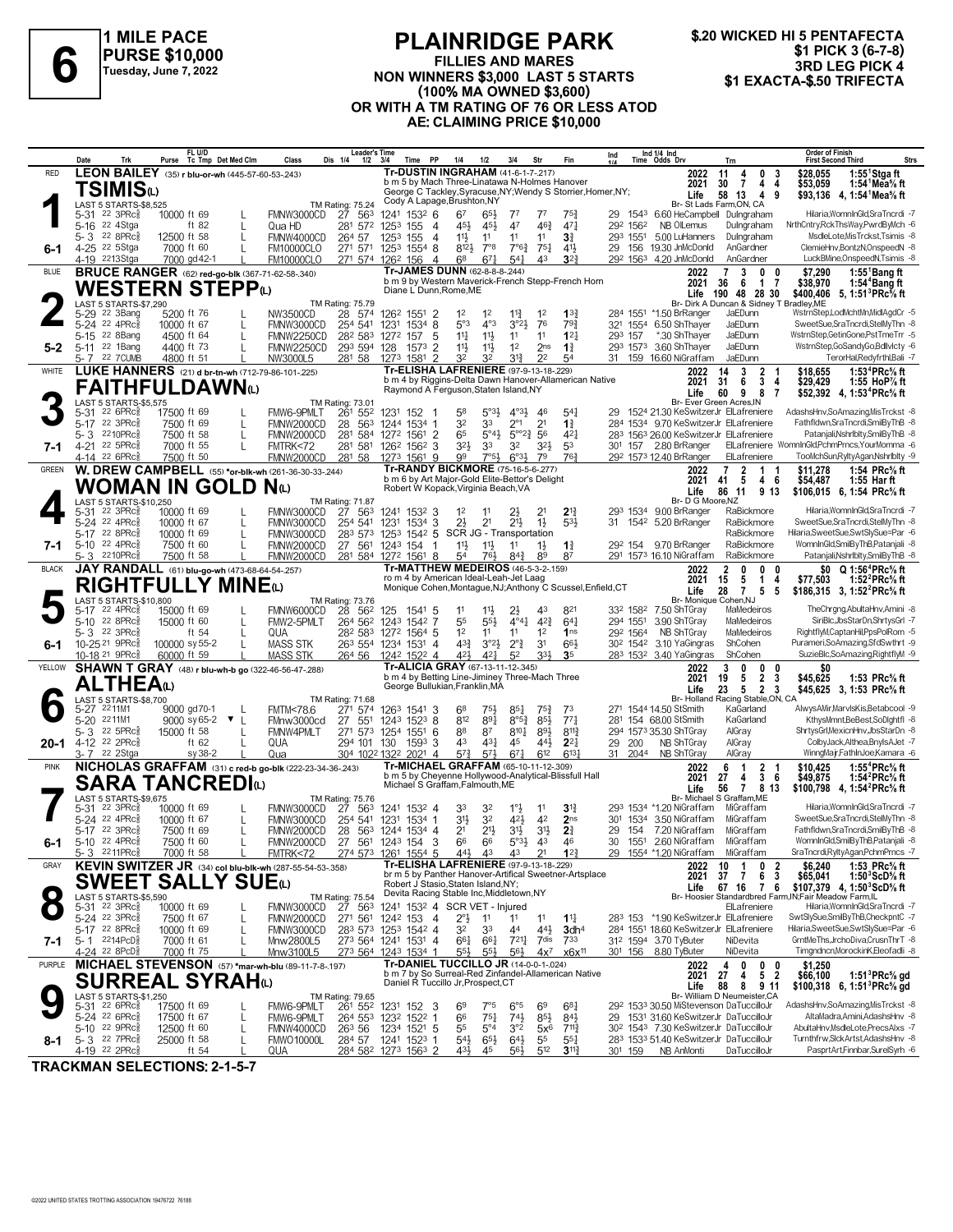# PLAINRIDGE PARK

**6** — 1 MILE PACE — PURSE $10,000 — Tuesday, June 7, 2022

**FILLIES AND MARES**
**NON WINNERS $3,000 LAST 5 STARTS (100% MA OWNED $3,600)**
**OR WITH A TM RATING OF 76 OR LESS ATOD**
**AE: CLAIMING PRICE $10,000**

$.20 WICKED HI 5 PENTAFECTA
$1 PICK 3 (6-7-8)
3RD LEG PICK 4
$1 EXACTA-$.50 TRIFECTA

---

## 1 — RED — TSIMIS(L) — 6-1

**LEON BAILEY** (35) r blu-or-wh (445-57-60-53-.243)
**Tr-DUSTIN INGRAHAM** (41-6-1-7-.217)
b m 5 by Mach Three-Linatawa N-Holmes Hanover
George C Tackley,Syracuse,NY;Wendy S Storrier,Homer,NY;Cody A Lapage,Brushton,NY
Br- St Lads Farm,ON, CA

| | Starts | Win | Pl | Sh | Earnings | Record |
|---|---|---|---|---|---|---|
| 2022 | 11 | 4 | 0 | 3 | $28,055 | 1:55¹Stga ft |
| 2021 | 30 | 7 | 4 | 4 | $53,059 | 1:54¹Mea⅝ ft |
| Life | 58 | 13 | 4 | 9 | $93,136 | 4, 1:54¹Mea⅝ ft |

LAST 5 STARTS-$8,525 — TM Rating: 75.24

| Date | Trk | Purse | Cond | Class | 1/4 | 1/2 | 3/4 | Time | PP | 1/4 | 1/2 | 3/4 | Str | Fin | Ind | Time | Odds | Drv | Trn | Order of Finish |
|---|---|---|---|---|---|---|---|---|---|---|---|---|---|---|---|---|---|---|---|---|
| 5-31 | 22 3PRc⅝ | 10000 | ft 69 L | FMNW3000CD | 27 | 56³ | 124¹ | 153² | 6 | 6⁷ | 6⁵½ | 7⁷ | 7⁷ | 7⁵¾ | 29 | 154³ | 6.60 | HeCampbell | DuIngraham | Hilaria,WomnInGld,SraTncrdi -7 |
| 5-16 | 22 4Stga | | ft 82 L | Qua HD | 28¹ | 57² | 125³ | 155 | 4 | 4⁵½ | 4⁵½ | 4⁷ | 4⁶¾ | 4⁷½ | 29² | 156² | NB | OlLemus | DuIngraham | NrthCntry,RckThsWay,PwrdByMch -6 |
| 5-3 | 22 8PRc⅝ | 12500 | ft 58 L | FMNW4000CD | 26⁴ | 57 | 125³ | 155 | 4 | 1¹½ | 1¹ | 1¹ | 1¹ | 3¾ | 29³ | 155¹ | 5.00 | LuHanners | DuIngraham | MsdleLote,MisTrckst,Tsimis -8 |
| 4-25 | 22 5Stga | 7000 | ft 60 L | FM10000CLO | 27¹ | 57¹ | 125³ | 155⁴ | 8 | 8¹²½ | 7°⁸ | 7°⁶¾ | 7⁵¼ | 4¹½ | 29 | 156 | 19.30 | JnMcDonld | AnGardner | ClemieHnv,BontzN,OnspeedN -8 |
| 4-19 | 22 13Stga | 7000 | gd 42-1 L | FM10000CLO | 27¹ | 57⁴ | 126² | 156 | 4 | 6⁸ | 6⁷½ | 5⁴¼ | 4³ | 3²¾ | 29² | 156³ | 4.20 | JnMcDonld | AnGardner | LuckBMine,OnspeedN,Tsimis -8 |

## 2 — BLUE — WESTERN STEPP(L) — 5-2

**BRUCE RANGER** (62) red-go-blk (367-71-62-58-.340)
**Tr-JAMES DUNN** (62-8-8-8-.244)
b m 9 by Western Maverick-French Stepp-French Horn
Diane L Dunn,Rome,ME
Br- Dirk A Duncan & Sidney T Bradley,ME

| | Starts | Win | Pl | Sh | Earnings | Record |
|---|---|---|---|---|---|---|
| 2022 | 7 | 3 | 0 | 0 | $7,290 | 1:55¹Bang ft |
| 2021 | 36 | 6 | 1 | 7 | $38,970 | 1:54⁴Bang ft |
| Life | 190 | 48 | 28 | 30 | $400,406 | 5, 1:51³PRc⅝ ft |

LAST 5 STARTS-$7,290 — TM Rating: 75.79

| Date | Trk | Purse | Cond | Class | 1/4 | 1/2 | 3/4 | Time | PP | 1/4 | 1/2 | 3/4 | Str | Fin | Ind | Time | Odds | Drv | Trn | Order of Finish |
|---|---|---|---|---|---|---|---|---|---|---|---|---|---|---|---|---|---|---|---|---|
| 5-29 | 22 3Bang | 5200 | ft 76 L | NW3500CD | 28 | 57⁴ | 126² | 155¹ | 2 | 1² | 1² | 1¹¾ | 1² | 1³¾ | 28⁴ | 155¹ | *1.50 | BrRanger | JaEDunn | WstrnStep,LodMchtMn,MidlAgdCr -5 |
| 5-24 | 22 4PRc⅝ | 10000 | ft 67 L | FMNW3000CD | 25⁴ | 54¹ | 123¹ | 153⁴ | 8 | 5°³ | 4°³ | 3°²½ | 7⁶ | 7⁹¾ | 32¹ | 155⁴ | 6.50 | ShThayer | JaEDunn | SweetSue,SraTncrdi,StelMyThn -8 |
| 5-15 | 22 8Bang | 4500 | ft 64 L | FMNW2250CD | 28² | 58³ | 127² | 157 | 5 | 1¹½ | 1¹½ | 1¹ | 1¹ | 1²½ | 29³ | 157 | *.30 | ShThayer | JaEDunn | WstrnStep,GetinGone,PstTmeTrr -5 |
| 5-11 | 22 1Bang | 4400 | ft 73 L | FMNW2250CD | 29³ | 59⁴ | 128 | 157³ | 2 | 1¹½ | 1¹½ | 1² | 2ns | 1¾ | 29³ | 157³ | 3.60 | ShThayer | JaEDunn | WstrnStep,GoSandyGo,BdlvIcty -6 |
| 5-7 | 22 7CUMB | 4800 | ft 51 | NW3000L5 | 28¹ | 58 | 127³ | 158¹ | 2 | 3² | 3² | 3¹¾ | 2² | 5⁴ | 31 | 159 | 16.60 | NiGraffam | JaEDunn | TerorHal,Redyfrthl,Bali -7 |

## 3 — WHITE — FAITHFULDAWN(L) — 7-1

**LUKE HANNERS** (21) d br-tn-wh (712-79-86-101-.225)
**Tr-ELISHA LAFRENIERE** (97-9-13-18-.229)
b m 4 by Riggins-Delta Dawn Hanover-Allamerican Native
Raymond A Ferguson,Staten Island,NY
Br- Ever Green Acres,IN

| | Starts | Win | Pl | Sh | Earnings | Record |
|---|---|---|---|---|---|---|
| 2022 | 14 | 3 | 2 | 1 | $18,655 | 1:53⁴PRc⅝ ft |
| 2021 | 31 | 6 | 3 | 4 | $29,429 | 1:55 HoP⅞ ft |
| Life | 60 | 9 | 8 | 7 | $52,392 | 4, 1:53⁴PRc⅝ ft |

LAST 5 STARTS-$5,575 — TM Rating: 73.01

| Date | Trk | Purse | Cond | Class | 1/4 | 1/2 | 3/4 | Time | PP | 1/4 | 1/2 | 3/4 | Str | Fin | Ind | Time | Odds | Drv | Trn | Order of Finish |
|---|---|---|---|---|---|---|---|---|---|---|---|---|---|---|---|---|---|---|---|---|
| 5-31 | 22 6PRc⅝ | 17500 | ft 69 L | FMW6-9PMLT | 26¹ | 55² | 123¹ | 152 | 1 | 5⁸ | 5°³½ | 4°³¼ | 4⁶ | 5⁴¼ | 29 | 152⁴ | 21.30 | KeSwitzerJr | ElLafreniere | AdashsHnv,SoAmazing,MisTrckst -8 |
| 5-17 | 22 3PRc⅝ | 7500 | ft 69 L | FMNW2000CD | 28 | 56³ | 124⁴ | 153⁴ | 1 | 3² | 3³ | 2°¹ | 2¹ | 1¾ | 28⁴ | 153⁴ | 9.70 | KeSwitzerJr | ElLafreniere | Faithfldwn,SraTncrdi,SmilByThB -8 |
| 5-3 | 22 10PRc⅝ | 7500 | ft 58 L | FMNW2000CD | 28¹ | 58⁴ | 127² | 156¹ | 2 | 6⁵ | 5°⁴½ | 5°°²¾ | 5⁶ | 4²½ | 28³ | 156³ | 26.00 | KeSwitzerJr | ElLafreniere | Patanjali,Nshrlblty,SmilByThB -8 |
| 4-21 | 22 5PRc⅝ | 7000 | ft 55 L | FMTRK<72 | 28¹ | 58¹ | 126² | 156² | 3 | 3²½ | 3³ | 3² | 3²½ | 5³ | 30¹ | 157 | 2.80 | BrRanger | ElLafreniere | WomnInGld,PchmPrncs,YourMomma -6 |
| 4-14 | 22 6PRc⅝ | 7500 | ft 50 | FMNW2000CD | 28¹ | 58 | 127³ | 156¹ | 9 | 9⁹ | 7°⁶½ | 6°³¼ | 7⁹ | 7⁶¾ | 29² | 157³ | 12.40 | BrRanger | ElLafreniere | TooMchSun,RyltyAgan,Nshrlblty -9 |

## 4 — GREEN — WOMAN IN GOLD N(L) — 7-1

**W. DREW CAMPBELL** (55) *or-blk-wh (261-36-30-33-.244)
**Tr-RANDY BICKMORE** (75-16-5-6-.277)
b m 6 by Art Major-Gold Elite-Bettor's Delight
Robert W Kopack,Virginia Beach,VA
Br- D G Moore,NZ

| | Starts | Win | Pl | Sh | Earnings | Record |
|---|---|---|---|---|---|---|
| 2022 | 7 | 2 | 1 | 1 | $11,278 | 1:54 PRc⅝ ft |
| 2021 | 41 | 5 | 4 | 6 | $54,487 | 1:55 Har ft |
| Life | 86 | 11 | 9 | 13 | $106,015 | 6, 1:54 PRc⅝ ft |

LAST 5 STARTS-$10,250 — TM Rating: 71.87

| Date | Trk | Purse | Cond | Class | 1/4 | 1/2 | 3/4 | Time | PP | 1/4 | 1/2 | 3/4 | Str | Fin | Ind | Time | Odds | Drv | Trn | Order of Finish |
|---|---|---|---|---|---|---|---|---|---|---|---|---|---|---|---|---|---|---|---|---|
| 5-31 | 22 3PRc⅝ | 10000 | ft 69 L | FMNW3000CD | 27 | 56³ | 124¹ | 153² | 3 | 1² | 1¹ | 2½ | 2¹ | 2¹¾ | 29³ | 153⁴ | 9.00 | BrRanger | RaBickmore | Hilaria,WomnInGld,SraTncrdi -7 |
| 5-24 | 22 4PRc⅝ | 10000 | ft 67 L | FMNW3000CD | 25⁴ | 54¹ | 123¹ | 153⁴ | 3 | 2½ | 2¹ | 2¹½ | 1½ | 5³½ | 31 | 154² | 5.20 | BrRanger | RaBickmore | SweetSue,SraTncrdi,StelMyThn -8 |
| 5-17 | 22 8PRc⅝ | 10000 | ft 69 L | FMNW3000CD | 28³ | 57³ | 125³ | 154² | 5 | SCR JG - Transportation | | | | | | | | | RaBickmore | Hilaria,SweetSue,SwtSlySue=Par -6 |
| 5-10 | 22 4PRc⅝ | 7500 | ft 60 L | FMNW2000CD | 27 | 56¹ | 124³ | 154 | 1 | 1¹½ | 1¹½ | 1¹ | 1½ | 1¾ | 29² | 154 | 9.70 | BrRanger | RaBickmore | WomnInGld,SmilByThB,Patanjali -8 |
| 5-3 | 22 10PRc⅝ | 7500 | ft 58 L | FMNW2000CD | 28¹ | 58⁴ | 127² | 156¹ | 8 | 5⁴ | 7⁶½ | 8⁴¾ | 8⁹ | 8⁷ | 29¹ | 157³ | 16.10 | NiGraffam | RaBickmore | Patanjali,Nshrlblty,SmilByThB -8 |

## 5 — BLACK — RIGHTFULLY MINE(L) — 6-1

**JAY RANDALL** (61) blu-go-wh (473-68-64-54-.257)
**Tr-MATTHEW MEDEIROS** (46-5-3-2-.159)
ro m 4 by American Ideal-Leah-Jet Laag
Monique Cohen,Montague,NJ;Anthony C Scussel,Enfield,CT
Br- Monique Cohen,NJ

| | Starts | Win | Pl | Sh | Earnings | Record |
|---|---|---|---|---|---|---|
| 2022 | 2 | 0 | 0 | 0 | $0 | Q 1:56⁴PRc⅝ ft |
| 2021 | 15 | 5 | 1 | 4 | $77,503 | 1:52²PRc⅝ ft |
| Life | 28 | 7 | 5 | 5 | $186,315 | 3, 1:52²PRc⅝ ft |

LAST 5 STARTS-$10,800 — TM Rating: 73.76

| Date | Trk | Purse | Cond | Class | 1/4 | 1/2 | 3/4 | Time | PP | 1/4 | 1/2 | 3/4 | Str | Fin | Ind | Time | Odds | Drv | Trn | Order of Finish |
|---|---|---|---|---|---|---|---|---|---|---|---|---|---|---|---|---|---|---|---|---|
| 5-17 | 22 4PRc⅝ | 15000 | ft 69 L | FMNW6000CD | 28 | 56² | 125 | 154¹ | 5 | 1¹ | 1¹½ | 2½ | 4³ | 8²¹ | 33² | 158² | 7.50 | ShTGray | MaMedeiros | TheChrgng,AbultaHnv,Amini -8 |
| 5-10 | 22 8PRc⅝ | 15000 | ft 60 L | FMW2-5PMLT | 26⁴ | 56² | 124³ | 154² | 7 | 5⁵ | 5⁵½ | 4°⁴¼ | 4²¾ | 6⁴¼ | 29⁴ | 155¹ | 3.90 | ShTGray | MaMedeiros | SiriBlc,JbsStarDn,ShrtysGrl -7 |
| 5-3 | 22 3PRc⅝ | | ft 54 L | QUA | 28² | 58³ | 127² | 156⁴ | 5 | 1² | 1¹ | 1¹ | 1² | 1ns | 29² | 156⁴ | NB | ShTGray | MaMedeiros | RightflyM,CaptanHil,PpsPolRom -5 |
| 10-25 | 21 9PRc⅝ | 100000 | sy 55-2 L | MASS STK | 26³ | 55⁴ | 123⁴ | 153¹ | 4 | 4³¾ | 3°²½ | 2°¾ | 3¹ | 6⁶½ | 30² | 154² | 3.10 | YaGingras | ShCohen | Purameri,SoAmazing,SfdSwthrt -9 |
| 10-18 | 21 9PRc⅝ | 60000 | ft 59 | MASS STK | 26⁴ | 56 | 124² | 152² | 4 | 4²½ | 4²¼ | 5² | 3³½ | 3⁵ | 28³ | 153² | 3.40 | YaGingras | ShCohen | SuzieBlc,SoAmazing,RightflyM -9 |

## 6 — YELLOW — ALTHEA(L) — 20-1

**SHAWN T GRAY** (48) r blu-wh-b go (322-46-56-47-.288)
**Tr-ALICIA GRAY** (67-13-11-12-.345)
b m 4 by Betting Line-Jiminey Three-Mach Three
George Bullukian,Franklin,MA
Br- Holland Racing Stable,ON, CA

| | Starts | Win | Pl | Sh | Earnings | Record |
|---|---|---|---|---|---|---|
| 2022 | 3 | 0 | 0 | 0 | $0 | |
| 2021 | 19 | 5 | 2 | 3 | $45,625 | 1:53 PRc⅝ ft |
| Life | 23 | 5 | 2 | 3 | $45,625 | 3, 1:53 PRc⅝ ft |

LAST 5 STARTS-$8,700 — TM Rating: 71.68

| Date | Trk | Purse | Cond | Class | 1/4 | 1/2 | 3/4 | Time | PP | 1/4 | 1/2 | 3/4 | Str | Fin | Ind | Time | Odds | Drv | Trn | Order of Finish |
|---|---|---|---|---|---|---|---|---|---|---|---|---|---|---|---|---|---|---|---|---|
| 5-27 | 22 11M1 | 9000 | gd 70-1 L | FMTM<78.6 | 27¹ | 57⁴ | 126³ | 154¹ | 3 | 6⁸ | 7⁵½ | 8⁵¾ | 7⁵¾ | 7³ | 27¹ | 154⁴ | 14.50 | StSmith | KaGarland | AlwysAMir,MarvlsKis,Betabcool -9 |
| 5-20 | 22 11M1 | 9000 | sy 65-2 ▼ L | FMnw3000cd | 27 | 55¹ | 124³ | 152³ | 8 | 8¹² | 8⁹½ | 8°⁵¾ | 8⁵½ | 7⁷¼ | 28¹ | 154 | 68.00 | StSmith | KaGarland | KthysMmnt,BeBest,SoDlghtfl -8 |
| 5-3 | 22 5PRc⅝ | 15000 | ft 58 L | FMNW4PMLT | 27¹ | 57³ | 125⁴ | 155¹ | 6 | 8⁸ | 8⁷ | 8¹⁰¼ | 8⁹½ | 8¹¹¾ | 29⁴ | 157³ | 35.30 | ShTGray | AlGray | ShrtysGrl,MexicnHnv,JbsStarDn -8 |
| 4-12 | 22 2PRc⅝ | | ft 62 L | QUA | 29⁴ | 101 | 130 | 159³ | 3 | 4³ | 4³½ | 4⁵ | 4⁴½ | 2²½ | 29 | 200 | NB | ShTGray | AlGray | ColbyJack,Althea,BnylsAJet -7 |
| 3-7 | 22 2Stga | | sy 38-2 | Qua | 30⁴ | 102² | 132² | 202¹ | 4 | 5⁷¾ | 5⁷½ | 6⁷¼ | 6¹² | 6¹³½ | 31 | 204⁴ | NB | ShTGray | AlGray | WinngMajr,FathInJoe,Kamara -6 |

## 7 — PINK — SARA TANCREDI(L) — 6-1

**NICHOLAS GRAFFAM** (31) c red-b go-blk (222-23-34-36-.243)
**Tr-MICHAEL GRAFFAM** (65-10-11-12-.309)
b m 5 by Cheyenne Hollywood-Analytical-Blissfull Hall
Michael S Graffam,Falmouth,ME
Br- Michael S Graffam,ME

| | Starts | Win | Pl | Sh | Earnings | Record |
|---|---|---|---|---|---|---|
| 2022 | 6 | 1 | 2 | 1 | $10,425 | 1:55⁴PRc⅝ ft |
| 2021 | 27 | 4 | 3 | 6 | $49,875 | 1:54²PRc⅝ ft |
| Life | 56 | 7 | 8 | 13 | $100,798 | 4, 1:54²PRc⅝ ft |

LAST 5 STARTS-$9,675 — TM Rating: 75.76

| Date | Trk | Purse | Cond | Class | 1/4 | 1/2 | 3/4 | Time | PP | 1/4 | 1/2 | 3/4 | Str | Fin | Ind | Time | Odds | Drv | Trn | Order of Finish |
|---|---|---|---|---|---|---|---|---|---|---|---|---|---|---|---|---|---|---|---|---|
| 5-31 | 22 3PRc⅝ | 10000 | ft 69 L | FMNW3000CD | 27 | 56³ | 124¹ | 153² | 4 | 3³ | 3² | 1°½ | 1¹ | 3¹¾ | 29³ | 153⁴ | *1.20 | NiGraffam | MiGraffam | Hilaria,WomnInGld,SraTncrdi -7 |
| 5-24 | 22 4PRc⅝ | 10000 | ft 67 L | FMNW3000CD | 25⁴ | 54¹ | 123¹ | 153⁴ | 1 | 3¹½ | 3² | 4²½ | 4² | 2ns | 30¹ | 153⁴ | 3.50 | NiGraffam | MiGraffam | SweetSue,SraTncrdi,StelMyThn -8 |
| 5-17 | 22 3PRc⅝ | 7500 | ft 69 L | FMNW2000CD | 28 | 56³ | 124⁴ | 153⁴ | 4 | 2¹ | 2¹½ | 3¹½ | 3¹½ | 2¾ | 29 | 154 | 7.20 | NiGraffam | MiGraffam | Faithfldwn,SraTncrdi,SmilByThB -8 |
| 5-10 | 22 4PRc⅝ | 7500 | ft 60 L | FMNW2000CD | 27 | 56¹ | 124³ | 154 | 3 | 6⁶ | 6⁶ | 5°³½ | 4³ | 4⁶ | 30 | 155¹ | 2.60 | NiGraffam | MiGraffam | WomnInGld,SmilByThB,Patanjali -8 |
| 5-3 | 22 11PRc⅝ | 7000 | ft 58 L | FMTRK<72 | 27⁴ | 57³ | 126¹ | 155⁴ | 5 | 4⁴½ | 4³ | 4³ | 2¹ | 1²¾ | 29 | 155⁴ | *1.20 | NiGraffam | MiGraffam | SraTncrdi,RyltyAgan,PchmPrncs -7 |

## 8 — GRAY — SWEET SALLY SUE(L) — 7-1

**KEVIN SWITZER JR** (34) col blu-blk-wh (287-55-54-53-.358)
**Tr-ELISHA LAFRENIERE** (97-9-13-18-.229)
br m 5 by Panther Hanover-Artifical Sweetner-Artsplace
Robert J Stasio,Staten Island,NY;Devita Racing Stable Inc,Middletown,NY
Br- Hoosier Standardbred Farm,IN;Fair Meadow Farm,IL

| | Starts | Win | Pl | Sh | Earnings | Record |
|---|---|---|---|---|---|---|
| 2022 | 10 | 1 | 0 | 2 | $6,240 | 1:53 PRc⅝ ft |
| 2021 | 37 | 7 | 6 | 3 | $65,041 | 1:50³ScD⅝ ft |
| Life | 67 | 16 | 7 | 6 | $107,379 | 4, 1:50³ScD⅝ ft |

LAST 5 STARTS-$5,590 — TM Rating: 75.54

| Date | Trk | Purse | Cond | Class | 1/4 | 1/2 | 3/4 | Time | PP | 1/4 | 1/2 | 3/4 | Str | Fin | Ind | Time | Odds | Drv | Trn | Order of Finish |
|---|---|---|---|---|---|---|---|---|---|---|---|---|---|---|---|---|---|---|---|---|
| 5-31 | 22 3PRc⅝ | 10000 | ft 69 L | FMNW3000CD | 27 | 56³ | 124¹ | 153² | 8 | SCR VET - Injured | | | | | | | | | ElLafreniere | Hilaria,WomnInGld,SraTncrdi -7 |
| 5-24 | 22 3PRc⅝ | 7500 | ft 67 L | FMNW2000CD | 27¹ | 56¹ | 124² | 153 | 4 | 2°½ | 1¹ | 1¹ | 1¹ | 1¹½ | 28³ | 153 | *1.90 | KeSwitzerJr | ElLafreniere | SwtSlySue,SmilByThB,CheckpntC -7 |
| 5-17 | 22 8PRc⅝ | 10000 | ft 69 L | FMNW3000CD | 28³ | 57³ | 125³ | 154² | 4 | 3² | 3³ | 4⁴ | 4⁴½ | 3dh⁴ | 28⁴ | 155¹ | 18.60 | KeSwitzerJr | ElLafreniere | Hilaria,SweetSue,SwtSlySue=Par -6 |
| 5-1 | 22 14PcD⅝ | 7000 | ft 61 L | Mnw2800L5 | 27³ | 56⁴ | 124¹ | 153¹ | 4 | 6⁶½ | 6⁶½ | 7²¹½ | 7dis | 7³³ | 31² | 159⁴ | 3.70 | TyButer | NiDevita | GrntMeThs,JrchoDiva,CrusnThrT -8 |
| 4-24 | 22 8PcD⅝ | 7000 | ft 75 L | Mnw3100L5 | 27³ | 56⁴ | 124³ | 153⁴ | 1 | 5⁵½ | 5⁵½ | 5⁶½ | 4x⁷ | x6x¹¹ | 30¹ | 156 | 8.80 | TyButer | NiDevita | Timgndncn,MorockinK,Eleofadli -8 |

## 9 — PURPLE — SURREAL SYRAH(L) — 8-1

**MICHAEL STEVENSON** (57) *mar-wh-blu (89-11-7-8-.197)
**Tr-DANIEL TUCCILLO JR** (14-0-0-1-.024)
b m 7 by So Surreal-Red Zinfandel-Allamerican Native
Daniel R Tuccillo Jr,Prospect,CT
Br- William D Neumeister,CA

| | Starts | Win | Pl | Sh | Earnings | Record |
|---|---|---|---|---|---|---|
| 2022 | 4 | 0 | 0 | 0 | $1,250 | |
| 2021 | 27 | 4 | 5 | 2 | $66,100 | 1:51³PRc⅝ gd |
| Life | 88 | 8 | 9 | 11 | $100,318 | 6, 1:51³PRc⅝ gd |

LAST 5 STARTS-$1,250 — TM Rating: 79.65

| Date | Trk | Purse | Cond | Class | 1/4 | 1/2 | 3/4 | Time | PP | 1/4 | 1/2 | 3/4 | Str | Fin | Ind | Time | Odds | Drv | Trn | Order of Finish |
|---|---|---|---|---|---|---|---|---|---|---|---|---|---|---|---|---|---|---|---|---|
| 5-31 | 22 6PRc⅝ | 17500 | ft 69 L | FMW6-9PMLT | 26¹ | 55² | 123¹ | 152 | 3 | 6⁹ | 7°⁵ | 6°⁵ | 6⁹ | 6⁸¼ | 29² | 153³ | 30.50 | MiStevenson | DaTuccilloJr | AdashsHnv,SoAmazing,MisTrckst -8 |
| 5-24 | 22 6PRc⅝ | 17500 | ft 67 L | FMW6-9PMLT | 26⁴ | 55³ | 123² | 152² | 1 | 6⁶ | 7⁵½ | 7⁴½ | 8⁵½ | 8⁴½ | 29 | 153¹ | 31.60 | KeSwitzerJr | DaTuccilloJr | AltaMadra,Amini,AdashsHnv -8 |
| 5-10 | 22 9PRc⅝ | 12500 | ft 60 L | FMNW4000CD | 26³ | 56 | 123⁴ | 152¹ | 5 | 5⁵ | 5°⁴ | 3°² | 5x⁶ | 7¹¹¾ | 30² | 154³ | 7.30 | KeSwitzerJr | DaTuccilloJr | AbultaHnv,MsdleLote,PrecsAlxs -7 |
| 5-3 | 22 7PRc⅝ | 25000 | ft 58 L | FMWO10000L | 28⁴ | 57 | 124¹ | 152³ | 1 | 5⁴½ | 6⁵½ | 6⁴¾ | 5⁵ | 5⁵¼ | 28³ | 153³ | 51.40 | KeSwitzerJr | DaTuccilloJr | Turnthfrw,SlckArtst,AdashsHnv -8 |
| 4-19 | 22 2PRc⅝ | | ft 54 L | QUA | 28⁴ | 58² | 127³ | 156³ | 2 | 4³½ | 4⁵ | 5⁶½ | 5¹² | 3¹¹¾ | 30¹ | 159 | NB | AnMonti | DaTuccilloJr | PasprtArt,Finnbar,SurelSyrh -6 |

**TRACKMAN SELECTIONS: 2-1-5-7**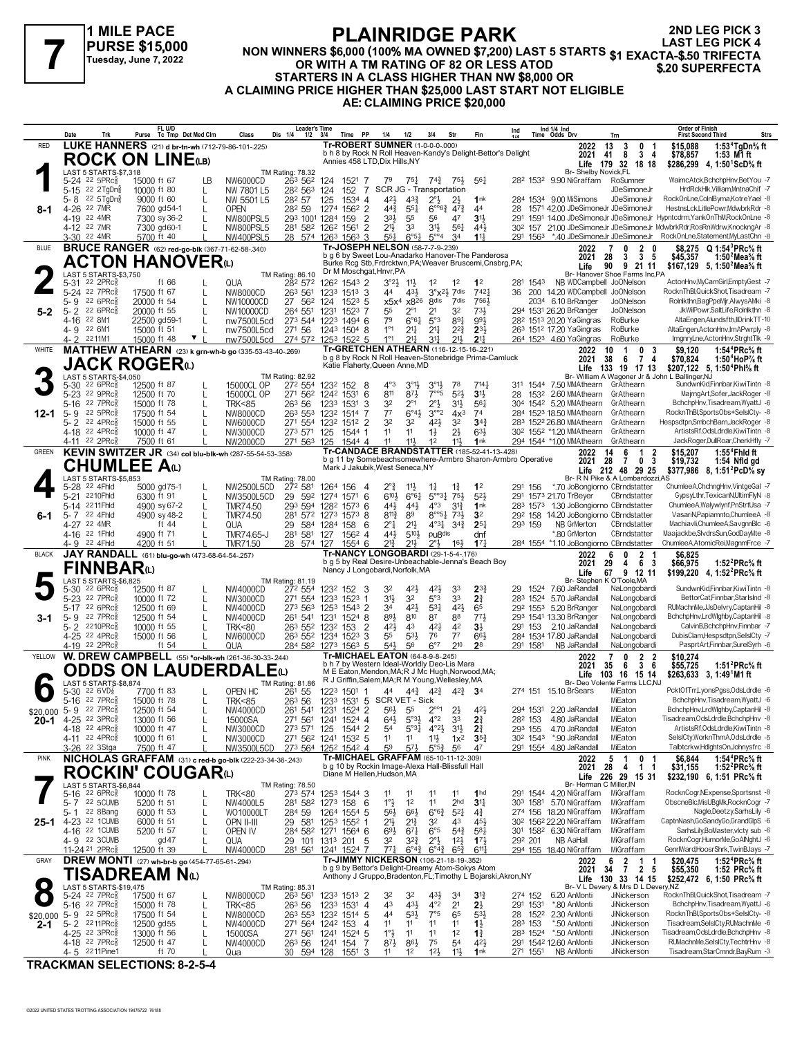# PLAINRIDGE PARK

**7** — 1 MILE PACE — PURSE $15,000 — Tuesday, June 7, 2022

2ND LEG PICK 3 / LAST LEG PICK 4

NON WINNERS $6,000 (100% MA OWNED $7,200) LAST 5 STARTS OR WITH A TM RATING OF 82 OR LESS ATOD
STARTERS IN A CLASS HIGHER THAN NW $8,000 OR
A CLAIMING PRICE HIGHER THAN $25,000 LAST START NOT ELIGIBLE
AE: CLAIMING PRICE $20,000

$1 EXACTA-$.50 TRIFECTA
$.20 SUPERFECTA

---

## 1 — RED — ROCK ON LINE (LB) — 8-1

**LUKE HANNERS** (21) d br-tn-wh (712-79-86-101-.225)

Tr-ROBERT SUMNER (1-0-0-0-.000)
b h 8 by Rock N Roll Heaven-Kandy's Delight-Bettor's Delight
Annies 458 LTD,Dix Hills,NY
Br- Shelby Novick,FL

| Year | Sts | 1st | 2nd | 3rd | Earnings | Best |
|---|---|---|---|---|---|---|
| 2022 | 13 | 3 | 0 | 1 | $15,088 | 1:53⁴TgDn⅝ ft |
| 2021 | 41 | 8 | 3 | 4 | $78,857 | 1:53 M1 ft |
| Life | 179 | 32 | 18 | 18 | $286,299 | 4, 1:50¹ScD⅝ ft |

LAST 5 STARTS-$7,318 — TM Rating: 78.32

| Date | Trk | Purse | Cond | Class | 1/4 | 1/2 | 3/4 | Time | PP | 1/4 | 1/2 | 3/4 | Str | Fin | Ind Time | Odds | Drv | Trn | Order of Finish |
|---|---|---|---|---|---|---|---|---|---|---|---|---|---|---|---|---|---|---|---|
| 5-24 22 5PRc⅝ | | 15000 ft 67 | LB | NW6000CD | 26³ | 56² | 124 | 152¹ | 7 | 7⁹ | 7⁵½ | 7⁴¾ | 7⁵½ | 5⁶¼ | 28² 153² | 9.90 | NiGraffam | RoSumner | Waimc Atck,BchchpHnv,BetYou -7 |
| 5-15 22 2TgDn⅝ | | 10000 ft 80 | L | NW 7801 L5 | 28² | 56³ | 124 | 152 | 7 | SCR JG - Transportation | | | | | | | | JDeSimoneJr | HrdRckHk,Villiam,MntnaChif -7 |
| 5-8 22 5TgDn⅝ | | 9000 ft 60 | L | NW 5501 L5 | 28² | 57 | 125 | 153⁴ | 4 | 4²½ | 4³¾ | 2°½ | 2½ | 1nk | 28⁴ 153⁴ | 9.00 | MiSimons | JDeSimoneJr | RockOnLne,ColnIByrna,KotreYael -8 |
| 4-26 22 7MR | | 7600 gd54-1 | L | OPEN | 28² | 59 | 127⁴ | 156² | 2 | 4⁴½ | 5⁵¼ | 6°°6½ | 4⁷¾ | 4⁴ | 28 157¹ | 42.00 | JDeSimoneJr | JDeSimoneJr | HestnsLck,LitlePowr,MdwbrkRdr -8 |
| 4-19 22 4MR | | 7300 sy36-2 | L | NW800PSL5 | 29³ | 100¹ | 128⁴ | 159 | 2 | 3³½ | 5⁵ | 5⁶ | 4⁷ | 3¹½ | 29¹ 159¹ | 14.00 | JDeSimoneJr | JDeSimoneJr | Hypntcdrm,YankOnThM,RockOnLne -8 |
| 4-12 22 7MR | | 7300 gd60-1 | L | NW800PSL5 | 28¹ | 58² | 126² | 156¹ | 2 | 2¹½ | 3³ | 3¹½ | 5⁶¼ | 4⁴½ | 30² 157 | 21.00 | JDeSimoneJr | JDeSimoneJr | MdwbrkRdr,RosRnWdrw,KnocknqAr -8 |
| 3-30 22 4MR | | 5700 ft 40 | L | NW400PSL5 | 28 | 57⁴ | 126³ | 156³ | 3 | 5⁵½ | 6°⁵½ | 5°°⁴ | 3⁴ | 1¹¼ | 29¹ 156³ | *.40 | JDeSimoneJr | JDeSimoneJr | RockOnLne,StatementMy,LastChn -8 |

---

## 2 — BLUE — ACTON HANOVER (L) — 5-2

**BRUCE RANGER** (62) red-go-blk (367-71-62-58-.340)

Tr-JOSEPH NELSON (58-7-7-9-.239)
b g 6 by Sweet Lou-Anadarko Hanover-The Panderosa
Burke Rcg Stb,Frdrcktwn,PA;Weaver Bruscemi,Cnsbrg,PA;
Dr M Moschgat,Hnvr,PA
Br- Hanover Shoe Farms Inc,PA

| Year | Sts | 1st | 2nd | 3rd | Earnings | Best |
|---|---|---|---|---|---|---|
| 2022 | 7 | 0 | 2 | 0 | $8,275 | Q 1:54³PRc⅝ ft |
| 2021 | 28 | 3 | 3 | 5 | $45,357 | 1:50²Mea⅝ ft |
| Life | 90 | 9 | 21 | 11 | $167,129 | 5, 1:50²Mea⅝ ft |

LAST 5 STARTS-$3,750 — TM Rating: 86.10

| Date | Trk | Purse | Cond | Class | 1/4 | 1/2 | 3/4 | Time | PP | 1/4 | 1/2 | 3/4 | Str | Fin | Ind Time | Odds | Drv | Trn | Order of Finish |
|---|---|---|---|---|---|---|---|---|---|---|---|---|---|---|---|---|---|---|---|
| 5-31 22 2PRc⅝ | | ft 66 | L | QUA | 28² | 57² | 126² | 154³ | 2 | 3°²½ | 1¹½ | 1² | 1² | 1² | 28¹ 154³ | NB | WDCampbell | JoONelson | ActonHnv,MyCamGirl,EmptyGest -7 |
| 5-24 22 7PRc⅝ | | 17500 ft 67 | L | NW8000CD | 26³ | 56¹ | 123³ | 151³ | 3 | 4⁴ | 4³½ | 3°x2½ | 7dis | 7⁴²¼ | 36 200 | 14.20 | WDCampbell | JoONelson | RocknThBl,QuickShot,Tisadream -7 |
| 5-9 22 6PRc⅝ | | 20000 ft 54 | L | NW10000CD | 27 | 56² | 124 | 152³ | 5 | x5x⁴ | x8²⁶ | 8dis | 7dis | 7⁵⁶½ | 203⁴ | 6.10 | BrRanger | JoONelson | RolnlkthnBagPpeMjr,AlwysAMki -8 |
| 5-2 22 6PRc⅝ | | 20000 ft 55 | L | NW10000CD | 26⁴ | 55¹ | 123¹ | 152³ | 7 | 5⁵ | 2°¹ | 2¹ | 3² | 7³½ | 29⁴ 153¹ | 26.20 | BrRanger | JoONelson | JkWilPowr,SaltLife,Rolnlkthn -8 |
| 4-16 22 8M1 | | 22500 gd59-1 | L | nw7500L5cd | 27³ | 54⁴ | 122³ | 149⁴ | 6 | 7⁹ | 6°⁶½ | 5°³ | 8⁹½ | 9⁹½ | 28² 151³ | 20.20 | YaGingras | RoBurke | AltaEngen,Alundsfth,IlDrinkTT-10 |
| 4-9 22 6M1 | | 15000 ft 51 | L | nw7500L5cd | 27¹ | 56 | 124³ | 150⁴ | 8 | 1°¹ | 2¹½ | 2¹¼ | 2²¾ | 2³½ | 26³ 151² | 17.20 | YaGingras | RoBurke | AltaEngen,ActonHnv,ImAPwrply -8 |
| 4-2 22 11M1 | | 15000 ft 48 ▼ | L | nw7500L5cd | 27⁴ | 57² | 125³ | 152² | 5 | 1°¹ | 2¹½ | 3¹¾ | 2¹½ | 2¹¼ | 26⁴ 152³ | 4.60 | YaGingras | RoBurke | ImgnryLne,ActonHnv,StrghtTlk -9 |

---

## 3 — WHITE — JACK ROGER (L) — 12-1

**MATTHEW ATHEARN** (23) k grn-wh-b go (335-53-43-40-.269)

Tr-GRETCHEN ATHEARN (116-12-15-16-.221)
b g 8 by Rock N Roll Heaven-Stonebridge Prima-Camluck
Katie Flaherty,Queen Anne,MD
Br- William A Wagoner Jr & John L Ballinger,NJ

| Year | Sts | 1st | 2nd | 3rd | Earnings | Best |
|---|---|---|---|---|---|---|
| 2022 | 10 | 1 | 0 | 3 | $9,120 | 1:54⁴PRc⅝ ft |
| 2021 | 38 | 6 | 7 | 4 | $70,824 | 1:50⁴HoP⅞ ft |
| Life | 133 | 19 | 17 | 13 | $207,122 | 5, 1:50⁴Phl⅝ ft |

LAST 5 STARTS-$4,050 — TM Rating: 82.92

| Date | Trk | Purse | Cond | Class | 1/4 | 1/2 | 3/4 | Time | PP | 1/4 | 1/2 | 3/4 | Str | Fin | Ind Time | Odds | Drv | Trn | Order of Finish |
|---|---|---|---|---|---|---|---|---|---|---|---|---|---|---|---|---|---|---|---|
| 5-30 22 6PRc⅝ | | 12500 ft 87 | L | 15000CL OP | 27² | 55⁴ | 123² | 152 | 8 | 4°³ | 3°¹½ | 3°¹½ | 7⁸ | 7¹⁴¼ | 31¹ 154⁴ | 7.50 | MMAthearn | GrAthearn | SundwnKid,Finnbar,KiwiTintn -8 |
| 5-23 22 9PRc⅝ | | 12500 ft 70 | L | 15000CL OP | 27¹ | 56² | 124² | 153¹ | 6 | 8¹¹ | 8⁷½ | 7°°⁵ | 5²½ | 3¹½ | 28 153² | 2.60 | MMAthearn | GrAthearn | MajrngArt,Sofer,JackRoger -8 |
| 5-16 22 7PRc⅝ | | 15000 ft 78 | L | TRK<85 | 26³ | 56 | 123³ | 153¹ | 3 | 3² | 2°¹ | 2°½ | 3¹½ | 5⁶¼ | 30⁴ 154² | 5.20 | MMAthearn | GrAthearn | BchchpHnv,Tisadream,WyattJ -6 |
| 5-9 22 5PRc⅝ | | 17500 ft 54 | L | NW8000CD | 26³ | 55³ | 123² | 151⁴ | 7 | 7⁷ | 6°⁴½ | 3°°² | 4x³ | 7⁴ | 28⁴ 152³ | 18.50 | MMAthearn | GrAthearn | RocknThBl,SportsObs+SelslCty- -8 |
| 5-2 22 4PRc⅝ | | 15000 ft 55 | L | NW6000CD | 27¹ | 55⁴ | 123² | 151² | 2 | 3² | 3² | 4²½ | 3² | 3⁴¾ | 28³ 152² | 26.80 | MMAthearn | GrAthearn | Hespsdtpn,SmbchBarn,JackRoger -8 |
| 4-18 22 4PRc⅝ | | 10000 ft 47 | L | NW3000CD | 27³ | 57¹ | 125 | 154⁴ | 1 | 1¹ | 1¹ | 1½ | 2½ | 6³½ | 30² 155² | *1.20 | MMAthearn | GrAthearn | ArtistsRf,OdsLdrdle,KiwiTintn -8 |
| 4-11 22 2PRc⅝ | | 7500 ft 61 | L | NW2000CD | 27¹ | 56³ | 125 | 154⁴ | 4 | 1¹ | 1¹½ | 1² | 1¹½ | 1nk | 29⁴ 154⁴ | *1.00 | MMAthearn | GrAthearn | JackRoger,DullRoar,CherkHfly -7 |

---

## 4 — GREEN — CHUMLEE A (L) — 6-1

**KEVIN SWITZER JR** (34) col blu-blk-wh (287-55-54-53-.358)

Tr-CANDACE BRANDSTATTER (185-52-41-13-.428)
b g 11 by Somebeachsomewhere-Armbro Sharon-Armbro Operative
Mark J Jakubik,West Seneca,NY
Br- R N Pike & A Lombardozzi,AS

| Year | Sts | 1st | 2nd | 3rd | Earnings | Best |
|---|---|---|---|---|---|---|
| 2022 | 14 | 6 | 1 | 2 | $15,207 | 1:55⁴Fhld ft |
| 2021 | 28 | 7 | 0 | 3 | $19,732 | 1:54 Nfld gd |
| Life | 212 | 48 | 29 | 25 | $377,986 | 8, 1:51²PcD⅝ sy |

LAST 5 STARTS-$5,853 — TM Rating: 78.00

| Date | Trk | Purse | Cond | Class | 1/4 | 1/2 | 3/4 | Time | PP | 1/4 | 1/2 | 3/4 | Str | Fin | Ind Time | Odds | Drv | Trn | Order of Finish |
|---|---|---|---|---|---|---|---|---|---|---|---|---|---|---|---|---|---|---|---|
| 5-28 22 4Fhld | | 5000 gd75-1 | L | NW2500L5CD | 27² | 58¹ | 126⁴ | 156 | 4 | 2°⅜ | 1¹½ | 1½ | 1¾ | 1² | 29¹ 156 | *.70 | JoBongiorno | CBrndstatter | ChumleeA,ChchngHnv,VintgeGal -7 |
| 5-21 22 10Fhld | | 6300 ft 91 | L | NW3500L5CD | 29 | 59² | 127⁴ | 157¹ | 6 | 6¹⁰½ | 6°⁶¼ | 5°°³¼ | 7⁵½ | 5²½ | 29¹ 157³ | 21.70 | TrBeyer | CBrndstatter | GypsyLthr,TexicanN,UltimFlyN -8 |
| 5-14 22 11Fhld | | 4900 sy67-2 | L | TMR74.50 | 29³ | 59⁴ | 128² | 157³ | 6 | 4⁴¾ | 4⁴½ | 4°³ | 3¹¾ | 1nk | 28³ 157³ | 1.30 | JoBongiorno | CBrndstatter | ChumleeA,Walywlynf,PnStrtUsa -7 |
| 5-7 22 4Fhld | | 4900 sy48-2 | L | TMR74.50 | 28¹ | 57² | 127³ | 157³ | 8 | 8¹¹½ | 8⁹ | 8°°⁵½ | 7³½ | 3² | 29² 158 | 14.20 | JoBongiorno | CBrndstatter | VasariN,Papiamnto,ChumleeA -8 |
| 4-27 22 4MR | | ft 44 | L | QUA | 29 | 58⁴ | 128⁴ | 158 | 6 | 2°¾ | 2¹½ | 4°³½ | 3⁴¾ | 2⁵½ | 29³ 159 | NB | GrMerton | CBrndstatter | MachiavIi,ChumleeA,SavgnBlc -6 |
| 4-16 22 1Fhld | | 4900 ft 71 | L | TMR74.65-J | 28¹ | 58¹ | 127 | 156² | 4 | 4⁴½ | 5¹⁰½ | pu8dis | | dnf | | *.80 | GrMerton | CBrndstatter | Maajackbe,SlvdrsSun,GodDayMte -8 |
| 4-9 22 4Fhld | | 4200 ft 51 | L | TMR71.50 | 28 | 57⁴ | 127 | 155⁴ | 6 | 2¹¾ | 2¹½ | 2°½ | 1⁶½ | 1⁷¼ | 28⁴ 155⁴ | *1.10 | JoBongiorno | CBrndstatter | ChumleeA,AtomicRei,MagnmFrce -7 |

---

## 5 — BLACK — FINNBAR (L) — 3-1

**JAY RANDALL** (61) blu-go-wh (473-68-64-54-.257)

Tr-NANCY LONGOBARDI (29-1-5-4-.176)
b g 5 by Real Desire-Unbeachable-Jenna's Beach Boy
Nancy J Longobardi,Norfolk,MA
Br- Stephen K O'Toole,MA

| Year | Sts | 1st | 2nd | 3rd | Earnings | Best |
|---|---|---|---|---|---|---|
| 2022 | 6 | 0 | 2 | 1 | $6,825 | |
| 2021 | 29 | 4 | 6 | 3 | $66,975 | 1:52²PRc⅝ ft |
| Life | 67 | 9 | 12 | 11 | $199,220 | 4, 1:52²PRc⅝ ft |

LAST 5 STARTS-$6,825 — TM Rating: 81.19

| Date | Trk | Purse | Cond | Class | 1/4 | 1/2 | 3/4 | Time | PP | 1/4 | 1/2 | 3/4 | Str | Fin | Ind Time | Odds | Drv | Trn | Order of Finish |
|---|---|---|---|---|---|---|---|---|---|---|---|---|---|---|---|---|---|---|---|
| 5-30 22 6PRc⅝ | | 12500 ft 87 | L | NW4000CD | 27² | 55⁴ | 123² | 152 | 3 | 3² | 4²½ | 4²½ | 3³ | 2³¾ | 29 152⁴ | 7.60 | JaRandall | NaLongobardi | SundwnKid,Finnbar,KiwiTintn -8 |
| 5-23 22 7PRc⅝ | | 10000 ft 72 | L | NW3000CD | 27¹ | 55⁴ | 123³ | 152³ | 1 | 3¹½ | 3² | 5°³ | 3³ | 2¾ | 28³ 152⁴ | 5.70 | JaRandall | NaLongobardi | BettorCat,Finnbar,StarIsInd -8 |
| 5-17 22 6PRc⅝ | | 12500 ft 69 | L | NW4000CD | 27³ | 56³ | 125³ | 154³ | 2 | 3⁴ | 4²½ | 5³¼ | 4²½ | 6⁵ | 29² 155³ | 5.20 | BrRanger | NaLongobardi | RUMachnMe,JJsDelvry,CaptanHil -8 |
| 5-9 22 7PRc⅝ | | 12500 ft 54 | L | NW4000CD | 26¹ | 54¹ | 123¹ | 152⁴ | 8 | 8⁹½ | 8¹⁰ | 8⁷ | 8⁸ | 7⁷½ | 29³ 154¹ | 13.30 | BrRanger | NaLongobardi | BchchpHnv,LrdWlghby,CaptanHil -8 |
| 5-2 22 10PRc⅝ | | 10000 ft 55 | L | TRK<80 | 26³ | 55² | 123² | 153 | 2 | 4²½ | 4³ | 4²¼ | 4² | 3¾ | 29¹ 153 | 2.10 | JaRandall | NaLongobardi | CalvinB,BchchpHnv,Finnbar -7 |
| 4-25 22 4PRc⅝ | | 15000 ft 56 | L | NW6000CD | 26³ | 55² | 123⁴ | 152³ | 3 | 5⁵ | 5³½ | 7⁶ | 7⁷ | 6⁶½ | 28⁴ 153⁴ | 17.80 | JaRandall | NaLongobardi | DubisClam,Hespsdtpn,SelslCty -7 |
| 4-19 22 2PRc⅝ | | ft 54 | | QUA | 28⁴ | 58² | 127³ | 156³ | 5 | 5⁴½ | 5⁶ | 6°⁷ | 2¹⁰ | 2⁸ | 29¹ 158¹ | NB | JaRandall | NaLongobardi | PasprtArt,Finnbar,SurelSyrh -6 |

---

## 6 — YELLOW — ODDS ON LAUDERDALE (L) — $20,000 — 20-1

**W. DREW CAMPBELL** (55) *or-blk-wh (261-36-30-33-.244)

Tr-MICHAEL EATON (64-8-9-8-.245)
b h 7 by Western Ideal-Worldly Deo-Lis Mara
M E Eaton,Mendon,MA;R J Mc Hugh,Norwood,MA;
R J Griffin,Salem,MA;R M Young,Wellesley,MA
Br- Deo Volente Farms LLC,NJ

| Year | Sts | 1st | 2nd | 3rd | Earnings | Best |
|---|---|---|---|---|---|---|
| 2022 | 7 | 0 | 2 | 2 | $10,274 | |
| 2021 | 35 | 6 | 3 | 6 | $55,725 | 1:51²PRc⅝ ft |
| Life | 103 | 16 | 15 | 14 | $263,633 | 3, 1:49¹M1 ft |

LAST 5 STARTS-$8,874 — TM Rating: 80.38

| Date | Trk | Purse | Cond | Class | 1/4 | 1/2 | 3/4 | Time | PP | 1/4 | 1/2 | 3/4 | Str | Fin | Ind Time | Odds | Drv | Trn | Order of Finish |
|---|---|---|---|---|---|---|---|---|---|---|---|---|---|---|---|---|---|---|---|
| 5-30 22 6VD⅞ | | 7700 ft 83 | L | OPEN HC | 26¹ | 55 | 122³ | 150¹ | 1 | 4⁴ | 4⁴¾ | 4²¾ | 4²¾ | 3⁴ | 27⁴ 151 | 15.10 | BrSears | MiEaton | PcktOfTrr,LyonsPgss,OdsLdrdle -6 |
| 5-16 22 7PRc⅝ | | 15000 ft 78 | L | TRK<85 | 26³ | 56 | 123³ | 153¹ | 5 | SCR VET - Sick | | | | | | | | MiEaton | BchchpHnv,Tisadream,WyattJ -6 |
| 5-9 22 7PRc⅝ | | 12500 ft 54 | L | NW4000CD | 26¹ | 54¹ | 123¹ | 152⁴ | 2 | 5⁶½ | 5⁵ | 2°°¹ | 2½ | 4²½ | 29⁴ 153¹ | 2.20 | JaRandall | MiEaton | BchchpHnv,LrdWlghby,CaptanHil -8 |
| 4-25 22 3PRc⅝ | | 13000 ft 56 | L | 15000SA | 27¹ | 56¹ | 124¹ | 152⁴ | 5 | 6⁴½ | 5°³½ | 4°² | 3³ | 2¾ | 28² 153 | 4.80 | JaRandall | MiEaton | Tisadream,OdsLdrdle,BchchpHnv -8 |
| 4-18 22 4PRc⅝ | | 10000 ft 47 | L | NW3000CD | 27³ | 57¹ | 125 | 154⁴ | 2 | 5⁴ | 5°³¼ | 4°²½ | 3¹½ | 2¾ | 29³ 155 | 4.70 | JaRandall | MiEaton | ArtistsRf,OdsLdrdle,KiwiTintn -8 |
| 4-11 22 4PRc⅝ | | 10000 ft 61 | L | NW3000CD | 27¹ | 56² | 124¹ | 153² | 5 | 1¹ | 1¹ | 1¹½ | 1x² | 3⁵¾ | 30² 154³ | *.90 | JaRandall | MiEaton | SelslCty,WorknThmA,OdsLdrdle -5 |
| 3-26 22 3Stga | | 7500 ft 47 | | NW3500L5CD | 27³ | 56⁴ | 125² | 154² | 4 | 5⁹ | 5⁷½ | 5°⁵¾ | 5⁶ | 4⁷ | 29¹ 155⁴ | 4.80 | JaRandall | MiEaton | Talbtcrkw,HdlghtsOn,Johnysfrc -8 |

---

## 7 — PINK — ROCKIN' COUGAR (L) — 25-1

**NICHOLAS GRAFFAM** (31) c red-b go-blk (222-23-34-36-.243)

Tr-MICHAEL GRAFFAM (65-10-11-12-.309)
b g 10 by Rockin Image-Alexa Hall-Blissfull Hall
Diane M Hellen,Hudson,MA
Br- Herman C Miller,IN

| Year | Sts | 1st | 2nd | 3rd | Earnings | Best |
|---|---|---|---|---|---|---|
| 2022 | 5 | 1 | 0 | 1 | $6,844 | 1:54⁴PRc⅝ ft |
| 2021 | 28 | 4 | 1 | 1 | $31,155 | 1:52²PRc⅝ ft |
| Life | 226 | 29 | 15 | 31 | $232,190 | 6, 1:51 PRc⅝ ft |

LAST 5 STARTS-$6,844 — TM Rating: 78.50

| Date | Trk | Purse | Cond | Class | 1/4 | 1/2 | 3/4 | Time | PP | 1/4 | 1/2 | 3/4 | Str | Fin | Ind Time | Odds | Drv | Trn | Order of Finish |
|---|---|---|---|---|---|---|---|---|---|---|---|---|---|---|---|---|---|---|---|
| 5-16 22 6PRc⅝ | | 10000 ft 78 | L | TRK<80 | 27³ | 57⁴ | 125³ | 154⁴ | 3 | 1¹ | 1¹ | 1¹ | 1¹ | 1hd | 29¹ 154⁴ | 4.20 | NiGraffam | MiGraffam | RocknCogr,NExpense,Sportsnst -8 |
| 5-7 22 5CUMB | | 5200 ft 51 | L | NW4000L5 | 28¹ | 58² | 127³ | 158 | 6 | 1°½ | 1² | 1¹ | 2hd | 3¹½ | 30³ 158¹ | 5.70 | NiGraffam | MiGraffam | ObscneBlc,MisUBgMk,RocknCogr -7 |
| 5-1 22 8Bang | | 6000 ft 53 | L | WO10000LT | 28⁴ | 59 | 126⁴ | 155⁴ | 5 | 5⁶½ | 6⁶½ | 6°⁶¾ | 5²¼ | 4¾ | 27⁴ 156 | 18.20 | NiGraffam | MiGraffam | Nagle,Deetzy,SarhsLily -6 |
| 4-23 22 1CUMB | | 6000 ft 51 | L | OPN II-III | 29 | 58¹ | 125³ | 155² | 1 | 2¹½ | 2¹¾ | 3² | 4³ | 4⁵½ | 30² 156² | 22.20 | NiGraffam | MiGraffam | CaptnNash,GoSandyGo,GrandGlpS -6 |
| 4-16 22 1CUMB | | 5200 ft 57 | L | OPEN IV | 28⁴ | 58² | 127¹ | 156⁴ | 6 | 6⁹½ | 6⁷¼ | 6°⁵ | 5⁴¾ | 5⁸¼ | 30¹ 158² | 6.30 | NiGraffam | MiGraffam | SarhsLily,BoMaster,vlcty sub -6 |
| 4-9 22 3CUMB | | gd47 | L | QUA | 29 | 101 | 131³ | 201 | 5 | 3² | 3²¾ | 2°½ | 1x² | 1⁷½ | 29² 201 | NB | AaHall | MiGraffam | RocknCogr,HumorMe,GoANghtJ -6 |
| 11-24 21 2PRc⅝ | | 12500 ft 39 | L | NW4000CD | 28¹ | 56¹ | 124¹ | 152⁴ | 7 | 7⁷½ | 6°⁴¾ | 6°⁴¾ | 6⁵¾ | 6¹¹¼ | 29⁴ 155 | 18.40 | NiGraffam | MiGraffam | GenrlWard,HoosrShrk,TwinBJays -7 |

---

## 8 — GRAY — TISADREAM N (L) — $20,000 — 2-1

**DREW MONTI** (27) wh-br-b go (454-77-65-61-.294)

Tr-JIMMY NICKERSON (106-21-18-19-.352)
b g 9 by Bettor's Delight-Dreamy Atom-Sokys Atom
Anthony J Gruppo,Bradenton,FL;Timothy L Bojarski,Akron,NY
Br- V L Devery & Mrs D L Devery,NZ

| Year | Sts | 1st | 2nd | 3rd | Earnings | Best |
|---|---|---|---|---|---|---|
| 2022 | 6 | 2 | 1 | 1 | $20,475 | 1:52⁴PRc⅝ ft |
| 2021 | 34 | 7 | 2 | 5 | $55,350 | 1:52 PRc⅝ ft |
| Life | 130 | 33 | 14 | 15 | $252,472 | 6, 1:50 PRc⅝ ft |

LAST 5 STARTS-$19,475 — TM Rating: 85.31

| Date | Trk | Purse | Cond | Class | 1/4 | 1/2 | 3/4 | Time | PP | 1/4 | 1/2 | 3/4 | Str | Fin | Ind Time | Odds | Drv | Trn | Order of Finish |
|---|---|---|---|---|---|---|---|---|---|---|---|---|---|---|---|---|---|---|---|
| 5-24 22 7PRc⅝ | | 17500 ft 67 | L | NW8000CD | 26³ | 56¹ | 123³ | 151³ | 2 | 3² | 3² | 4³½ | 3⁴ | 3¹¾ | 27⁴ 152 | 6.20 | AnMonti | JiNickerson | RocknThBl,QuickShot,Tisadream -7 |
| 5-16 22 7PRc⅝ | | 15000 ft 78 | L | TRK<85 | 26³ | 56 | 123³ | 153¹ | 4 | 4³ | 4³½ | 4°² | 2¹ | 2¾ | 29¹ 153¹ | *.80 | AnMonti | JiNickerson | BchchpHnv,Tisadream,WyattJ -6 |
| 5-9 22 5PRc⅝ | | 17500 ft 54 | L | NW8000CD | 26³ | 55³ | 123² | 151⁴ | 5 | 4⁴ | 5³½ | 7°⁵ | 6⁵ | 5³½ | 28 152² | 2.30 | AnMonti | JiNickerson | RocknThBl,SportsObs+SelslCty- -8 |
| 5-2 22 11PRc⅝ | | 12500 gd55 | L | NW4000CD | 27¹ | 56⁴ | 124² | 153 | 4 | 1¹ | 1¹ | 1¹ | 1¹ | 1½ | 28³ 153 | *.50 | AnMonti | JiNickerson | Tisadream,SelslCty,RUMachnMe -6 |
| 4-25 22 3PRc⅝ | | 13000 ft 56 | L | 15000SA | 27¹ | 56¹ | 124¹ | 152⁴ | 5 | 1°½ | 1¹ | 1¹ | 1² | 1¾ | 28³ 152⁴ | *.50 | AnMonti | JiNickerson | Tisadream,OdsLdrdle,BchchpHnv -8 |
| 4-18 22 7PRc⅝ | | 12500 ft 47 | L | NW4000CD | 26³ | 56 | 124¹ | 154 | 7 | 8⁷½ | 8⁶½ | 7⁵ | 5⁴ | 4²½ | 29¹ 154² | 12.60 | AnMonti | JiNickerson | RUMachnMe,SelslCty,TechtrHnv -8 |
| 4-5 22 11Pine1 | | ft 70 | L | Qua | 30 | 59⁴ | 128 | 155¹ | 3 | 1¹ | 1² | 1²½ | 1¹½ | 1nk | 27¹ 155¹ | NB | AnMonti | JiNickerson | Tisadream,StarCmndr,BayRum -3 |

---

**TRACKMAN SELECTIONS: 8-2-5-4**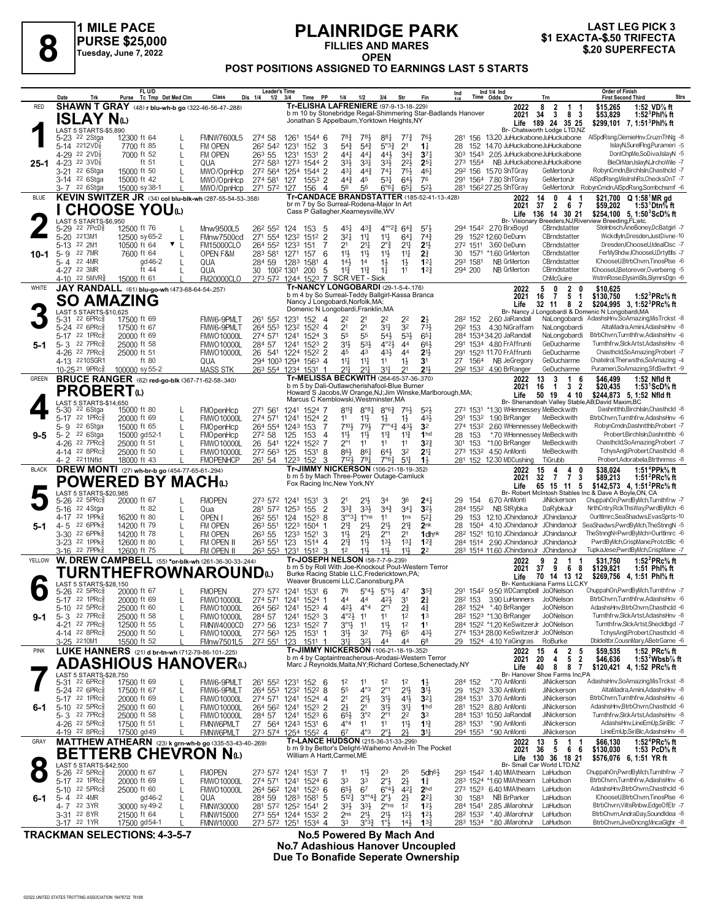# 8

**1 MILE PACE**
**PURSE $25,000**
**Tuesday, June 7, 2022**

## PLAINRIDGE PARK
**FILLIES AND MARES**
**OPEN**

**LAST LEG PICK 3**
**$1 EXACTA-$.50 TRIFECTA**
**$.20 SUPERFECTA**

**POST POSITIONS ASSIGNED TO EARNINGS LAST 5 STARTS**

---

### 1 — RED — 25-1
**SHAWN T GRAY** (48) r blu-wh-b go (322-46-56-47-.288)

**ISLAY N(L)**
Tr-ELISHA LAFRENIERE (97-9-13-18-.229)
b m 10 by Stonebridge Regal-Shimmering Star-Badlands Hanover
Jonathan S Appelbaum,Yorktown Heights,NY

| | Starts | 1st | 2nd | 3rd | Earnings | Record |
|---|---|---|---|---|---|---|
| 2022 | 8 | 2 | 1 | 1 | $15,265 | 1:52 VD⅞ ft |
| 2021 | 34 | 3 | 8 | 3 | $53,829 | 1:52³Phl⅝ ft |
| Life | 189 | 24 | 35 | 25 | $299,101 | 7, 1:51³Phl⅝ ft |

Br- Chatsworth Lodge LTD,NZ
LAST 5 STARTS-$5,890

| Date | Trk | Purse | Cond | Class | 1/4 | 1/2 | 3/4 | Time | PP | 1/4 | 1/2 | 3/4 | Str | Fin | Ind 1/4 | Ind Time | Odds Drv | Trn | Order of Finish |
|---|---|---|---|---|---|---|---|---|---|---|---|---|---|---|---|---|---|---|---|
| 5-23 22 | 2Stga | 12300 | ft 64 L | FMNW7600L5 | 27⁴ | 58 | 126¹ | 154⁴ | 6 | 7⁸¾ | 7⁸½ | 8⁸¼ | 7⁷¾ | 7⁶½ | 28¹ | 156 | 13.20 JuHuckabone | JuHuckabone | AlSpdRsng,ClemieHnv,CruznThNg -8 |
| 5-14 22 | 12VD⅞ | 7700 | ft 85 L | FM OPEN | 26² | 54² | 123¹ | 152 | 3 | 5⁴¾ | 5⁴¾ | 5°³¾ | 2¹ | 1¾ | 28 | 152 | 14.70 JuHuckabone | JuHuckabone | IslayN,SurelFlng,Purameri -5 |
| 4-29 22 | 2VD⅞ | 7000 | ft 52 L | FM OPEN | 26³ | 55 | 123¹ | 153¹ | 2 | 4⁴½ | 4⁴½ | 4⁴½ | 3⁴¾ | 3⁷½ | 30³ | 154³ | 2.05 JuHuckabone | JuHuckabone | DontChpMe,SoDiva,IslayN -5 |
| 4-23 22 | 3VD⅞ | | ft 51 L | QUA | 27² | 58³ | 127³ | 154⁴ | 2 | 3³½ | 3³½ | 3³½ | 2²½ | 2⁵½ | 27³ | 155⁴ | NB JuHuckabone | JuHuckabone | BleClrMan,IslayN,JrchoWile -7 |
| 3-21 22 | 6Stga | 15000 | ft 50 L | MWO/OpnHcp | 27² | 56⁴ | 125⁴ | 154⁴ | 2 | 4³½ | 4⁴¾ | 7⁴¾ | 7⁵½ | 4⁶½ | 29² | 156 | 15.70 ShTGray | GeMertonJr | RobynCmdn,BirchIsln,Chasthcld -7 |
| 3-14 22 | 6Stga | 15000 | ft 42 L | MWO/OpnHcp | 27⁴ | 58¹ | 127 | 155³ | 2 | 4⁴¾ | 4⁵ | 5³¾ | 6⁴½ | 7⁶ | 29¹ | 156⁴ | 7.80 ShTGray | GeMertonJr | AlSpdRsng,MisIrshRs,ChecksOnT -7 |
| 3- 7 22 | 6Stga | 15000 | sy 38-1 L | MWO/OpnHcp | 27¹ | 57² | 127 | 156 | 4 | 5⁶ | 5⁶ | 6°⁶¼ | 6⁵½ | 5²½ | 28¹ | 156² | 27.25 ShTGray | GeMertonJr | RobynCmdn,AlSpdRsng,Sombchsmf -6 |

---

### 2 — BLUE — 10-1
**KEVIN SWITZER JR** (34) col blu-blk-wh (287-55-54-53-.358)

**I CHOOSE YOU(L)**
Tr-CANDACE BRANDSTATTER (185-52-41-13-.428)
br m 7 by So Surreal-Rodena-Major In Art
Cass P Gallagher,Kearneysville,WV

| | Starts | 1st | 2nd | 3rd | Earnings | Record |
|---|---|---|---|---|---|---|
| 2022 | 14 | 0 | 4 | 1 | $21,700 | Q 1:58¹MR gd |
| 2021 | 37 | 2 | 6 | 7 | $59,202 | 1:53¹Dtn⅝ ft |
| Life | 136 | 14 | 30 | 21 | $254,100 | 5, 1:50³ScD⅝ ft |

Br- Visionary Breeders,NJ;Riverview Breeding,FL;etc.
LAST 5 STARTS-$6,950

| Date | Trk | Purse | Cond | Class | 1/4 | 1/2 | 3/4 | Time | PP | 1/4 | 1/2 | 3/4 | Str | Fin | Ind 1/4 | Ind Time | Odds Drv | Trn | Order of Finish |
|---|---|---|---|---|---|---|---|---|---|---|---|---|---|---|---|---|---|---|---|
| 5-29 22 | 7PcD⅝ | 12500 | ft 76 L | Mnw9500L5 | 26² | 55² | 124 | 153 | 5 | 4⁵½ | 4³¾ | 4°°2¾ | 6⁴¾ | 5⁷½ | 29⁴ | 154² | 2.70 BrxBoyd | CBrndstatter | SteInbsch,AneBoney,DcBatgirl -7 |
| 5-20 22 | 13M1 | 12500 | sy 65-2 L | FMnw7500cd | 27¹ | 55⁴ | 123² | 151² | 2 | 3²½ | 1¹½ | 1¹¾ | 6⁴½ | 7⁴¾ | 29 | 152² | 12.60 DeDunn | CBrndstatter | Wickdlyln,Dresden,JustDivne-10 |
| 5-13 22 | 2M1 | 10500 | ft 64 ▼ L | FM15000CLO | 26⁴ | 55² | 123³ | 151 | 7 | 2¹ | 2¹½ | 2°¾ | 2¹½ | 2¹½ | 27² | 151¹ | 3.60 DeDunn | CBrndstatter | Dresden,IChooseU,IdealClsc -7 |
| 5- 9 22 | 7MR | 7600 | ft 64 L | OPEN F&M | 28³ | 58¹ | 127¹ | 157 | 6 | 1¹½ | 1¹½ | 1¹½ | 1¹½ | 2¾ | 30 | 157¹ | *1.60 GrMerton | CBrndstatter | FerMyShdw,IChooseU,DrtyItlls -7 |
| 5- 4 22 | 4MR | | gd46-2 L | QUA | 28⁴ | 59 | 128³ | 158¹ | 4 | 1⁴½ | 1⁴ | 1½ | 1½ | 1²½ | 29³ | 158¹ | NB GrMerton | CBrndstatter | IChooseU,BtrbChvrn,TinosPlse -6 |
| 4-27 22 | 3MR | | ft 44 L | QUA | 30 | 100² | 130¹ | 200 | 5 | 1¹¾ | 1¹¾ | 1½ | 1¹ | 1²¾ | 29⁴ | 200 | NB GrMerton | CBrndstatter | IChooseU,Betorever,Overberng -5 |
| 4-10 22 | 5MVR⅝ | 15000 | ft 61 | FM20000CLO | 27³ | 57² | 124⁴ | 152³ | 7 | SCR VET - Sick | | | | | | | | ChMcGuire | WstrnRose,ElysimSls,SlymrsDgn -6 |

---

### 3 — WHITE — 5-1
**JAY RANDALL** (61) blu-go-wh (473-68-64-54-.257)

**SO AMAZING**
Tr-NANCY LONGOBARDI (29-1-5-4-.176)
b m 4 by So Surreal-Teddy Ballgirl-Kassa Branca
Nancy J Longobardi,Norfolk,MA;
Domenic N Longobardi,Franklin,MA

| | Starts | 1st | 2nd | 3rd | Earnings | Record |
|---|---|---|---|---|---|---|
| 2022 | 5 | 0 | 2 | 0 | $10,625 | |
| 2021 | 16 | 7 | 5 | 1 | $130,750 | 1:52³PRc⅝ ft |
| Life | 32 | 11 | 8 | 2 | $204,995 | 3, 1:52³PRc⅝ ft |

Br- Nancy J Longobardi & Domenic N Longobardi,MA
LAST 5 STARTS-$10,625

| Date | Trk | Purse | Cond | Class | 1/4 | 1/2 | 3/4 | Time | PP | 1/4 | 1/2 | 3/4 | Str | Fin | Ind 1/4 | Ind Time | Odds Drv | Trn | Order of Finish |
|---|---|---|---|---|---|---|---|---|---|---|---|---|---|---|---|---|---|---|---|
| 5-31 22 | 6PRc⅝ | 17500 | ft 69 | FMW6-9PMLT | 26¹ | 55² | 123¹ | 152 | 4 | 2² | 2¹ | 2² | 2² | 2½ | 28² | 152 | 2.60 JaRandall | NaLongobardi | AdashsHnv,SoAmazing,MisTrckst -8 |
| 5-24 22 | 6PRc⅝ | 17500 | ft 67 | FMW6-9PMLT | 26⁴ | 55³ | 123² | 152² | 8 | 2¹ | 2¹ | 3¹¾ | 3² | 7³½ | 29² | 153 | 4.30 NiGraffam | NaLongobardi | AltaMadra,Amini,AdashsHnv -8 |
| 5-17 22 | 1PRc⅝ | 20000 | ft 69 | FMWO10000L | 27⁴ | 57¹ | 124¹ | 152⁴ | 3 | 5⁵ | 5⁵ | 5⁴½ | 5³½ | 6⁵½ | 28⁴ | 153⁴ | 34.20 JaRandall | NaLongobardi | BtrbChvrn,Turnthfrw,AdashsHnv -6 |
| 5- 3 22 | 7PRc⅝ | 25000 | ft 58 | FMWO10000L | 28⁴ | 57 | 124¹ | 152³ | 2 | 3¹½ | 5³½ | 4°²½ | 4⁴ | 6⁶½ | 29¹ | 153⁴ | 4.80 FrAffrunti | GeDucharme | Turnthfrw,SlckArtst,AdashsHnv -8 |
| 4-26 22 | 7PRc⅝ | 25000 | ft 51 | FMWO10000L | 26 | 54¹ | 122⁴ | 152² | 2 | 4⁵ | 4³ | 4³½ | 4⁴ | 2¹½ | 29¹ | 152³ | 11.70 FrAffrunti | GeDucharme | Chasthcld,SoAmazing,Probert -7 |
| 4-13 22 | 10SGR1 | | ft 80 | QUA | 29⁴ | 100³ | 129⁴ | 156⁴ | 4 | 1¹¾ | 1¹¾ | 1¹ | 1½ | 3¹ | 27 | 156⁴ | NB JeGregory | GeDucharme | Chatelrol,Therwsths,SoAmazing -4 |
| 10-25 21 | 9PRc⅝ | 100000 | sy 55-2 | MASS STK | 26³ | 55⁴ | 123⁴ | 153¹ | 1 | 2¹½ | 2¹½ | 3¹½ | 2¹ | 2¹½ | 29² | 153² | 4.90 BrRanger | GeDucharme | Purameri,SoAmazing,SfdSwthrt -9 |

---

### 4 — GREEN — 9-5
**BRUCE RANGER** (62) red-go-blk (367-71-62-58-.340)

**PROBERT(L)**
Tr-MELISSA BECKWITH (264-65-37-36-.370)
b m 5 by Dali-Outlawcherishafool-Blue Burner
Howard S Jacobs,W Orange,NJ;Jim Winske,Marlborough,MA;
Marcus C Kemblowski,Westminster,MA

| | Starts | 1st | 2nd | 3rd | Earnings | Record |
|---|---|---|---|---|---|---|
| 2022 | 13 | 3 | 1 | 6 | $46,499 | 1:52 Nfld ft |
| 2021 | 16 | 1 | 3 | 2 | $20,435 | 1:53¹ScD⅝ ft |
| Life | 50 | 19 | 4 | 10 | $244,873 | 5, 1:52 Nfld ft |

Br- Shenandoah Valley Stable,AB;David Maxim,BC
LAST 5 STARTS-$14,650

| Date | Trk | Purse | Cond | Class | 1/4 | 1/2 | 3/4 | Time | PP | 1/4 | 1/2 | 3/4 | Str | Fin | Ind 1/4 | Ind Time | Odds Drv | Trn | Order of Finish |
|---|---|---|---|---|---|---|---|---|---|---|---|---|---|---|---|---|---|---|---|
| 5-30 22 | 6Stga | 15000 | ft 80 L | FMOpenHcp | 27¹ | 56¹ | 124¹ | 152⁴ | 7 | 8¹¹¾ | 8°⁸¼ | 8°⁶¾ | 7⁵½ | 5²½ | 27³ | 153¹ | *1.30 WHennessey | MeBeckwith | Dashntthb,BirchIsln,Chasthcld -8 |
| 5-17 22 | 1PRc⅝ | 20000 | ft 69 L | FMWO10000L | 27⁴ | 57¹ | 124¹ | 152⁴ | 2 | 1¹ | 1¹½ | 1½ | 1½ | 4³½ | 29¹ | 153² | 1.90 BrRanger | MeBeckwith | BtrbChvrn,Turnthfrw,AdashsHnv -6 |
| 5- 9 22 | 6Stga | 15000 | ft 65 L | FMOpenHcp | 26⁴ | 55⁴ | 124³ | 153 | 7 | 7¹⁰½ | 7⁹½ | 7°°4¾ | 4³½ | 3² | 27⁴ | 153² | 2.60 WHennessey | MeBeckwith | RobynCmdn,Dashntthb,Probert -7 |
| 5- 2 22 | 6Stga | 15000 | gd52-1 L | FMOpenHcp | 27² | 58 | 125 | 153 | 4 | 1¹½ | 1¹½ | 1¹¾ | 1¹¾ | 1¹¾ | 28 | 153 | *.70 WHennessey | MeBeckwith | Probert,BirchIsln,Dashntthb -6 |
| 4-26 22 | 7PRc⅝ | 25000 | ft 51 L | FMWO10000L | 26 | 54¹ | 122⁴ | 152² | 7 | 2°¹ | 1¹ | 1¹ | 1¹ | 3²¾ | 30¹ | 153 | *1.00 BrRanger | MeBeckwith | Chasthcld,SoAmazing,Probert -7 |
| 4-14 22 | 8PRc⅝ | 25000 | ft 50 L | FMWO10000L | 27² | 56³ | 125 | 153¹ | 8 | 8⁶½ | 8⁶½ | 6⁴½ | 3² | 2¹½ | 27³ | 153² | 4.50 AnMonti | MeBeckwith | TchysAngl,Probert,Chasthcld -8 |
| 4- 2 22 | 11Nfld | 18000 | ft 43 L | FMOPENHCP | 26¹ | 54 | 122³ | 152 | 3 | 7¹²½ | 7⁹½ | 7°⁶½ | 5¹½ | 1½ | 28¹ | 152 | 12.30 MDCushing | TiGrubb | Probert,Adorabela,Btrthnmss -8 |

---

### 5 — BLACK — 5-1
**DREW MONTI** (27) wh-br-b go (454-77-65-61-.294)

**POWERED BY MACH(L)**
Tr-JIMMY NICKERSON (106-21-18-19-.352)
b m 5 by Mach Three-Power Outage-Camluck
Fox Racing Inc,New York,NY

| | Starts | 1st | 2nd | 3rd | Earnings | Record |
|---|---|---|---|---|---|---|
| 2022 | 15 | 4 | 4 | 0 | $38,024 | 1:51⁴PPk⅝ ft |
| 2021 | 32 | 7 | 7 | 3 | $89,213 | 1:51²PRc⅝ ft |
| Life | 65 | 15 | 11 | 5 | $142,573 | 4, 1:51²PRc⅝ ft |

Br- Robert McIntosh Stables Inc & Dave A Boyle,ON, CA
LAST 5 STARTS-$20,985

| Date | Trk | Purse | Cond | Class | 1/4 | 1/2 | 3/4 | Time | PP | 1/4 | 1/2 | 3/4 | Str | Fin | Ind 1/4 | Ind Time | Odds Drv | Trn | Order of Finish |
|---|---|---|---|---|---|---|---|---|---|---|---|---|---|---|---|---|---|---|---|
| 5-26 22 | 5PRc⅝ | 20000 | ft 67 L | FMOPEN | 27³ | 57² | 124¹ | 153¹ | 3 | 2¹ | 2¹½ | 3⁴ | 3⁶ | 2⁴¼ | 29 | 154 | 6.70 AnMonti | JiNickerson | ChuppahOn,PwrdByMch,Turnthfrw -7 |
| 5-16 22 | 4Stga | | ft 82 L | Qua | 28¹ | 57² | 125³ | 155 | 2 | 3³¾ | 3³½ | 3⁴¾ | 3⁴½ | 3²½ | 28⁴ | 155² | NB StRybka | DaRybkaJr | NrthCntry,RckThsWay,PwrdByMch -6 |
| 4-17 22 | 1PPk⅝ | 16200 | ft 80 L | OPEN I | 26² | 55¹ | 124 | 152³ | 8 | 3°°3½ | 1°ns | 1¹ | 1ns | 5²¾ | 29 | 153 | 12.10 JChindanoJr | JChindanoJr | OurIttlmrc,SeaShadws,EvasSprts-10 |
| 4- 5 22 | 6PPk⅝ | 14200 | ft 79 L | FM OPEN | 26³ | 55¹ | 122³ | 150⁴ | 1 | 2¹¾ | 2¹½ | 2¹½ | 2¹¾ | 2nk | 28 | 150⁴ | 4.10 JChindanoJr | JChindanoJr | SeaShadws,PwrdByMch,TheStrngN -5 |
| 3-30 22 | 6PPk⅝ | 14200 | ft 78 L | FM OPEN | 26³ | 55 | 123³ | 152¹ | 3 | 1¹½ | 2¹½ | 2°¹ | 2¹ | 1dhnk | 28² | 152¹ | 10.10 JChindanoJr | JChindanoJr | TheStrngN=PwrdByMch=OurItlmrc -6 |
| 3-23 22 | 1PPk⅝ | 12600 | ft 80 L | FM OPEN II | 26³ | 55¹ | 123 | 151⁴ | 4 | 2¹¾ | 1¹½ | 1³½ | 1³½ | 1²¾ | 28⁴ | 151⁴ | 2.90 JChindanoJr | JChindanoJr | PwrdByMch,CrispMane,ProctBlc -6 |
| 3-16 22 | 7PPk⅝ | 12600 | ft 75 L | FM OPEN II | 26³ | 55³ | 123¹ | 151² | 3 | 1² | 1¹½ | 1¹½ | 1¹½ | 2² | 28³ | 151⁴ | 11.60 JChindanoJr | JChindanoJr | TupkaJese,PwrdByMch,CrispMane -7 |

---

### 6 — YELLOW — 9-1
**W. DREW CAMPBELL** (55) *or-blk-wh (261-36-30-33-.244)

**TURNTHEFROWNAROUND(L)**
Tr-JOSEPH NELSON (58-7-7-9-.239)
b m 5 by Roll With Joe-Knockout Pout-Western Terror
Burke Racing Stable LLC,Fredericktown,PA;
Weaver Bruscemi LLC,Canonsburg,PA

| | Starts | 1st | 2nd | 3rd | Earnings | Record |
|---|---|---|---|---|---|---|
| 2022 | 9 | 2 | 1 | 1 | $31,750 | 1:52²PRc⅝ ft |
| 2021 | 37 | 9 | 6 | 8 | $129,821 | 1:51 Phl⅝ ft |
| Life | 70 | 14 | 13 | 12 | $269,756 | 4, 1:51 Phl⅝ ft |

Br- Kentuckiana Farms LLC,KY
LAST 5 STARTS-$28,150

| Date | Trk | Purse | Cond | Class | 1/4 | 1/2 | 3/4 | Time | PP | 1/4 | 1/2 | 3/4 | Str | Fin | Ind 1/4 | Ind Time | Odds Drv | Trn | Order of Finish |
|---|---|---|---|---|---|---|---|---|---|---|---|---|---|---|---|---|---|---|---|
| 5-26 22 | 5PRc⅝ | 20000 | ft 67 L | FMOPEN | 27³ | 57² | 124¹ | 153¹ | 6 | 7⁶ | 5°⁴½ | 5°⁵½ | 4⁷ | 3⁵¾ | 29¹ | 154² | 9.50 WDCampbell | JoONelson | ChuppahOn,PwrdByMch,Turnthfrw -7 |
| 5-17 22 | 1PRc⅝ | 20000 | ft 69 L | FMWO10000L | 27⁴ | 57¹ | 124¹ | 152⁴ | 1 | 4⁴ | 4⁴ | 4²½ | 3¹ | 2²½ | 28² | 153 | 3.90 LuHanners | JoONelson | BtrbChvrn,Turnthfrw,AdashsHnv -6 |
| 5-10 22 | 5PRc⅝ | 25000 | ft 60 L | FMWO10000L | 26⁴ | 56² | 124¹ | 152³ | 4 | 4²½ | 4°⁴ | 2°¹ | 2¾ | 4¾ | 28² | 152⁴ | *.40 BrRanger | JoONelson | AdashsHnv,BtrbChvrn,Chasthcld -6 |
| 5- 3 22 | 7PRc⅝ | 25000 | ft 58 L | FMWO10000L | 28⁴ | 57 | 124¹ | 152³ | 3 | 4°²½ | 1¹ | 1¹ | 1² | 1³ | 28² | 152³ | *1.30 BrRanger | JoONelson | Turnthfrw,SlckArtst,AdashsHnv -8 |
| 4-21 22 | 7PRc⅝ | 12500 | ft 55 L | FMNW4000CD | 27³ | 56 | 123³ | 152² | 7 | 3°¹½ | 1¹ | 1¹½ | 1² | 1¹ | 28⁴ | 152² | *1.20 KeSwitzerJr | JoONelson | Turnthfrw,SlckArtst,Shecldbgd -7 |
| 4-14 22 | 8PRc⅝ | 25000 | ft 50 L | FMWO10000L | 27² | 56³ | 125 | 153¹ | 1 | 3¹½ | 3² | 7⁵½ | 6⁵ | 4³½ | 27⁴ | 153⁴ | 28.00 KeSwitzerJr | JoONelson | TchysAngl,Probert,Chasthcld -8 |
| 3-25 22 | 10M1 | 15500 | ft 52 L | FMnw7501L5 | 27² | 55¹ | 123 | 151¹ | 1 | 3¹½ | 3²½ | 4⁴ | 4⁴ | 6⁸ | 29 | 152⁴ | 4.10 YaGingras | RoBurke | Dbldeltbr,CousnMary,ABetrGame -6 |

---

### 7 — PINK — 6-1
**LUKE HANNERS** (21) d br-tn-wh (712-79-86-101-.225)

**ADASHIOUS HANOVER(L)**
Tr-JIMMY NICKERSON (106-21-18-19-.352)
b m 4 by Captaintreacherous-Arodasi-Western Terror
Marc J Reynolds,Malta,NY;Richard Cortese,Schenectady,NY

| | Starts | 1st | 2nd | 3rd | Earnings | Record |
|---|---|---|---|---|---|---|
| 2022 | 15 | 4 | 2 | 5 | $59,535 | 1:52 PRc⅝ ft |
| 2021 | 20 | 4 | 5 | 2 | $46,636 | 1:53²Wbsb⅞ ft |
| Life | 40 | 8 | 8 | 7 | $120,421 | 4, 1:52 PRc⅝ ft |

Br- Hanover Shoe Farms Inc,PA
LAST 5 STARTS-$28,750

| Date | Trk | Purse | Cond | Class | 1/4 | 1/2 | 3/4 | Time | PP | 1/4 | 1/2 | 3/4 | Str | Fin | Ind 1/4 | Ind Time | Odds Drv | Trn | Order of Finish |
|---|---|---|---|---|---|---|---|---|---|---|---|---|---|---|---|---|---|---|---|
| 5-31 22 | 6PRc⅝ | 17500 | ft 69 L | FMW6-9PMLT | 26¹ | 55² | 123¹ | 152 | 6 | 1² | 1¹ | 1² | 1² | 1½ | 28⁴ | 152 | *.70 AnMonti | JiNickerson | AdashsHnv,SoAmazing,MisTrckst -8 |
| 5-24 22 | 6PRc⅝ | 17500 | ft 67 L | FMW6-9PMLT | 26⁴ | 55³ | 123² | 152² | 8 | 5⁵ | 4°³ | 2°¹ | 2¹½ | 3¹½ | 29 | 152³ | 3.30 AnMonti | JiNickerson | AltaMadra,Amini,AdashsHnv -8 |
| 5-17 22 | 1PRc⅝ | 20000 | ft 69 L | FMWO10000L | 27⁴ | 57¹ | 124¹ | 152⁴ | 4 | 2¹ | 2¹½ | 3¹½ | 4¹½ | 3²¼ | 28⁴ | 153¹ | 3.70 AnMonti | JiNickerson | BtrbChvrn,Turnthfrw,AdashsHnv -6 |
| 5-10 22 | 5PRc⅝ | 25000 | ft 60 L | FMWO10000L | 26⁴ | 56² | 124¹ | 152³ | 2 | 2½ | 2¹ | 3¹½ | 3¹¼ | 1hd | 28¹ | 152³ | 8.80 AnMonti | JiNickerson | AdashsHnv,BtrbChvrn,Chasthcld -6 |
| 5- 3 22 | 7PRc⅝ | 25000 | ft 58 L | FMWO10000L | 28⁴ | 57 | 124¹ | 152³ | 6 | 6⁵½ | 3°² | 2°¹ | 2² | 3³ | 28⁴ | 153¹ | 10.50 JaRandall | JiNickerson | Turnthfrw,SlckArtst,AdashsHnv -8 |
| 4-26 22 | 5PRc⅝ | 17500 | ft 51 L | FMNW6PMLT | 27 | 56⁴ | 124³ | 153¹ | 6 | 4°⁴ | 1¹ | 1¹ | 1³ | 1¹¾ | 28³ | 153¹ | *.90 AnMonti | JiNickerson | AdashsHnv,LineEmUp,SiriBlc -7 |
| 4-19 22 | 8PRc⅝ | 17500 | gd49 L | FMNW6PMLT | 27³ | 57⁴ | 125⁴ | 155² | 4 | 6⁷ | 4°³ | 2°½ | 2¾ | 3¹½ | 29⁴ | 155³ | *.90 AnMonti | JiNickerson | LineEmUp,SiriBlc,AdashsHnv -8 |

---

### 8 — GRAY — 6-1
**MATTHEW ATHEARN** (23) k grn-wh-b go (335-53-43-40-.269)

**BETTERB CHEVRON N(L)**
Tr-LANCE HUDSON (215-36-31-33-.299)
b m 9 by Bettor's Delight-Waihemo Anvil-In The Pocket
William A Hartt,Carmel,ME

| | Starts | 1st | 2nd | 3rd | Earnings | Record |
|---|---|---|---|---|---|---|
| 2022 | 13 | 5 | 1 | 1 | $66,130 | 1:52⁴PRc⅝ ft |
| 2021 | 36 | 5 | 6 | 6 | $130,030 | 1:53 PcD⅝ ft |
| Life | 130 | 36 | 18 | 21 | $576,076 | 6, 1:51 YR ft |

Br- Small Car World LTD,NZ
LAST 5 STARTS-$42,500

| Date | Trk | Purse | Cond | Class | 1/4 | 1/2 | 3/4 | Time | PP | 1/4 | 1/2 | 3/4 | Str | Fin | Ind 1/4 | Ind Time | Odds Drv | Trn | Order of Finish |
|---|---|---|---|---|---|---|---|---|---|---|---|---|---|---|---|---|---|---|---|
| 5-26 22 | 5PRc⅝ | 20000 | ft 67 L | FMOPEN | 27³ | 57² | 124¹ | 153¹ | 7 | 1¹ | 1¹½ | 2³ | 2⁵ | 5dh⁶½ | 29³ | 154² | 1.40 MMAthearn | LaHudson | ChuppahOn,PwrdByMch,Turnthfrw -7 |
| 5-17 22 | 1PRc⅝ | 20000 | ft 69 L | FMWO10000L | 27⁴ | 57¹ | 124¹ | 152⁴ | 6 | 3³ | 3³ | 2°½ | 2½ | 1¾ | 28³ | 152⁴ | *1.60 MMAthearn | LaHudson | BtrbChvrn,Turnthfrw,AdashsHnv -6 |
| 5-10 22 | 5PRc⅝ | 25000 | ft 60 L | FMWO10000L | 26⁴ | 56² | 124¹ | 152³ | 6 | 6⁵½ | 6⁷ | 6°⁴½ | 4²½ | 2hd | 27³ | 152³ | 6.40 MMAthearn | LaHudson | AdashsHnv,BtrbChvrn,Chasthcld -6 |
| 5- 4 22 | 4MR | | gd46-2 L | QUA | 28⁴ | 59 | 128³ | 158¹ | 2 | 5¹²½ | 3°°4¾ | 3°°2½ | 2½ | 2²½ | 30 | 158³ | NB BrParker | LaHudson | IChooseU,BtrbChvrn,TinosPlse -6 |
| 4- 7 22 | 3YR | 30000 | sy 49-2 L | FMNW30000 | 28¹ | 57² | 125² | 154¹ | 2 | 3³½ | 3³½ | 2°ns | 1² | 1²½ | 28⁴ | 154¹ | 2.85 JiMarohnJr | LaHudson | BtrbChvrn,VltsRnbw,EdgeOfEtr -7 |
| 3-31 22 | 8YR | 21500 | ft 64 L | FMNW15000 | 27³ | 55⁴ | 124⁴ | 153² | 2 | 2ns | 2¹½ | 2¹½ | 1²½ | 1²½ | 28² | 153² | *.40 JiMarohnJr | LaHudson | BtrbChvrn,AndraDay,SoundIdea -8 |
| 3-17 22 | 1YR | 17500 | gd54-1 L | FMNW10000 | 27³ | 57² | 125¹ | 153⁴ | 4 | 3³ | 3°³¾ | 1°½ | 1⁴½ | 1³¾ | 28³ | 153⁴ | *.80 JiMarohnJr | LaHudson | BtrbChvrn,JiveDncng,MncaGlghr -8 |

---

**TRACKMAN SELECTIONS: 4-3-5-7**

**No.5 Powered By Mach And**
**No.7 Adashious Hanover Uncoupled**
**Due To Bonafide Seperate Ownership**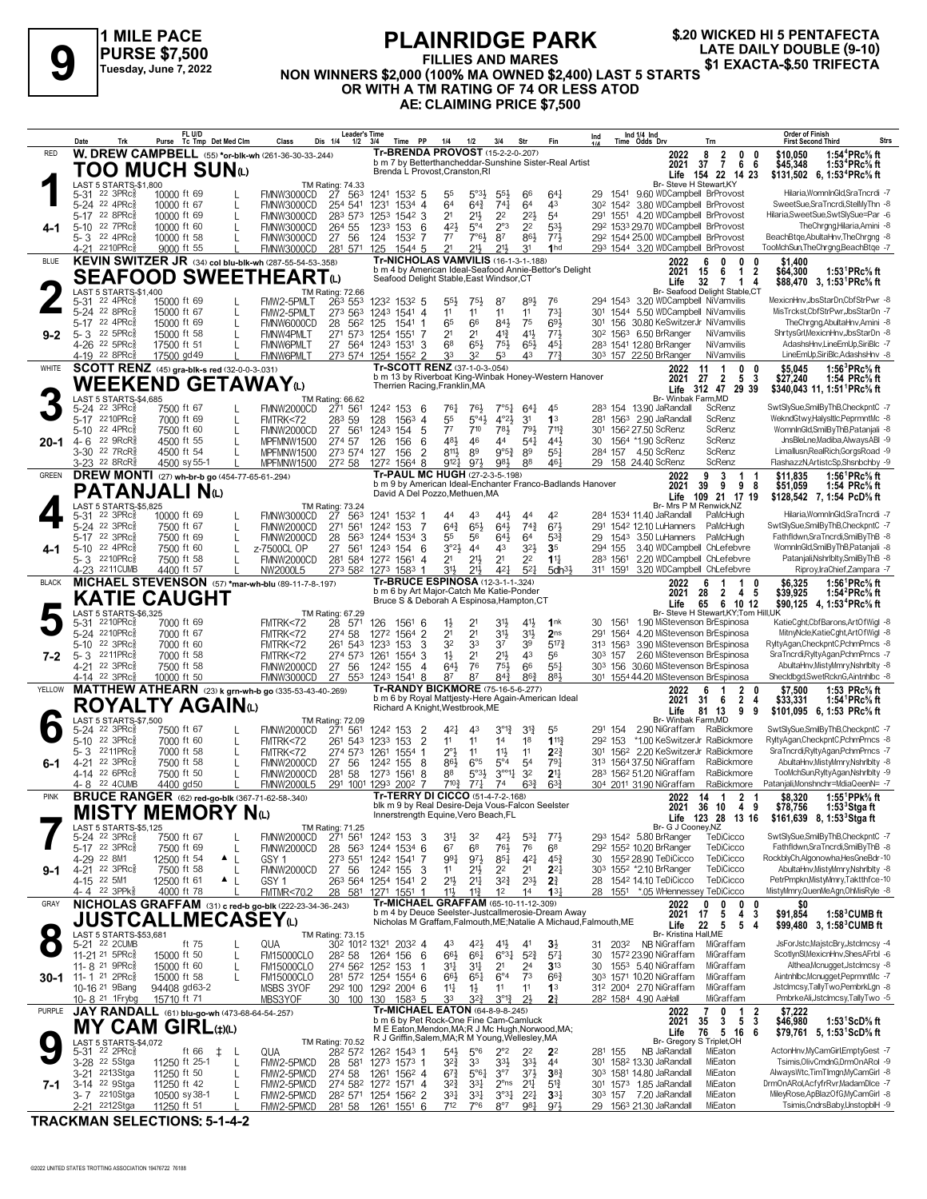# 9

**1 MILE PACE**
**PURSE $7,500**
Tuesday, June 7, 2022

# PLAINRIDGE PARK

**FILLIES AND MARES**
**NON WINNERS $2,000 (100% MA OWNED $2,400) LAST 5 STARTS OR WITH A TM RATING OF 74 OR LESS ATOD**
**AE: CLAIMING PRICE $7,500**

**$.20 WICKED HI 5 PENTAFECTA**
**LATE DAILY DOUBLE (9-10)**
**$1 EXACTA-$.50 TRIFECTA**

---

## 1 — RED — TOO MUCH SUN(L) — 4-1
**W. DREW CAMPBELL** (55) *or-blk-wh (261-36-30-33-.244)
Tr-BRENDA PROVOST (15-2-2-0-.207)
b m 7 by Betterthancheddar-Sunshine Sister-Real Artist
Brenda L Provost,Cranston,RI
LAST 5 STARTS-$1,800 — TM Rating: 74.33
2022: 8 2 0 0 $10,050 1:54⁴PRc⅝ ft
2021: 37 7 6 6 $45,348 1:53⁴PRc⅝ ft
Life: 154 22 14 23 $131,502 6, 1:53⁴PRc⅝ ft
Br- Steve H Stewart,KY

| Date | Trk | Purse | Cond | Class | 1/4 | 1/2 | 3/4 | Time PP | 1/4 | 1/2 | 3/4 | Str | Fin | Ind | Time Odds Drv | Trn | Order of Finish |
|---|---|---|---|---|---|---|---|---|---|---|---|---|---|---|---|---|---|
| 5-31 22 | 3PRc⅝ | 10000 ft 69 | L | FMNW3000CD | 27 | 56³ | 124¹ | 153² 5 | 5⁵ | 5°³½ | 5⁵½ | 6⁶ | 6⁴¼ | 29 | 154¹ 9.60 WDCampbell | BrProvost | Hilaria,WomnInGld,SraTncrdi -7 |
| 5-24 22 | 4PRc⅝ | 10000 ft 67 | L | FMNW3000CD | 25⁴ | 54¹ | 123¹ | 153⁴ 4 | 6⁴ | 6⁴¾ | 7⁴¼ | 6⁴ | 4³ | 30² | 154² 3.80 WDCampbell | BrProvost | SweetSue,SraTncrdi,StelMyThn -8 |
| 5-17 22 | 8PRc⅝ | 10000 ft 69 | L | FMNW3000CD | 28³ | 57³ | 125³ | 154² 3 | 2¹ | 2¹½ | 2² | 2²½ | 5⁴ | 29¹ | 155¹ 4.20 WDCampbell | BrProvost | Hilaria,SweetSue,SwtSlySue=Par -6 |
| 5-10 22 | 7PRc⅝ | 10000 ft 60 | L | FMNW3000CD | 26⁴ | 55 | 123³ | 153 6 | 4²½ | 5°⁴ | 2°³ | 2² | 5³½ | 29² | 153³ 29.70 WDCampbell | BrProvost | TheChrgng,Hilaria,Amini -8 |
| 5-3 22 | 4PRc⅝ | 10000 ft 58 | L | FMNW3000CD | 27 | 56 | 124 | 153² 7 | 7⁷ | 7°⁶½ | 8⁷ | 8⁶½ | 7⁷½ | 29² | 154⁴ 25.00 WDCampbell | BrProvost | BeachBtqe,AbultaHnv,TheChrgng -8 |
| 4-21 22 | 10PRc⅝ | 9000 ft 55 | L | FMNW3000CD | 28¹ | 57¹ | 125 | 154⁴ 5 | 2¹ | 2¹½ | 2¹½ | 3¹ | 1hd | 29³ | 154⁴ 3.20 WDCampbell | BrProvost | TooMchSun,TheChrgng,BeachBtqe -7 |

## 2 — BLUE — SEAFOOD SWEETHEART(L) — 9-2
**KEVIN SWITZER JR** (34) col blu-blk-wh (287-55-54-53-.358)
Tr-NICHOLAS VAMVILIS (16-1-3-1-.188)
b m 4 by American Ideal-Seafood Annie-Bettor's Delight
Seafood Delight Stable,East Windsor,CT
LAST 5 STARTS-$1,400 — TM Rating: 72.66
2022: 6 0 0 0 $1,400
2021: 15 6 1 2 $64,300 1:53¹PRc⅝ ft
Life: 32 7 1 4 $88,470 3, 1:53¹PRc⅝ ft
Br- Seafood Delight Stable,CT

| Date | Trk | Purse | Cond | Class | 1/4 | 1/2 | 3/4 | Time PP | 1/4 | 1/2 | 3/4 | Str | Fin | Ind | Time Odds Drv | Trn | Order of Finish |
|---|---|---|---|---|---|---|---|---|---|---|---|---|---|---|---|---|---|
| 5-31 22 | 4PRc⅝ | 15000 ft 69 | L | FMW2-5PMLT | 26³ | 55³ | 123² | 153² 5 | 5⁵½ | 7⁵½ | 8⁷ | 8⁹½ | 7⁶ | 29⁴ | 154³ 3.20 WDCampbell | NiVamvilis | MexicnHnv,JbsStarDn,CbfStrPwr -8 |
| 5-24 22 | 8PRc⅝ | 15000 ft 67 | L | FMW2-5PMLT | 27³ | 56³ | 124³ | 154¹ 4 | 1¹ | 1¹ | 1¹ | 1¹ | 7³¼ | 30¹ | 154⁴ 5.50 WDCampbell | NiVamvilis | MisTrckst,CbfStrPwr,JbsStarDn -7 |
| 5-17 22 | 4PRc⅝ | 15000 ft 69 | L | FMNW6000CD | 28 | 56² | 125 | 154¹ 1 | 6⁵ | 6⁶ | 8⁴½ | 7⁵ | 6⁹½ | 30¹ | 156 30.80 KeSwitzerJr | NiVamvilis | TheChrgng,AbultaHnv,Amini -8 |
| 5-3 22 | 5PRc⅝ | 15000 ft 58 | L | FMNW4PMLT | 27¹ | 57³ | 125⁴ | 155¹ 7 | 2¹ | 2¹ | 4¹¾ | 4¹½ | 7⁷½ | 30² | 156³ 6.50 BrRanger | NiVamvilis | ShrtysGrl,MexicnHnv,JbsStarDn -8 |
| 4-26 22 | 5PRc⅝ | 17500 ft 51 | L | FMNW6PMLT | 27 | 56⁴ | 124³ | 153¹ 3 | 6⁸ | 6⁵½ | 7⁵½ | 6⁵½ | 4⁵½ | 28³ | 154¹ 12.80 BrRanger | NiVamvilis | AdashsHnv,LineEmUp,SiriBlc -7 |
| 4-19 22 | 8PRc⅝ | 17500 gd49 | L | FMNW6PMLT | 27³ | 57⁴ | 125⁴ | 155² 2 | 3³ | 3² | 5³ | 4³ | 7⁷¾ | 30³ | 157 22.50 BrRanger | NiVamvilis | LineEmUp,SiriBlc,AdashsHnv -8 |

## 3 — WHITE — WEEKEND GETAWAY(L) — 20-1
**SCOTT RENZ** (45) gra-blk-s red (32-0-0-3-.031)
Tr-SCOTT RENZ (37-1-0-3-.054)
b m 13 by Riverboat King-Winbak Honey-Western Hanover
Therrien Racing,Franklin,MA
LAST 5 STARTS-$4,685 — TM Rating: 66.62
2022: 11 1 0 0 $5,045 1:56³PRc⅝ ft
2021: 27 2 5 3 $27,240 1:54 PRc⅝ ft
Life: 312 47 29 39 $340,043 11, 1:51¹PRc⅝ ft
Br- Winbak Farm,MD

| Date | Trk | Purse | Cond | Class | 1/4 | 1/2 | 3/4 | Time PP | 1/4 | 1/2 | 3/4 | Str | Fin | Ind | Time Odds Drv | Trn | Order of Finish |
|---|---|---|---|---|---|---|---|---|---|---|---|---|---|---|---|---|---|
| 5-24 22 | 3PRc⅝ | 7500 ft 67 | L | FMNW2000CD | 27¹ | 56¹ | 124² | 153 6 | 7⁶¾ | 7⁶½ | 7°⁵¼ | 6⁴¼ | 4⁵ | 28³ | 154 13.90 JaRandall | ScRenz | SwtSlySue,SmilByThB,CheckpntC -7 |
| 5-17 22 | 10PRc⅝ | 7000 ft 69 | L | FMTRK<72 | 28³ | 59 | 128 | 156³ 4 | 5⁵ | 5°⁴½ | 4°²½ | 3¹ | 1³ | 28¹ | 156³ 2.90 JaRandall | ScRenz | WekndGtwy,Halysltlc,PeprmntMc -8 |
| 5-10 22 | 4PRc⅝ | 7500 ft 60 | L | FMNW2000CD | 27 | 56¹ | 124³ | 154 5 | 7⁷ | 7¹⁰ | 7⁸¾ | 7⁹¼ | 7¹¹¾ | 30¹ | 156² 27.50 ScRenz | ScRenz | WomnInGld,SmilByThB,Patanjali -8 |
| 4-6 22 | 9RcR⅝ | 4500 ft 55 | L | MPFMNW1500 | 27⁴ | 57 | 126 | 156 6 | 4⁸½ | 4⁶ | 4⁴ | 5⁴¼ | 4⁴½ | 30 | 156⁴ *1.90 ScRenz | ScRenz | JnsBleLne,Madiba,AlwaysABl -9 |
| 3-30 22 | 7RcR⅝ | 4500 ft 54 | L | MPFMNW1500 | 27³ | 57⁴ | 127 | 156 2 | 8¹¹½ | 8⁹ | 9°⁶¾ | 8⁹ | 5⁵¼ | 28⁴ | 157 4.50 ScRenz | ScRenz | Limallusn,RealRich,GorgsRoad -9 |
| 3-23 22 | 8RcR⅝ | 4500 sy 55-1 | L | MPFMNW1500 | 27² | 58 | 127² | 156⁴ 8 | 9¹²½ | 9⁷½ | 9⁸½ | 8⁸ | 4⁶¾ | 29 | 158 24.40 ScRenz | ScRenz | FlashazzN,ArtistcSp,Shsnbchby -9 |

## 4 — GREEN — PATANJALI N(L) — 4-1
**DREW MONTI** (27) wh-br-b go (454-77-65-61-.294)
Tr-PAUL MC HUGH (27-2-3-5-.198)
b m 9 by American Ideal-Enchanter Franco-Badlands Hanover
David A Del Pozzo,Methuen,MA
LAST 5 STARTS-$5,825 — TM Rating: 73.24
2022: 9 3 1 1 $11,835 1:56¹PRc⅝ ft
2021: 39 9 9 8 $51,059 1:54 PRc⅝ ft
Life: 109 21 17 19 $128,542 7, 1:54 PcD⅝ ft
Br- Mrs P M Renwick,NZ

| Date | Trk | Purse | Cond | Class | 1/4 | 1/2 | 3/4 | Time PP | 1/4 | 1/2 | 3/4 | Str | Fin | Ind | Time Odds Drv | Trn | Order of Finish |
|---|---|---|---|---|---|---|---|---|---|---|---|---|---|---|---|---|---|
| 5-31 22 | 3PRc⅝ | 10000 ft 69 | L | FMNW3000CD | 27 | 56³ | 124¹ | 153² 1 | 4⁴ | 4³ | 4⁴½ | 4⁴ | 4² | 28⁴ | 153⁴ 11.40 JaRandall | PaMcHugh | Hilaria,WomnInGld,SraTncrdi -7 |
| 5-24 22 | 3PRc⅝ | 7500 ft 67 | L | FMNW2000CD | 27¹ | 56¹ | 124² | 153 7 | 6⁴¾ | 6⁵½ | 6⁴¾ | 7⁴¾ | 6⁷½ | 29¹ | 154² 12.10 LuHanners | PaMcHugh | SwtSlySue,SmilByThB,CheckpntC -7 |
| 5-17 22 | 3PRc⅝ | 7500 ft 69 | L | FMNW2000CD | 28 | 56³ | 124⁴ | 153⁴ 3 | 5⁵ | 5⁶ | 6⁴½ | 6⁴ | 5³¼ | 29 | 154³ 3.50 LuHanners | PaMcHugh | Fathfldwn,SraTncrdi,SmilByThB -8 |
| 5-10 22 | 4PRc⅝ | 7500 ft 60 | L | z-7500CL OP | 27 | 56¹ | 124³ | 154 6 | 3°²½ | 4⁴ | 4³ | 3²½ | 3⁵ | 29⁴ | 155 3.40 WDCampbell | ChLefebvre | WomnInGld,SmilByThB,Patanjali -8 |
| 5-3 22 | 10PRc⅝ | 7500 ft 58 | L | FMNW2000CD | 28¹ | 58⁴ | 127² | 156¹ 4 | 2¹ | 2¹½ | 2¹ | 2² | 1¹¾ | 28³ | 156¹ 2.20 WDCampbell | ChLefebvre | Patanjali,Nshrlblty,SmilByThB -8 |
| 4-23 22 | 11CUMB | 4400 ft 57 | L | NW200L5 | 27³ | 58² | 127³ | 158³ 1 | 3¹½ | 2¹½ | 4²½ | 5²¼ | 5dh³½ | 31¹ | 159¹ 3.20 WDCampbell | ChLefebvre | Riproy,IraChief,Zampara -7 |

## 5 — BLACK — KATIE CAUGHT — 7-2
**MICHAEL STEVENSON** (57) *mar-wh-blu (89-11-7-8-.197)
Tr-BRUCE ESPINOSA (12-3-1-1-.324)
b m 6 by Art Major-Catch Me Katie-Ponder
Bruce S & Deborah A Espinosa,Hampton,CT
LAST 5 STARTS-$6,325 — TM Rating: 67.29
2022: 6 1 1 0 $6,325 1:56¹PRc⅝ ft
2021: 28 2 4 5 $39,925 1:54²PRc⅝ ft
Life: 65 6 10 12 $90,125 4, 1:53⁴PRc⅝ ft
Br- Steve H Stewart,KY;Tom Hill,UK

| Date | Trk | Purse | Cond | Class | 1/4 | 1/2 | 3/4 | Time PP | 1/4 | 1/2 | 3/4 | Str | Fin | Ind | Time Odds Drv | Trn | Order of Finish |
|---|---|---|---|---|---|---|---|---|---|---|---|---|---|---|---|---|---|
| 5-31 22 | 10PRc⅝ | 7000 ft 69 | | FMTRK<72 | 28 | 57¹ | 126 | 156¹ 6 | 1½ | 2¹ | 3¹½ | 4¹½ | 1nk | 30 | 156¹ 1.90 MiStevenson | BrEspinosa | KatieCght,CbfBarons,ArtOfWigl -8 |
| 5-24 22 | 10PRc⅝ | 7000 ft 67 | | FMTRK<72 | 27⁴ | 58 | 127² | 156⁴ 2 | 2¹ | 2¹ | 3¹½ | 3¹½ | 2ns | 29¹ | 156⁴ 4.20 MiStevenson | BrEspinosa | MitnyNcle,KatieCght,ArtOfWigl -8 |
| 5-10 22 | 3PRc⅝ | 7000 ft 60 | | FMTRK<72 | 26¹ | 54³ | 123³ | 153 3 | 3² | 3³ | 3⁷ | 3⁹ | 5¹⁷¾ | 31³ | 156³ 3.90 MiStevenson | BrEspinosa | RyltyAgan,CheckpntC,PchmPrncs -8 |
| 5-3 22 | 11PRc⅝ | 7000 ft 58 | | FMTRK<72 | 27⁴ | 57³ | 126¹ | 155⁴ 3 | 1½ | 2¹ | 2¹½ | 4³ | 5⁶ | 30³ | 157 2.60 MiStevenson | BrEspinosa | SraTncrdi,RyltyAgan,PchmPrncs -7 |
| 4-21 22 | 3PRc⅝ | 7500 ft 58 | | FMNW2000CD | 27 | 56 | 124² | 155 4 | 6⁴½ | 7⁶ | 7⁵½ | 6⁶ | 5⁵¼ | 30³ | 156 30.60 MiStevenson | BrEspinosa | AbultaHnv,MistyMmry,Nshrlblty -8 |
| 4-14 22 | 3PRc⅝ | 10000 ft 50 | | FMNW3000CD | 27 | 55³ | 124³ | 154¹ 8 | 8⁷ | 8⁷ | 8⁴¾ | 8⁶¾ | 8⁸½ | 30¹ | 155⁴ 44.20 MiStevenson | BrEspinosa | Shecldbgd,SwetRcknG,Aintnhlbc -8 |

## 6 — YELLOW — ROYALTY AGAIN(L) — 6-1
**MATTHEW ATHEARN** (23) k grn-wh-b go (335-53-43-40-.269)
Tr-RANDY BICKMORE (75-16-5-6-.277)
b m 6 by Royal Mattjesty-Here Again-American Ideal
Richard A Knight,Westbrook,ME
LAST 5 STARTS-$7,500 — TM Rating: 72.09
2022: 6 1 2 0 $7,500 1:53 PRc⅝ ft
2021: 31 6 2 4 $33,331 1:54¹PRc⅝ ft
Life: 81 13 9 9 $101,095 6, 1:53 PRc⅝ ft
Br- Winbak Farm,MD

| Date | Trk | Purse | Cond | Class | 1/4 | 1/2 | 3/4 | Time PP | 1/4 | 1/2 | 3/4 | Str | Fin | Ind | Time Odds Drv | Trn | Order of Finish |
|---|---|---|---|---|---|---|---|---|---|---|---|---|---|---|---|---|---|
| 5-24 22 | 3PRc⅝ | 7500 ft 67 | L | FMNW2000CD | 27¹ | 56¹ | 124² | 153 2 | 4²¼ | 4³ | 3°¹¾ | 3¹¾ | 5⁵ | 29¹ | 154 2.90 NiGraffam | RaBickmore | SwtSlySue,SmilByThB,CheckpntC -7 |
| 5-10 22 | 3PRc⅝ | 7000 ft 60 | L | FMTRK<72 | 26¹ | 54³ | 123³ | 153 2 | 1¹ | 1¹ | 1⁴ | 1⁸ | 1¹⁷¾ | 29² | 153 *1.00 KeSwitzerJr | RaBickmore | RyltyAgan,CheckpntC,PchmPrncs -8 |
| 5-3 22 | 11PRc⅝ | 7000 ft 58 | L | FMTRK<72 | 27⁴ | 57³ | 126¹ | 155⁴ 1 | 2°½ | 1¹ | 1¹½ | 1¹ | 2²¾ | 30¹ | 156² 2.20 KeSwitzerJr | RaBickmore | SraTncrdi,RyltyAgan,PchmPrncs -7 |
| 4-21 22 | 3PRc⅝ | 7500 ft 58 | L | FMNW2000CD | 27 | 56 | 124² | 155 8 | 8⁶½ | 6°⁶ | 5°⁴ | 5⁴ | 7⁹¼ | 31³ | 156⁴ 37.50 NiGraffam | RaBickmore | AbultaHnv,MistyMmry,Nshrlblty -8 |
| 4-14 22 | 6PRc⅝ | 7500 ft 50 | L | FMNW2000CD | 28¹ | 58 | 127³ | 156¹ 8 | 8⁸ | 5°³½ | 3°°¹¼ | 3² | 2¹¼ | 28³ | 156² 51.20 NiGraffam | RaBickmore | TooMchSun,RyltyAgan,Nshrlblty -9 |
| 4-8 22 | 4CUMB | 4400 gd50 | L | FMNW2000L5 | 29¹ | 100¹ | 129³ | 200² 7 | 7¹⁰¾ | 7⁷¼ | 7⁴ | 6³¾ | 6³¾ | 30⁴ | 201¹ 31.90 NiGraffam | RaBickmore | Patanjali,Monshnchr=MdiaQeenN= -7 |

## 7 — PINK — MISTY MEMORY N(L) — 9-1
**BRUCE RANGER** (62) red-go-blk (367-71-62-58-.340)
Tr-TERRY DI CICCO (51-4-7-2-.168)
blk m 9 by Real Desire-Deja Vous-Falcon Seelster
Innerstrength Equine,Vero Beach,FL
LAST 5 STARTS-$5,125 — TM Rating: 71.25
2022: 14 1 2 1 $8,320 1:55¹PPk⅝ ft
2021: 36 10 4 9 $78,756 1:53³Stga ft
Life: 123 28 13 16 $161,639 8, 1:53³Stga ft
Br- G J Cooney,NZ

| Date | Trk | Purse | Cond | Class | 1/4 | 1/2 | 3/4 | Time PP | 1/4 | 1/2 | 3/4 | Str | Fin | Ind | Time Odds Drv | Trn | Order of Finish |
|---|---|---|---|---|---|---|---|---|---|---|---|---|---|---|---|---|---|
| 5-24 22 | 3PRc⅝ | 7500 ft 67 | L | FMNW2000CD | 27¹ | 56¹ | 124² | 153 3 | 3¹¼ | 3² | 4²½ | 5³¼ | 7⁷½ | 29³ | 154² 5.80 BrRanger | TeDiCicco | SwtSlySue,SmilByThB,CheckpntC -7 |
| 5-17 22 | 3PRc⅝ | 7500 ft 69 | L | FMNW2000CD | 28 | 56³ | 124⁴ | 153⁴ 6 | 6⁷ | 6⁸ | 7⁶½ | 7⁶ | 6⁸ | 29² | 155² 10.20 BrRanger | TeDiCicco | Fathfldwn,SraTncrdi,SmilByThB -8 |
| 4-29 22 | 8M1 | 12500 ft 54 | ▲ L | GSY 1 | 27³ | 55¹ | 124² | 154¹ 7 | 9⁹½ | 9⁷½ | 8⁵¼ | 4²¼ | 4⁵¾ | 30 | 155² 28.90 TeDiCicco | TeDiCicco | RockblyCh,Algonowha,HesGneBdr -10 |
| 4-21 22 | 3PRc⅝ | 7500 ft 58 | L | FMNW2000CD | 27 | 56 | 124² | 155 3 | 1¹ | 2¹½ | 2² | 2¹ | 2²¼ | 30³ | 155² *2.10 BrRanger | TeDiCicco | AbultaHnv,MistyMmry,Nshrlblty -8 |
| 4-15 22 | 5M1 | 12500 ft 61 | ▲ L | GSY 1 | 26³ | 56⁴ | 125⁴ | 154¹ 2 | 2¹½ | 2¹½ | 3²¾ | 2³½ | 2¾ | 28 | 154² 14.10 TeDiCicco | TeDiCicco | PetrPmpkn,MistyMmry,Takthfce -10 |
| 4-4 22 | 3PPk⅝ | 4000 ft 78 | L | FMTRK<70.2 | 28 | 58¹ | 127¹ | 155¹ 1 | 1¹½ | 1¹¾ | 1² | 1⁴ | 1³¼ | 28 | 155¹ *.05 WHennessey | TeDiCicco | MistyMmry,QuenMeAgn,OhMisRyle -8 |

## 8 — GRAY — JUSTCALLMECASEY(L) — 30-1
**NICHOLAS GRAFFAM** (31) c red-b go-blk (222-23-34-36-.243)
Tr-MICHAEL GRAFFAM (65-10-11-12-.309)
b m 4 by Deuce Seelster-Justcallmerosie-Dream Away
Nicholas M Graffam,Falmouth,ME;Natalie A Michaud,Falmouth,ME
LAST 5 STARTS-$53,681 — TM Rating: 73.15
2022: 0 0 0 0 $0
2021: 17 5 4 3 $91,854 1:58³CUMB ft
Life: 22 5 5 4 $99,480 3, 1:58³CUMB ft
Br- Kristina Hall,ME

| Date | Trk | Purse | Cond | Class | 1/4 | 1/2 | 3/4 | Time PP | 1/4 | 1/2 | 3/4 | Str | Fin | Ind | Time Odds Drv | Trn | Order of Finish |
|---|---|---|---|---|---|---|---|---|---|---|---|---|---|---|---|---|---|
| 5-21 22 | 2CUMB | ft 75 | L | QUA | 30² | 101² | 132¹ | 203² 4 | 4³ | 4²½ | 4¹½ | 4¹ | 3½ | 31 | 203² NB NiGraffam | MiGraffam | JsForJstc,MajstcBry,Jstclmcsy -4 |
| 11-21 21 | 5PRc⅝ | 15000 ft 50 | L | FM15000CLO | 28² | 58 | 126⁴ | 156 6 | 6⁶½ | 6⁶¼ | 6°³¼ | 5²¾ | 5⁷¼ | 30 | 157² 23.90 NiGraffam | MiGraffam | ScotlynSl,MexicnHnv,ShesAFrbl -6 |
| 11-8 21 | 9PRc⅝ | 15000 ft 60 | L | FM15000CLO | 27⁴ | 56² | 125² | 153 1 | 3¹½ | 3¹½ | 2¹ | 2⁴ | 3¹³ | 30 | 155³ 5.40 NiGraffam | MiGraffam | Althea,Mcnugget,Jstclmcsy -8 |
| 11-1 21 | 2PRc⅝ | 15000 ft 58 | L | FM15000CLO | 28¹ | 57² | 125⁴ | 155⁴ 6 | 6⁶½ | 6⁵¼ | 6°⁴ | 7³ | 6⁶¾ | 30³ | 157¹ 10.20 NiGraffam | MiGraffam | Aintnhlbc,Mcnugget,PeprmntMc -7 |
| 10-16 21 | 9Bang | 94408 gd63-2 | | MSBS 3YOF | 29² | 100 | 129² | 200⁴ 6 | 1¹½ | 1½ | 1¹ | 1¹ | 1³ | 31² | 200⁴ 2.70 NiGraffam | MiGraffam | Jstclmcsy,TallyTwo,PembrkLgn -8 |
| 10-8 21 | 1Frybg | 15710 ft 71 | | MBS3YOF | 30 | 100 | 130 | 158³ 5 | 3³ | 3²¾ | 3°¹¾ | 2½ | 2¾ | 28² | 158⁴ 4.90 AaHall | MiGraffam | PmbrkeAli,Jstclmcsy,TallyTwo -5 |

## 9 — PURPLE — MY CAM GIRL(‡)(L) — 7-1
**JAY RANDALL** (61) blu-go-wh (473-68-64-54-.257)
Tr-MICHAEL EATON (64-8-9-8-.245)
b m 6 by Pet Rock-One Fine Cam-Camluck
M E Eaton,Mendon,MA;R J Mc Hugh,Norwood,MA;
R J Griffin,Salem,MA;R M Young,Wellesley,MA
LAST 5 STARTS-$4,072 — TM Rating: 70.52
2022: 7 0 1 2 $7,222
2021: 35 3 5 3 $46,980 1:53¹ScD⅝ ft
Life: 76 5 16 6 $79,761 5, 1:53¹ScD⅝ ft
Br- Gregory S Triplet,OH

| Date | Trk | Purse | Cond | Class | 1/4 | 1/2 | 3/4 | Time PP | 1/4 | 1/2 | 3/4 | Str | Fin | Ind | Time Odds Drv | Trn | Order of Finish |
|---|---|---|---|---|---|---|---|---|---|---|---|---|---|---|---|---|---|
| 5-31 22 | 2PRc⅝ | ft 66 | ‡ L | QUA | 28² | 57² | 126² | 154³ 1 | 5⁴½ | 5°⁶ | 2°² | 2² | 2² | 28¹ | 155 NB JaRandall | MiEaton | ActonHnv,MyCamGirl,EmptyGest -7 |
| 3-28 22 | 5Stga | 11250 ft 25-1 | L | FMW2-5PMCD | 28 | 58¹ | 127³ | 157³ 1 | 3²¾ | 3³ | 3³½ | 3³½ | 4⁴ | 30¹ | 158² 13.20 JaRandall | MiEaton | Tsimis,OlivCmdnG,DrmOnARol -9 |
| 3-21 22 | 13Stga | 11250 ft 50 | L | FMW2-5PMCD | 27⁴ | 58 | 126¹ | 156² 4 | 6⁷¾ | 5°⁶¼ | 3°⁷ | 3⁷½ | 3⁸¾ | 30³ | 158¹ 14.80 JaRandall | MiEaton | AlwaysWtc,TimTlmgn,MyCamGirl -8 |
| 3-14 22 | 9Stga | 11250 ft 42 | L | FMW2-5PMCD | 27⁴ | 58² | 127² | 157¹ 4 | 3²¾ | 3³½ | 3°²½ | 2°ns | 2¹½ | 30¹ | 157³ 1.85 JaRandall | MiEaton | DrmOnARol,AcfyfrRvr,MadamDlce -7 |
| 3-7 22 | 10Stga | 10500 sy 38-1 | L | FMW2-5PMCD | 28² | 57¹ | 125⁴ | 156² 2 | 3³½ | 3³½ | 3°³½ | 2²½ | 3³½ | 30³ | 157 7.20 JaRandall | MiEaton | MileyRose,ApBlazOfG,MyCamGirl -8 |
| 2-21 22 | 12Stga | 11250 ft 51 | L | FMW2-5PMCD | 28¹ | 58 | 126¹ | 155¹ 6 | 7¹² | 7°⁶ | 8°⁷ | 9⁸½ | 9⁷½ | 29 | 156³ 21.30 JaRandall | MiEaton | Tsimis,CndrsBaby,UnstopblH -9 |

**TRACKMAN SELECTIONS: 5-1-4-2**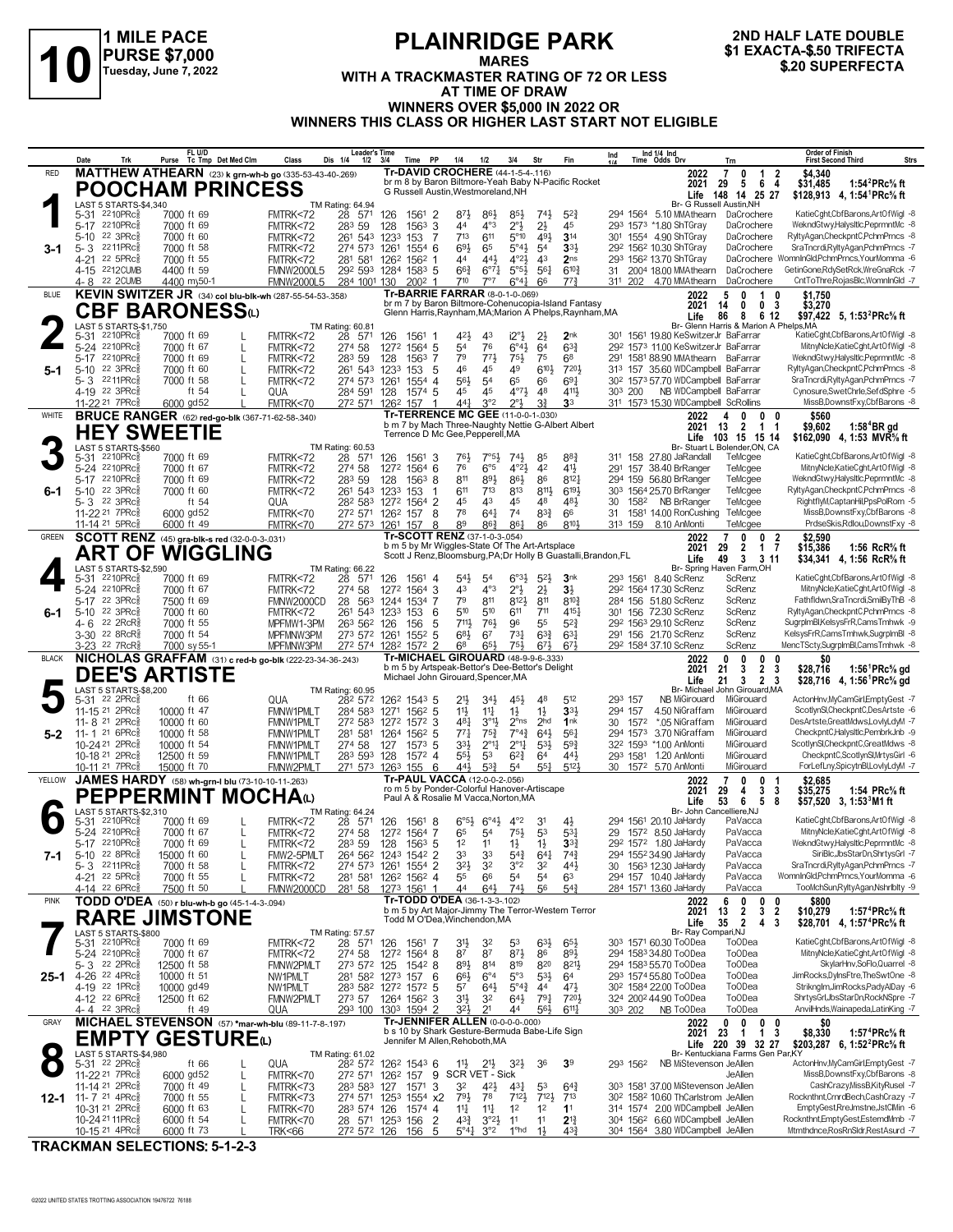# 10 — 1 MILE PACE — PURSE $7,000 — Tuesday, June 7, 2022

## PLAINRIDGE PARK

**MARES**
**WITH A TRACKMASTER RATING OF 72 OR LESS AT TIME OF DRAW**
**WINNERS OVER $5,000 IN 2022 OR WINNERS THIS CLASS OR HIGHER LAST START NOT ELIGIBLE**

2ND HALF LATE DOUBLE
$1 EXACTA-$.50 TRIFECTA
$.20 SUPERFECTA

---

### 1 — RED — POOCHAM PRINCESS (3-1)
**MATTHEW ATHEARN** (23) k grn-wh-b go (335-53-43-40-.269)
Tr-DAVID CROCHERE (44-1-5-4-.116)
br m 8 by Barron Biltmore-Yeah Baby N-Pacific Rocket
G Russell Austin,Westmoreland,NH
2022: 7 0 1 2 $4,340
2021: 29 5 6 4 $31,485 1:54²PRc⅝ ft
Life: 148 14 25 27 $128,913 4, 1:54¹PRc⅝ ft
Br- G Russell Austin,NH
LAST 5 STARTS-$4,340 — TM Rating: 64.94

| Date | Trk | Purse | Cond | Class | 1/4 | 1/2 | 3/4 | Time | PP | 1/4 | 1/2 | 3/4 | Str | Fin | Ind | Odds Drv | Trn | Order of Finish |
|---|---|---|---|---|---|---|---|---|---|---|---|---|---|---|---|---|---|---|
| 5-31 22 10PRc⅝ | | 7000 | ft 69 | FMTRK<72 | 28 | 571 | 126 | 1561 | 2 | 8⁷½ | 8⁶½ | 8⁵½ | 7⁴½ | 5²¾ | 294 1564 | 5.10 MMAthearn | DaCrochere | KatieCght,CbfBarons,ArtOfWigl -8 |
| 5-17 22 10PRc⅝ | | 7000 | ft 69 | FMTRK<72 | 28³ | 59 | 128 | 156³ | 3 | 4⁴ | 4°³ | 2°½ | 2½ | 4⁵ | 293 1573 | *1.80 ShTGray | DaCrochere | WekndGtwy,Halysltlc,PeprmntMc -8 |
| 5-10 22 3PRc⅝ | | 7000 | ft 60 | FMTRK<72 | 261 | 543 | 123³ | 153 | 7 | 7¹³ | 6¹¹ | 5°¹⁰ | 4⁹½ | 3¹⁴ | 301 1554 | 4.90 ShTGray | DaCrochere | RyltyAgan,CheckpntC,PchmPrncs -8 |
| 5-3 22 11PRc⅝ | | 7000 | ft 58 | FMTRK<72 | 274 | 573 | 1261 | 1554 | 6 | 6⁹½ | 6⁵ | 5°⁴½ | 5⁴ | 3³½ | 292 1562 | 10.30 ShTGray | DaCrochere | SraTncrdi,RyltyAgan,PchmPrncs -7 |
| 4-21 22 5PRc⅝ | | 7000 | ft 55 | FMTRK<72 | 281 | 581 | 1262 | 1562 | 1 | 4⁴ | 4⁴½ | 4°²½ | 4³ | 2ⁿˢ | 293 1562 | 13.70 ShTGray | DaCrochere | WomnInGld,PchmPrncs,YourMomma -6 |
| 4-15 22 12CUMB | | 4400 | ft 59 | FMNW2000L5 | 29² | 593 | 1284 | 1583 | 5 | 6⁶¾ | 6°⁷¼ | 5°⁶½ | 5⁶¼ | 6¹⁰¾ | 31 2004 | 18.00 MMAthearn | DaCrochere | GetinGone,RdySetRck,WreGnaRck -7 |
| 4-8 22 2CUMB | | 4400 | my 50-1 | FMNW2000L5 | 284 | 1001 | 130 | 2002 | 1 | 7¹⁰ | 7°⁷ | 6°⁴¼ | 6⁶ | 7⁷¾ | 311 202 | 4.70 MMAthearn | DaCrochere | CntToThre,RojasBlc,WomnInGld -7 |

### 2 — BLUE — CBF BARONESS(L) (5-1)
**KEVIN SWITZER JR** (34) col blu-blk-wh (287-55-54-53-.358)
Tr-BARRIE FARRAR (8-0-1-0-.069)
br m 7 by Barron Biltmore-Cohenucopia-Island Fantasy
Glenn Harris,Raynham,MA;Marion A Phelps,Raynham,MA
2022: 5 0 1 0 $1,750
2021: 14 0 0 3 $3,270
Life: 86 8 6 12 $97,422 5, 1:53²PRc⅝ ft
Br- Glenn Harris & Marion A Phelps,MA
LAST 5 STARTS-$1,750 — TM Rating: 60.81

| Date | Trk | Purse | Cond | Class | 1/4 | 1/2 | 3/4 | Time | PP | 1/4 | 1/2 | 3/4 | Str | Fin | Ind | Odds Drv | Trn | Order of Finish |
|---|---|---|---|---|---|---|---|---|---|---|---|---|---|---|---|---|---|---|
| 5-31 22 10PRc⅝ | | 7000 | ft 69 L | FMTRK<72 | 28 | 571 | 126 | 1561 | 1 | 4²½ | 4³ | i2°½ | 2½ | 2ⁿᵏ | 301 1561 | 19.80 KeSwitzerJr | BaFarrar | KatieCght,CbfBarons,ArtOfWigl -8 |
| 5-24 22 10PRc⅝ | | 7000 | ft 67 L | FMTRK<72 | 274 | 58 | 1272 | 1564 | 5 | 5⁴ | 7⁶ | 6°⁴½ | 6⁴ | 6³¾ | 292 1573 | 11.00 KeSwitzerJr | BaFarrar | MitnyNcle,KatieCght,ArtOfWigl -8 |
| 5-17 22 10PRc⅝ | | 7000 | ft 69 L | FMTRK<72 | 28³ | 59 | 128 | 156³ | 7 | 7⁹ | 7⁷½ | 7⁵½ | 7⁵ | 6⁸ | 291 1581 | 88.90 MMAthearn | BaFarrar | WekndGtwy,Halysltlc,PeprmntMc -8 |
| 5-10 22 3PRc⅝ | | 7000 | ft 60 L | FMTRK<72 | 261 | 543 | 123³ | 153 | 5 | 4⁶ | 4⁵ | 4⁹ | 6¹⁰½ | 7²⁰½ | 313 157 | 35.60 WDCampbell | BaFarrar | RyltyAgan,CheckpntC,PchmPrncs -8 |
| 5-3 22 11PRc⅝ | | 7000 | ft 58 L | FMTRK<72 | 274 | 573 | 1261 | 1554 | 4 | 5⁶½ | 5⁴ | 6⁵ | 6⁶ | 6⁹¼ | 302 1573 | 57.70 WDCampbell | BaFarrar | SraTncrdi,RyltyAgan,PchmPrncs -7 |
| 4-19 22 3PRc⅝ | | | ft 54 L | QUA | 284 | 591 | 128 | 1574 | 5 | 4⁵ | 4⁵ | 4°⁷¾ | 4⁸ | 4¹¹½ | 303 200 | NB WDCampbell | BaFarrar | Cynosure,SwetChrle,SefdSphre -5 |
| 11-22 21 7PRc⅝ | | 6000 | gd52 | FMTRK<70 | 272 | 571 | 1262 | 157 | 1 | 4⁴¾ | 3°² | 2°½ | 3¾ | 3³ | 311 1573 | 15.30 WDCampbell | ScRollins | MissB,DownstFxy,CbfBarons -8 |

### 3 — WHITE — HEY SWEETIE (6-1)
**BRUCE RANGER** (62) red-go-blk (367-71-62-58-.340)
Tr-TERRENCE MC GEE (11-0-0-1-.030)
b m 7 by Mach Three-Naughty Nettie G-Albert Albert
Terrence D Mc Gee,Pepperell,MA
2022: 4 0 0 0 $560
2021: 13 2 1 1 $9,602 1:58⁴BR gd
Life: 103 15 15 14 $162,090 4, 1:53 MVR⅝ ft
Br- Stuart L Bolender,ON, CA
LAST 5 STARTS-$560 — TM Rating: 60.53

| Date | Trk | Purse | Cond | Class | 1/4 | 1/2 | 3/4 | Time | PP | 1/4 | 1/2 | 3/4 | Str | Fin | Ind | Odds Drv | Trn | Order of Finish |
|---|---|---|---|---|---|---|---|---|---|---|---|---|---|---|---|---|---|---|
| 5-31 22 10PRc⅝ | | 7000 | ft 69 | FMTRK<72 | 28 | 571 | 126 | 1561 | 3 | 7⁶½ | 7°⁵½ | 7⁴½ | 8⁵ | 8⁸¾ | 311 158 | 27.80 JaRandall | TeMcgee | KatieCght,CbfBarons,ArtOfWigl -8 |
| 5-24 22 10PRc⅝ | | 7000 | ft 67 | FMTRK<72 | 274 | 58 | 1272 | 1564 | 6 | 7⁶ | 6°⁵ | 4°²½ | 4² | 4¹½ | 291 157 | 38.40 BrRanger | TeMcgee | MitnyNcle,KatieCght,ArtOfWigl -8 |
| 5-17 22 10PRc⅝ | | 7000 | ft 69 | FMTRK<72 | 28³ | 59 | 128 | 156³ | 8 | 8¹¹ | 8⁹½ | 8⁶½ | 8⁶ | 8¹²½ | 294 159 | 56.80 BrRanger | TeMcgee | WekndGtwy,Halysltlc,PeprmntMc -8 |
| 5-10 22 3PRc⅝ | | 7000 | ft 60 | FMTRK<72 | 261 | 543 | 123³ | 153 | 6 | 6¹¹ | 7¹³ | 8¹³ | 8¹¹½ | 6¹⁹½ | 303 1564 | 25.70 BrRanger | TeMcgee | RyltyAgan,CheckpntC,PchmPrncs -8 |
| 5-3 22 3PRc⅝ | | | ft 54 | QUA | 28² | 583 | 1272 | 1564 | 2 | 4⁵ | 4³ | 4⁵ | 4⁸ | 4⁸½ | 30 1582 | NB BrRanger | TeMcgee | RightflyM,CaptanHil,PpsPolRom -5 |
| 11-22 21 7PRc⅝ | | 6000 | gd52 | FMTRK<70 | 272 | 571 | 1262 | 157 | 8 | 7⁸ | 6⁴½ | 7⁴ | 8³¾ | 6⁶ | 31 1581 | 14.00 RonCushing | TeMcgee | MissB,DownstFxy,CbfBarons -8 |
| 11-14 21 5PRc⅝ | | 6000 | ft 49 | FMTRK<70 | 272 | 573 | 1261 | 157 | 8 | 8⁹ | 8⁶¾ | 8⁶½ | 8⁶ | 8¹⁰½ | 313 159 | 8.10 AnMonti | TeMcgee | PrdseSkis,Rdlou,DownstFxy -8 |

### 4 — GREEN — ART OF WIGGLING (6-1)
**SCOTT RENZ** (45) gra-blk-s red (32-0-0-3-.031)
Tr-SCOTT RENZ (37-1-0-3-.054)
b m 5 by Mr Wiggles-State Of The Art-Artsplace
Scott J Renz,Bloomsburg,PA;Dr Holly B Guastalli,Brandon,FL
2022: 7 0 0 2 $2,590
2021: 29 2 1 7 $15,386 1:56 RcR⅝ ft
Life: 49 3 3 11 $34,341 4, 1:56 RcR⅝ ft
Br- Spring Haven Farm,OH
LAST 5 STARTS-$2,590 — TM Rating: 66.22

| Date | Trk | Purse | Cond | Class | 1/4 | 1/2 | 3/4 | Time | PP | 1/4 | 1/2 | 3/4 | Str | Fin | Ind | Odds Drv | Trn | Order of Finish |
|---|---|---|---|---|---|---|---|---|---|---|---|---|---|---|---|---|---|---|
| 5-31 22 10PRc⅝ | | 7000 | ft 69 | FMTRK<72 | 28 | 571 | 126 | 1561 | 4 | 5⁴½ | 5⁴ | 6°³½ | 5²½ | 3ⁿᵏ | 293 1561 | 8.40 ScRenz | ScRenz | KatieCght,CbfBarons,ArtOfWigl -8 |
| 5-24 22 10PRc⅝ | | 7000 | ft 67 | FMTRK<72 | 274 | 58 | 1272 | 1564 | 3 | 4³ | 4°³ | 2°½ | 2½ | 3½ | 292 1564 | 17.30 ScRenz | ScRenz | MitnyNcle,KatieCght,ArtOfWigl -8 |
| 5-17 22 3PRc⅝ | | 7500 | ft 69 | FMNW2000CD | 28 | 563 | 1244 | 1534 | 7 | 7⁹ | 8¹¹ | 8¹²½ | 8¹¹ | 8¹⁰¾ | 284 156 | 51.80 ScRenz | ScRenz | Fathfldwn,SraTncrdi,SmilByThB -8 |
| 5-10 22 3PRc⅝ | | 7000 | ft 60 | FMTRK<72 | 261 | 543 | 123³ | 153 | 6 | 5¹⁰ | 5¹⁰ | 6¹¹ | 7¹¹ | 4¹⁵½ | 301 156 | 72.30 ScRenz | ScRenz | RyltyAgan,CheckpntC,PchmPrncs -8 |
| 4-6 22 2RcR⅝ | | 7000 | ft 55 | MPFMW1-3PM | 263 | 562 | 126 | 156 | 5 | 7¹¹½ | 7⁶½ | 9⁶ | 5⁵ | 5²¾ | 292 1563 | 29.10 ScRenz | ScRenz | SugrplmBl,KelsysFrR,CamsTmhwk -9 |
| 3-30 22 8RcR⅝ | | 7000 | ft 54 | MPFMNW3PM | 273 | 572 | 1261 | 1552 | 5 | 6⁸½ | 6⁷ | 7³¼ | 6³¾ | 6³¼ | 291 156 | 21.70 ScRenz | ScRenz | KelsysFrR,CamsTmhwk,SugrplmBl -8 |
| 3-23 22 7RcR⅝ | | 7000 | sy 55-1 | MPFMNW3PM | 272 | 574 | 1282 | 1572 | 2 | 6⁸ | 6⁵½ | 7⁵½ | 6⁷½ | 6⁷½ | 292 1584 | 37.10 ScRenz | ScRenz | MencTScty,SugrplmBl,CamsTmhwk -8 |

### 5 — BLACK — DEE'S ARTISTE (5-2)
**NICHOLAS GRAFFAM** (31) c red-b go-blk (222-23-34-36-.243)
Tr-MICHAEL GIROUARD (48-9-9-6-.333)
b m 5 by Artspeak-Bettor's Dee-Bettor's Delight
Michael John Girouard,Spencer,MA
2022: 0 0 0 0 $0
2021: 21 3 2 3 $28,716 1:56¹PRc⅝ gd
Life: 21 3 2 3 $28,716 4, 1:56¹PRc⅝ gd
Br- Michael John Girouard,MA
LAST 5 STARTS-$8,200 — TM Rating: 60.95

| Date | Trk | Purse | Cond | Class | 1/4 | 1/2 | 3/4 | Time | PP | 1/4 | 1/2 | 3/4 | Str | Fin | Ind | Odds Drv | Trn | Order of Finish |
|---|---|---|---|---|---|---|---|---|---|---|---|---|---|---|---|---|---|---|
| 5-31 22 2PRc⅝ | | | ft 66 | QUA | 28² | 572 | 1262 | 1543 | 5 | 2¹½ | 3⁴½ | 4⁵½ | 4⁸ | 5¹² | 293 157 | NB MiGirouard | MiGirouard | ActonHnv,MyCamGirl,EmptyGest -7 |
| 11-15 21 2PRc⅝ | | 10000 | ft 47 | FMNW1PMLT | 284 | 583 | 1271 | 1562 | 5 | 1¹½ | 1¹½ | 1½ | 1½ | 3³½ | 294 157 | 4.50 NiGraffam | MiGirouard | ScotlynSl,CheckpntC,DesArtste -6 |
| 11-8 21 2PRc⅝ | | 10000 | ft 60 | FMNW1PMLT | 272 | 583 | 1272 | 1572 | 3 | 4⁸½ | 3°¹½ | 2°ⁿˢ | 2ʰᵈ | 1ⁿᵏ | 30 1572 | *.05 NiGraffam | MiGirouard | DesArtste,GreatMdws,LovlyLdyM -7 |
| 11-1 21 6PRc⅝ | | 10000 | ft 58 | FMNW1PMLT | 281 | 581 | 1264 | 1562 | 5 | 7⁷½ | 7⁵¾ | 7°⁴¾ | 6⁴½ | 5⁶½ | 294 1573 | 3.70 NiGraffam | MiGirouard | CheckpntC,Halysltlc,PembrkJnb -9 |
| 10-24 21 2PRc⅝ | | 10000 | ft 54 | FMNW1PMLT | 274 | 58 | 127 | 1573 | 5 | 3³½ | 2°¹½ | 2°¹½ | 5³½ | 5⁹¾ | 322 1593 | *1.00 AnMonti | MiGirouard | ScotlynSl,CheckpntC,GreatMdws -8 |
| 10-18 21 2PRc⅝ | | 12500 | ft 59 | FMNW1PMLT | 28³ | 593 | 128 | 1572 | 4 | 5⁵½ | 5³ | 6²¾ | 6⁴ | 4⁴½ | 293 1581 | 1.20 AnMonti | MiGirouard | CheckpntC,ScotlynSl,MrtysGrl -6 |
| 10-11 21 7PRc⅝ | | 15000 | ft 70 | FMNW2PMLT | 271 | 573 | 1263 | 155 | 6 | 4⁴½ | 5³¾ | 5⁴ | 5⁵¼ | 5¹²½ | 30 1572 | 5.70 AnMonti | MiGirouard | ForLefLny,SpicytnBl,LovlyLdyM -7 |

### 6 — YELLOW — PEPPERMINT MOCHA(L) (7-1)
**JAMES HARDY** (58) wh-grn-l blu (73-10-10-11-.263)
Tr-PAUL VACCA (12-0-0-2-.056)
ro m 5 by Ponder-Colorful Hanover-Artiscape
Paul A & Rosalie M Vacca,Norton,MA
2022: 7 0 0 1 $2,685
2021: 29 4 3 3 $35,275 1:54 PRc⅝ ft
Life: 53 6 5 8 $57,520 3, 1:53³M1 ft
Br- John Cancelliere,NJ
LAST 5 STARTS-$2,310 — TM Rating: 64.24

| Date | Trk | Purse | Cond | Class | 1/4 | 1/2 | 3/4 | Time | PP | 1/4 | 1/2 | 3/4 | Str | Fin | Ind | Odds Drv | Trn | Order of Finish |
|---|---|---|---|---|---|---|---|---|---|---|---|---|---|---|---|---|---|---|
| 5-31 22 10PRc⅝ | | 7000 | ft 69 L | FMTRK<72 | 28 | 571 | 126 | 1561 | 8 | 6°⁵½ | 6°⁴½ | 4°² | 3¹ | 4½ | 294 1561 | 20.10 JaHardy | PaVacca | KatieCght,CbfBarons,ArtOfWigl -8 |
| 5-24 22 10PRc⅝ | | 7000 | ft 67 L | FMTRK<72 | 274 | 58 | 1272 | 1564 | 6 | 6⁵ | 5⁴ | 7⁵½ | 5³ | 5³¼ | 29 1572 | 8.50 JaHardy | PaVacca | MitnyNcle,KatieCght,ArtOfWigl -8 |
| 5-17 22 10PRc⅝ | | 7000 | ft 69 L | FMTRK<72 | 28³ | 59 | 128 | 156³ | 5 | 1² | 1¹ | 1½ | 1½ | 3³¾ | 292 1572 | 1.80 JaHardy | PaVacca | WekndGtwy,Halysltlc,PeprmntMc -8 |
| 5-10 22 8PRc⅝ | | 15000 | ft 60 L | FMW2-5PMLT | 264 | 562 | 1243 | 1542 | 3 | 3³ | 3³ | 5⁴¾ | 6⁴½ | 7⁴¾ | 294 1552 | 34.90 JaHardy | PaVacca | SiriBlc,JbsStarDn,ShrtysGrl -7 |
| 5-3 22 11PRc⅝ | | 7000 | ft 58 L | FMTRK<72 | 274 | 573 | 1261 | 1554 | 2 | 3²½ | 3² | 3°² | 3² | 4⁴½ | 30 1563 | 12.30 JaHardy | PaVacca | SraTncrdi,RyltyAgan,PchmPrncs -7 |
| 4-21 22 5PRc⅝ | | 7000 | ft 55 L | FMTRK<72 | 281 | 581 | 1262 | 1562 | 4 | 5⁵ | 6⁶ | 5⁴ | 5⁴ | 6³ | 294 157 | 10.40 JaHardy | PaVacca | WomnInGld,PchmPrncs,YourMomma -6 |
| 4-14 22 6PRc⅝ | | 7500 | ft 50 L | FMNW2000CD | 281 | 58 | 1273 | 1561 | 1 | 4⁴ | 6⁴½ | 7⁴½ | 5⁶ | 5⁴¾ | 284 1571 | 13.60 JaHardy | PaVacca | TooMchSun,RyltyAgan,Nshrlblty -9 |

### 7 — PINK — RARE JIMSTONE (25-1)
**TODD O'DEA** (50) r blu-wh-b go (45-1-4-3-.094)
Tr-TODD O'DEA (36-1-3-3-.102)
b m 5 by Art Major-Jimmy The Terror-Western Terror
Todd M O'Dea,Winchendon,MA
2022: 6 0 0 0 $800
2021: 13 2 3 2 $10,279 1:57⁴PRc⅝ ft
Life: 35 2 4 3 $28,701 4, 1:57⁴PRc⅝ ft
Br- Ray Compari,NJ
LAST 5 STARTS-$800 — TM Rating: 57.57

| Date | Trk | Purse | Cond | Class | 1/4 | 1/2 | 3/4 | Time | PP | 1/4 | 1/2 | 3/4 | Str | Fin | Ind | Odds Drv | Trn | Order of Finish |
|---|---|---|---|---|---|---|---|---|---|---|---|---|---|---|---|---|---|---|
| 5-31 22 10PRc⅝ | | 7000 | ft 69 | FMTRK<72 | 28 | 571 | 126 | 1561 | 7 | 3¹½ | 3² | 5³ | 6³½ | 6⁵½ | 303 1571 | 60.30 ToODea | ToODea | KatieCght,CbfBarons,ArtOfWigl -8 |
| 5-24 22 10PRc⅝ | | 7000 | ft 67 | FMTRK<72 | 274 | 58 | 1272 | 1564 | 8 | 8⁷ | 8⁷ | 8⁷½ | 8⁶ | 8⁹½ | 294 1583 | 34.80 ToODea | ToODea | MitnyNcle,KatieCght,ArtOfWigl -8 |
| 5-3 22 2PRc⅝ | | 12500 | ft 58 | FMNW2PMLT | 273 | 572 | 125 | 1542 | 8 | 8⁹½ | 8¹⁴ | 8¹⁹ | 8²⁰ | 8²¹½ | 294 1583 | 55.70 ToODea | ToODea | SkylarHnv,SoFlo,Quarrel -8 |
| 4-26 22 4PRc⅝ | | 10000 | ft 51 | NW1PMLT | 281 | 582 | 1273 | 157 | 6 | 6⁶½ | 6°⁴ | 5°³ | 5³½ | 6⁴ | 293 1574 | 55.80 ToODea | ToODea | JimRocks,DylnsFtre,TheSwtOne -8 |
| 4-19 22 1PRc⅝ | | 10000 | gd49 | NW1PMLT | 283 | 582 | 1272 | 1572 | 5 | 5⁷ | 6⁴½ | 5°⁴¾ | 4⁴ | 4⁷½ | 302 1584 | 22.00 ToODea | ToODea | StrikngIm,JimRocks,PadyAlDay -6 |
| 4-12 22 6PRc⅝ | | 12500 | ft 62 | FMNW2PMLT | 273 | 57 | 1264 | 1563 | 3 | 3¹½ | 3² | 6⁴½ | 7⁹½ | 7²⁰½ | 324 2002 | 44.90 ToODea | ToODea | ShrtysGrl,JbsStarDn,RockNSpre -7 |
| 4-4 22 3PRc⅝ | | | ft 49 | QUA | 293 | 100 | 1303 | 1594 | 2 | 3²½ | 2¹ | 4⁴ | 5⁶½ | 6¹¹½ | 303 202 | NB ToODea | ToODea | AnvilHnds,Wainapeda,LatinKing -7 |

### 8 — GRAY — EMPTY GESTURE(L) (12-1)
**MICHAEL STEVENSON** (57) *mar-wh-blu (89-11-7-8-.197)
Tr-JENNIFER ALLEN (0-0-0-0-.000)
b s 10 by Shark Gesture-Bermuda Babe-Life Sign
Jennifer M Allen,Rehoboth,MA
2022: 0 0 0 0 $0
2021: 23 1 1 3 $8,330 1:57⁴PRc⅝ ft
Life: 220 39 32 27 $203,287 6, 1:52²PRc⅝ ft
Br- Kentuckiana Farms Gen Par,KY
LAST 5 STARTS-$4,980 — TM Rating: 61.02

| Date | Trk | Purse | Cond | Class | 1/4 | 1/2 | 3/4 | Time | PP | 1/4 | 1/2 | 3/4 | Str | Fin | Ind | Odds Drv | Trn | Order of Finish |
|---|---|---|---|---|---|---|---|---|---|---|---|---|---|---|---|---|---|---|
| 5-31 22 2PRc⅝ | | | ft 66 L | QUA | 28² | 572 | 1262 | 1543 | 6 | 1¹½ | 2¹½ | 3²½ | 3⁶ | 3⁹ | 293 1562 | NB MiStevenson | JeAllen | ActonHnv,MyCamGirl,EmptyGest -7 |
| 11-22 21 7PRc⅝ | | 6000 | gd52 L | FMTRK<70 | 272 | 571 | 1262 | 157 | 9 | SCR VET - Sick | | | | | | | JeAllen | MissB,DownstFxy,CbfBarons -8 |
| 11-14 21 2PRc⅝ | | 7000 | ft 49 L | FMTRK<73 | 283 | 583 | 127 | 1571 | 3 | 3² | 4²½ | 4³½ | 5³ | 6⁴¾ | 303 1581 | 37.00 MiStevenson | JeAllen | CashCrazy,MissB,KityRusel -7 |
| 11-7 21 4PRc⅝ | | 7000 | ft 55 L | FMTRK<73 | 274 | 571 | 1253 | 1554 | x2 | 7⁹½ | 7⁸ | 7¹²½ | 7¹²½ | 7¹³ | 302 1582 | 10.60 ThCarlstrom | JeAllen | Rocknthnt,CrnrdBech,CashCrazy -7 |
| 10-31 21 2PRc⅝ | | 6000 | ft 63 L | FMTRK<70 | 283 | 574 | 126 | 1574 | 4 | 1¹½ | 1¹½ | 1² | 1² | 1¹ | 314 1574 | 2.00 WDCampbell | JeAllen | EmptyGest,RreJmstne,JstCMin -6 |
| 10-24 21 11PRc⅝ | | 6000 | ft 54 L | FMTRK<70 | 28 | 571 | 1253 | 156 | 2 | 4³¾ | 3°²½ | 1¹ | 1¹ | 2¹¾ | 304 1562 | 6.60 WDCampbell | JeAllen | Rocknthnt,EmptyGest,EsterndMmb -7 |
| 10-15 21 4PRc⅝ | | 6000 | ft 73 L | TRK<66 | 272 | 572 | 126 | 156 | 5 | 5°⁴½ | 3°² | 1°ʰᵈ | 1½ | 4³¾ | 304 1564 | 3.80 WDCampbell | JeAllen | Mtmthdnce,RosRnSldr,RestAsurd -7 |

**TRACKMAN SELECTIONS: 5-1-2-3**